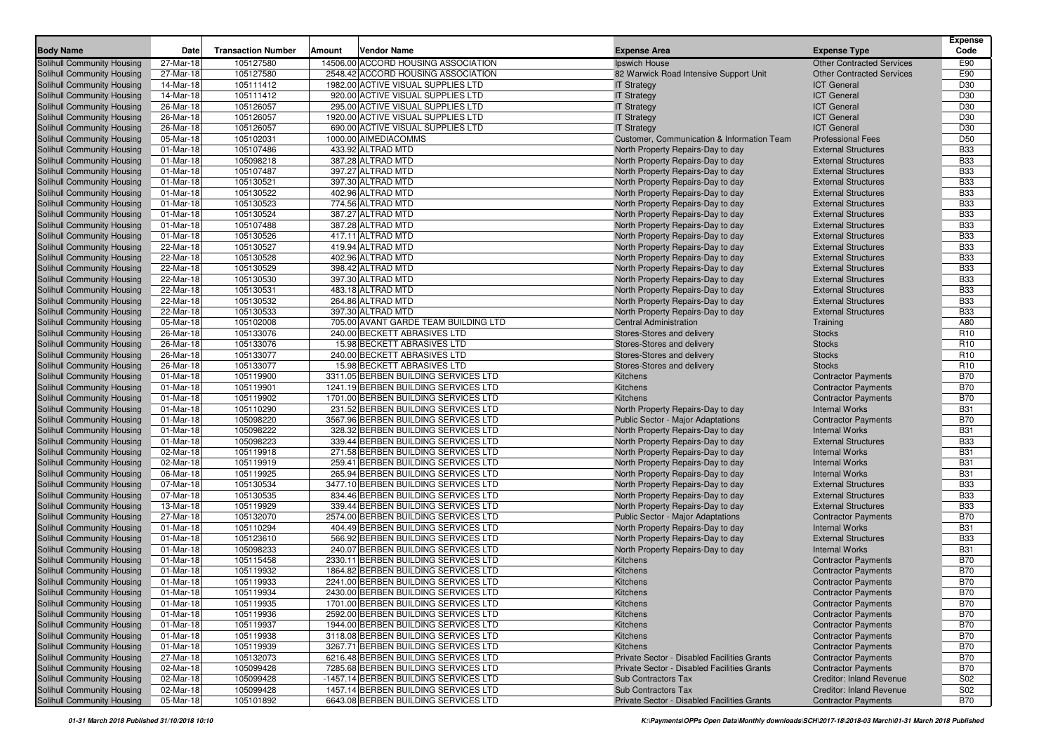| Body Name | Date | Transaction Number | Amount | Vendor Name | Expense Area | Expense Type | Expense Code |
|---|---|---|---|---|---|---|---|
| Solihull Community Housing | 27-Mar-18 | 105127580 | 14506.00 | ACCORD HOUSING ASSOCIATION | Ipswich House | Other Contracted Services | E90 |
| Solihull Community Housing | 27-Mar-18 | 105127580 | 2548.42 | ACCORD HOUSING ASSOCIATION | 82 Warwick Road Intensive Support Unit | Other Contracted Services | E90 |
| Solihull Community Housing | 14-Mar-18 | 105111412 | 1982.00 | ACTIVE VISUAL SUPPLIES LTD | IT Strategy | ICT General | D30 |
| Solihull Community Housing | 14-Mar-18 | 105111412 | 920.00 | ACTIVE VISUAL SUPPLIES LTD | IT Strategy | ICT General | D30 |
| Solihull Community Housing | 26-Mar-18 | 105126057 | 295.00 | ACTIVE VISUAL SUPPLIES LTD | IT Strategy | ICT General | D30 |
| Solihull Community Housing | 26-Mar-18 | 105126057 | 1920.00 | ACTIVE VISUAL SUPPLIES LTD | IT Strategy | ICT General | D30 |
| Solihull Community Housing | 26-Mar-18 | 105126057 | 690.00 | ACTIVE VISUAL SUPPLIES LTD | IT Strategy | ICT General | D30 |
| Solihull Community Housing | 05-Mar-18 | 105102031 | 1000.00 | AIMEDIACOMMS | Customer, Communication & Information Team | Professional Fees | D50 |
| Solihull Community Housing | 01-Mar-18 | 105107486 | 433.92 | ALTRAD MTD | North Property Repairs-Day to day | External Structures | B33 |
| Solihull Community Housing | 01-Mar-18 | 105098218 | 387.28 | ALTRAD MTD | North Property Repairs-Day to day | External Structures | B33 |
| Solihull Community Housing | 01-Mar-18 | 105107487 | 397.27 | ALTRAD MTD | North Property Repairs-Day to day | External Structures | B33 |
| Solihull Community Housing | 01-Mar-18 | 105130521 | 397.30 | ALTRAD MTD | North Property Repairs-Day to day | External Structures | B33 |
| Solihull Community Housing | 01-Mar-18 | 105130522 | 402.96 | ALTRAD MTD | North Property Repairs-Day to day | External Structures | B33 |
| Solihull Community Housing | 01-Mar-18 | 105130523 | 774.56 | ALTRAD MTD | North Property Repairs-Day to day | External Structures | B33 |
| Solihull Community Housing | 01-Mar-18 | 105130524 | 387.27 | ALTRAD MTD | North Property Repairs-Day to day | External Structures | B33 |
| Solihull Community Housing | 01-Mar-18 | 105107488 | 387.28 | ALTRAD MTD | North Property Repairs-Day to day | External Structures | B33 |
| Solihull Community Housing | 01-Mar-18 | 105130526 | 417.11 | ALTRAD MTD | North Property Repairs-Day to day | External Structures | B33 |
| Solihull Community Housing | 22-Mar-18 | 105130527 | 419.94 | ALTRAD MTD | North Property Repairs-Day to day | External Structures | B33 |
| Solihull Community Housing | 22-Mar-18 | 105130528 | 402.96 | ALTRAD MTD | North Property Repairs-Day to day | External Structures | B33 |
| Solihull Community Housing | 22-Mar-18 | 105130529 | 398.42 | ALTRAD MTD | North Property Repairs-Day to day | External Structures | B33 |
| Solihull Community Housing | 22-Mar-18 | 105130530 | 397.30 | ALTRAD MTD | North Property Repairs-Day to day | External Structures | B33 |
| Solihull Community Housing | 22-Mar-18 | 105130531 | 483.18 | ALTRAD MTD | North Property Repairs-Day to day | External Structures | B33 |
| Solihull Community Housing | 22-Mar-18 | 105130532 | 264.86 | ALTRAD MTD | North Property Repairs-Day to day | External Structures | B33 |
| Solihull Community Housing | 22-Mar-18 | 105130533 | 397.30 | ALTRAD MTD | North Property Repairs-Day to day | External Structures | B33 |
| Solihull Community Housing | 05-Mar-18 | 105102008 | 705.00 | AVANT GARDE TEAM BUILDING LTD | Central Administration | Training | A80 |
| Solihull Community Housing | 26-Mar-18 | 105133076 | 240.00 | BECKETT ABRASIVES LTD | Stores-Stores and delivery | Stocks | R10 |
| Solihull Community Housing | 26-Mar-18 | 105133076 | 15.98 | BECKETT ABRASIVES LTD | Stores-Stores and delivery | Stocks | R10 |
| Solihull Community Housing | 26-Mar-18 | 105133077 | 240.00 | BECKETT ABRASIVES LTD | Stores-Stores and delivery | Stocks | R10 |
| Solihull Community Housing | 26-Mar-18 | 105133077 | 15.98 | BECKETT ABRASIVES LTD | Stores-Stores and delivery | Stocks | R10 |
| Solihull Community Housing | 01-Mar-18 | 105119900 | 3311.05 | BERBEN BUILDING SERVICES LTD | Kitchens | Contractor Payments | B70 |
| Solihull Community Housing | 01-Mar-18 | 105119901 | 1241.19 | BERBEN BUILDING SERVICES LTD | Kitchens | Contractor Payments | B70 |
| Solihull Community Housing | 01-Mar-18 | 105119902 | 1701.00 | BERBEN BUILDING SERVICES LTD | Kitchens | Contractor Payments | B70 |
| Solihull Community Housing | 01-Mar-18 | 105110290 | 231.52 | BERBEN BUILDING SERVICES LTD | North Property Repairs-Day to day | Internal Works | B31 |
| Solihull Community Housing | 01-Mar-18 | 105098220 | 3567.96 | BERBEN BUILDING SERVICES LTD | Public Sector - Major Adaptations | Contractor Payments | B70 |
| Solihull Community Housing | 01-Mar-18 | 105098222 | 328.32 | BERBEN BUILDING SERVICES LTD | North Property Repairs-Day to day | Internal Works | B31 |
| Solihull Community Housing | 01-Mar-18 | 105098223 | 339.44 | BERBEN BUILDING SERVICES LTD | North Property Repairs-Day to day | External Structures | B33 |
| Solihull Community Housing | 02-Mar-18 | 105119918 | 271.58 | BERBEN BUILDING SERVICES LTD | North Property Repairs-Day to day | Internal Works | B31 |
| Solihull Community Housing | 02-Mar-18 | 105119919 | 259.41 | BERBEN BUILDING SERVICES LTD | North Property Repairs-Day to day | Internal Works | B31 |
| Solihull Community Housing | 06-Mar-18 | 105119925 | 265.94 | BERBEN BUILDING SERVICES LTD | North Property Repairs-Day to day | Internal Works | B31 |
| Solihull Community Housing | 07-Mar-18 | 105130534 | 3477.10 | BERBEN BUILDING SERVICES LTD | North Property Repairs-Day to day | External Structures | B33 |
| Solihull Community Housing | 07-Mar-18 | 105130535 | 834.46 | BERBEN BUILDING SERVICES LTD | North Property Repairs-Day to day | External Structures | B33 |
| Solihull Community Housing | 13-Mar-18 | 105119929 | 339.44 | BERBEN BUILDING SERVICES LTD | North Property Repairs-Day to day | External Structures | B33 |
| Solihull Community Housing | 27-Mar-18 | 105132070 | 2574.00 | BERBEN BUILDING SERVICES LTD | Public Sector - Major Adaptations | Contractor Payments | B70 |
| Solihull Community Housing | 01-Mar-18 | 105110294 | 404.49 | BERBEN BUILDING SERVICES LTD | North Property Repairs-Day to day | Internal Works | B31 |
| Solihull Community Housing | 01-Mar-18 | 105123610 | 566.92 | BERBEN BUILDING SERVICES LTD | North Property Repairs-Day to day | External Structures | B33 |
| Solihull Community Housing | 01-Mar-18 | 105098233 | 240.07 | BERBEN BUILDING SERVICES LTD | North Property Repairs-Day to day | Internal Works | B31 |
| Solihull Community Housing | 01-Mar-18 | 105115458 | 2330.11 | BERBEN BUILDING SERVICES LTD | Kitchens | Contractor Payments | B70 |
| Solihull Community Housing | 01-Mar-18 | 105119932 | 1864.82 | BERBEN BUILDING SERVICES LTD | Kitchens | Contractor Payments | B70 |
| Solihull Community Housing | 01-Mar-18 | 105119933 | 2241.00 | BERBEN BUILDING SERVICES LTD | Kitchens | Contractor Payments | B70 |
| Solihull Community Housing | 01-Mar-18 | 105119934 | 2430.00 | BERBEN BUILDING SERVICES LTD | Kitchens | Contractor Payments | B70 |
| Solihull Community Housing | 01-Mar-18 | 105119935 | 1701.00 | BERBEN BUILDING SERVICES LTD | Kitchens | Contractor Payments | B70 |
| Solihull Community Housing | 01-Mar-18 | 105119936 | 2592.00 | BERBEN BUILDING SERVICES LTD | Kitchens | Contractor Payments | B70 |
| Solihull Community Housing | 01-Mar-18 | 105119937 | 1944.00 | BERBEN BUILDING SERVICES LTD | Kitchens | Contractor Payments | B70 |
| Solihull Community Housing | 01-Mar-18 | 105119938 | 3118.08 | BERBEN BUILDING SERVICES LTD | Kitchens | Contractor Payments | B70 |
| Solihull Community Housing | 01-Mar-18 | 105119939 | 3267.71 | BERBEN BUILDING SERVICES LTD | Kitchens | Contractor Payments | B70 |
| Solihull Community Housing | 27-Mar-18 | 105132073 | 6216.48 | BERBEN BUILDING SERVICES LTD | Private Sector - Disabled Facilities Grants | Contractor Payments | B70 |
| Solihull Community Housing | 02-Mar-18 | 105099428 | 7285.68 | BERBEN BUILDING SERVICES LTD | Private Sector - Disabled Facilities Grants | Contractor Payments | B70 |
| Solihull Community Housing | 02-Mar-18 | 105099428 | -1457.14 | BERBEN BUILDING SERVICES LTD | Sub Contractors Tax | Creditor: Inland Revenue | S02 |
| Solihull Community Housing | 02-Mar-18 | 105099428 | 1457.14 | BERBEN BUILDING SERVICES LTD | Sub Contractors Tax | Creditor: Inland Revenue | S02 |
| Solihull Community Housing | 05-Mar-18 | 105101892 | 6643.08 | BERBEN BUILDING SERVICES LTD | Private Sector - Disabled Facilities Grants | Contractor Payments | B70 |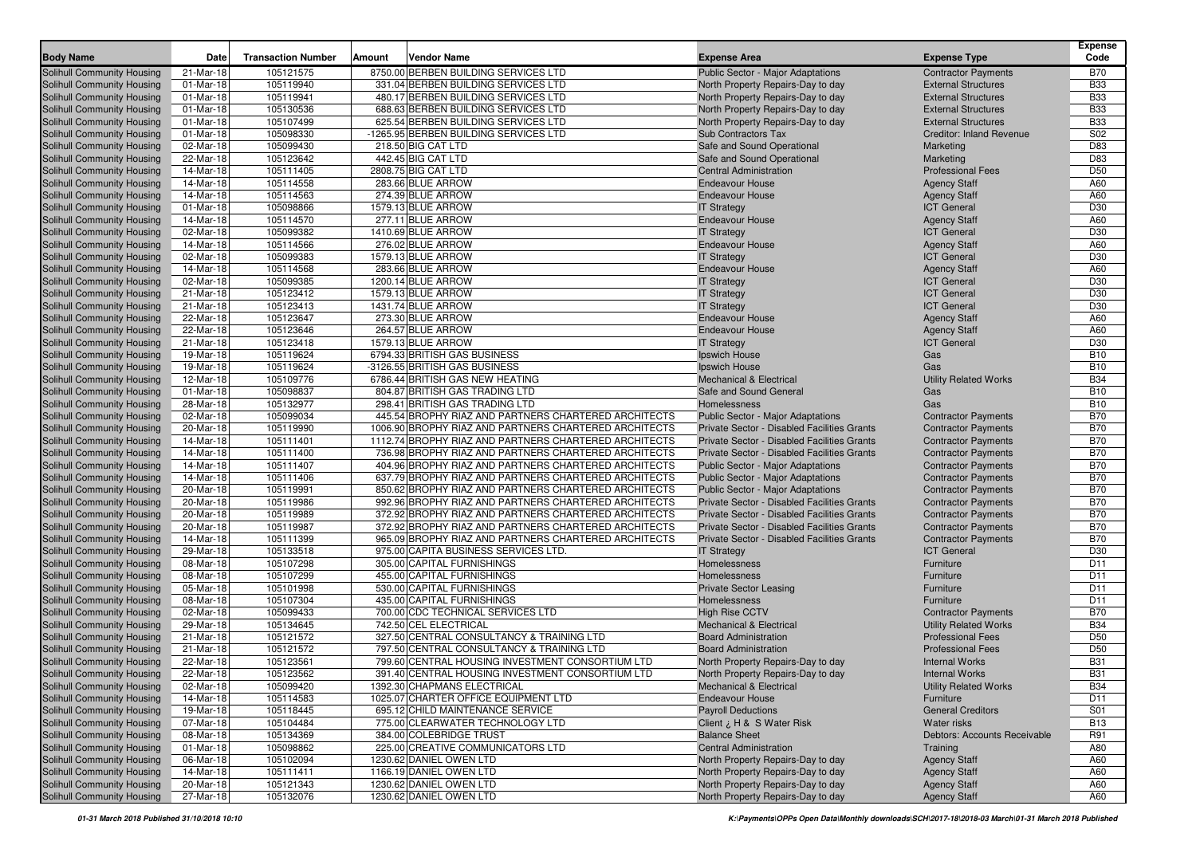| Body Name | Date | Transaction Number | Amount | Vendor Name | Expense Area | Expense Type | Expense Code |
|---|---|---|---|---|---|---|---|
| Solihull Community Housing | 21-Mar-18 | 105121575 | 8750.00 | BERBEN BUILDING SERVICES LTD | Public Sector - Major Adaptations | Contractor Payments | B70 |
| Solihull Community Housing | 01-Mar-18 | 105119940 | 331.04 | BERBEN BUILDING SERVICES LTD | North Property Repairs-Day to day | External Structures | B33 |
| Solihull Community Housing | 01-Mar-18 | 105119941 | 480.17 | BERBEN BUILDING SERVICES LTD | North Property Repairs-Day to day | External Structures | B33 |
| Solihull Community Housing | 01-Mar-18 | 105130536 | 688.63 | BERBEN BUILDING SERVICES LTD | North Property Repairs-Day to day | External Structures | B33 |
| Solihull Community Housing | 01-Mar-18 | 105107499 | 625.54 | BERBEN BUILDING SERVICES LTD | North Property Repairs-Day to day | External Structures | B33 |
| Solihull Community Housing | 01-Mar-18 | 105098330 | -1265.95 | BERBEN BUILDING SERVICES LTD | Sub Contractors Tax | Creditor: Inland Revenue | S02 |
| Solihull Community Housing | 02-Mar-18 | 105099430 | 218.50 | BIG CAT LTD | Safe and Sound Operational | Marketing | D83 |
| Solihull Community Housing | 22-Mar-18 | 105123642 | 442.45 | BIG CAT LTD | Safe and Sound Operational | Marketing | D83 |
| Solihull Community Housing | 14-Mar-18 | 105111405 | 2808.75 | BIG CAT LTD | Central Administration | Professional Fees | D50 |
| Solihull Community Housing | 14-Mar-18 | 105114558 | 283.66 | BLUE ARROW | Endeavour House | Agency Staff | A60 |
| Solihull Community Housing | 14-Mar-18 | 105114563 | 274.39 | BLUE ARROW | Endeavour House | Agency Staff | A60 |
| Solihull Community Housing | 01-Mar-18 | 105098866 | 1579.13 | BLUE ARROW | IT Strategy | ICT General | D30 |
| Solihull Community Housing | 14-Mar-18 | 105114570 | 277.11 | BLUE ARROW | Endeavour House | Agency Staff | A60 |
| Solihull Community Housing | 02-Mar-18 | 105099382 | 1410.69 | BLUE ARROW | IT Strategy | ICT General | D30 |
| Solihull Community Housing | 14-Mar-18 | 105114566 | 276.02 | BLUE ARROW | Endeavour House | Agency Staff | A60 |
| Solihull Community Housing | 02-Mar-18 | 105099383 | 1579.13 | BLUE ARROW | IT Strategy | ICT General | D30 |
| Solihull Community Housing | 14-Mar-18 | 105114568 | 283.66 | BLUE ARROW | Endeavour House | Agency Staff | A60 |
| Solihull Community Housing | 02-Mar-18 | 105099385 | 1200.14 | BLUE ARROW | IT Strategy | ICT General | D30 |
| Solihull Community Housing | 21-Mar-18 | 105123412 | 1579.13 | BLUE ARROW | IT Strategy | ICT General | D30 |
| Solihull Community Housing | 21-Mar-18 | 105123413 | 1431.74 | BLUE ARROW | IT Strategy | ICT General | D30 |
| Solihull Community Housing | 22-Mar-18 | 105123647 | 273.30 | BLUE ARROW | Endeavour House | Agency Staff | A60 |
| Solihull Community Housing | 22-Mar-18 | 105123646 | 264.57 | BLUE ARROW | Endeavour House | Agency Staff | A60 |
| Solihull Community Housing | 21-Mar-18 | 105123418 | 1579.13 | BLUE ARROW | IT Strategy | ICT General | D30 |
| Solihull Community Housing | 19-Mar-18 | 105119624 | 6794.33 | BRITISH GAS BUSINESS | Ipswich House | Gas | B10 |
| Solihull Community Housing | 19-Mar-18 | 105119624 | -3126.55 | BRITISH GAS BUSINESS | Ipswich House | Gas | B10 |
| Solihull Community Housing | 12-Mar-18 | 105109776 | 6786.44 | BRITISH GAS NEW HEATING | Mechanical & Electrical | Utility Related Works | B34 |
| Solihull Community Housing | 01-Mar-18 | 105098837 | 804.87 | BRITISH GAS TRADING LTD | Safe and Sound General | Gas | B10 |
| Solihull Community Housing | 28-Mar-18 | 105132977 | 298.41 | BRITISH GAS TRADING LTD | Homelessness | Gas | B10 |
| Solihull Community Housing | 02-Mar-18 | 105099034 | 445.54 | BROPHY RIAZ AND PARTNERS CHARTERED ARCHITECTS | Public Sector - Major Adaptations | Contractor Payments | B70 |
| Solihull Community Housing | 20-Mar-18 | 105119990 | 1006.90 | BROPHY RIAZ AND PARTNERS CHARTERED ARCHITECTS | Private Sector - Disabled Facilities Grants | Contractor Payments | B70 |
| Solihull Community Housing | 14-Mar-18 | 105111401 | 1112.74 | BROPHY RIAZ AND PARTNERS CHARTERED ARCHITECTS | Private Sector - Disabled Facilities Grants | Contractor Payments | B70 |
| Solihull Community Housing | 14-Mar-18 | 105111400 | 736.98 | BROPHY RIAZ AND PARTNERS CHARTERED ARCHITECTS | Private Sector - Disabled Facilities Grants | Contractor Payments | B70 |
| Solihull Community Housing | 14-Mar-18 | 105111407 | 404.96 | BROPHY RIAZ AND PARTNERS CHARTERED ARCHITECTS | Public Sector - Major Adaptations | Contractor Payments | B70 |
| Solihull Community Housing | 14-Mar-18 | 105111406 | 637.79 | BROPHY RIAZ AND PARTNERS CHARTERED ARCHITECTS | Public Sector - Major Adaptations | Contractor Payments | B70 |
| Solihull Community Housing | 20-Mar-18 | 105119991 | 850.62 | BROPHY RIAZ AND PARTNERS CHARTERED ARCHITECTS | Public Sector - Major Adaptations | Contractor Payments | B70 |
| Solihull Community Housing | 20-Mar-18 | 105119986 | 992.96 | BROPHY RIAZ AND PARTNERS CHARTERED ARCHITECTS | Private Sector - Disabled Facilities Grants | Contractor Payments | B70 |
| Solihull Community Housing | 20-Mar-18 | 105119989 | 372.92 | BROPHY RIAZ AND PARTNERS CHARTERED ARCHITECTS | Private Sector - Disabled Facilities Grants | Contractor Payments | B70 |
| Solihull Community Housing | 20-Mar-18 | 105119987 | 372.92 | BROPHY RIAZ AND PARTNERS CHARTERED ARCHITECTS | Private Sector - Disabled Facilities Grants | Contractor Payments | B70 |
| Solihull Community Housing | 14-Mar-18 | 105111399 | 965.09 | BROPHY RIAZ AND PARTNERS CHARTERED ARCHITECTS | Private Sector - Disabled Facilities Grants | Contractor Payments | B70 |
| Solihull Community Housing | 29-Mar-18 | 105133518 | 975.00 | CAPITA BUSINESS SERVICES LTD. | IT Strategy | ICT General | D30 |
| Solihull Community Housing | 08-Mar-18 | 105107298 | 305.00 | CAPITAL FURNISHINGS | Homelessness | Furniture | D11 |
| Solihull Community Housing | 08-Mar-18 | 105107299 | 455.00 | CAPITAL FURNISHINGS | Homelessness | Furniture | D11 |
| Solihull Community Housing | 05-Mar-18 | 105101998 | 530.00 | CAPITAL FURNISHINGS | Private Sector Leasing | Furniture | D11 |
| Solihull Community Housing | 08-Mar-18 | 105107304 | 435.00 | CAPITAL FURNISHINGS | Homelessness | Furniture | D11 |
| Solihull Community Housing | 02-Mar-18 | 105099433 | 700.00 | CDC TECHNICAL SERVICES LTD | High Rise CCTV | Contractor Payments | B70 |
| Solihull Community Housing | 29-Mar-18 | 105134645 | 742.50 | CEL ELECTRICAL | Mechanical & Electrical | Utility Related Works | B34 |
| Solihull Community Housing | 21-Mar-18 | 105121572 | 327.50 | CENTRAL CONSULTANCY & TRAINING LTD | Board Administration | Professional Fees | D50 |
| Solihull Community Housing | 21-Mar-18 | 105121572 | 797.50 | CENTRAL CONSULTANCY & TRAINING LTD | Board Administration | Professional Fees | D50 |
| Solihull Community Housing | 22-Mar-18 | 105123561 | 799.60 | CENTRAL HOUSING INVESTMENT CONSORTIUM LTD | North Property Repairs-Day to day | Internal Works | B31 |
| Solihull Community Housing | 22-Mar-18 | 105123562 | 391.40 | CENTRAL HOUSING INVESTMENT CONSORTIUM LTD | North Property Repairs-Day to day | Internal Works | B31 |
| Solihull Community Housing | 02-Mar-18 | 105099420 | 1392.30 | CHAPMANS ELECTRICAL | Mechanical & Electrical | Utility Related Works | B34 |
| Solihull Community Housing | 14-Mar-18 | 105114583 | 1025.07 | CHARTER OFFICE EQUIPMENT LTD | Endeavour House | Furniture | D11 |
| Solihull Community Housing | 19-Mar-18 | 105118445 | 695.12 | CHILD MAINTENANCE SERVICE | Payroll Deductions | General Creditors | S01 |
| Solihull Community Housing | 07-Mar-18 | 105104484 | 775.00 | CLEARWATER TECHNOLOGY LTD | Client ¿ H & S Water Risk | Water risks | B13 |
| Solihull Community Housing | 08-Mar-18 | 105134369 | 384.00 | COLEBRIDGE TRUST | Balance Sheet | Debtors: Accounts Receivable | R91 |
| Solihull Community Housing | 01-Mar-18 | 105098862 | 225.00 | CREATIVE COMMUNICATORS LTD | Central Administration | Training | A80 |
| Solihull Community Housing | 06-Mar-18 | 105102094 | 1230.62 | DANIEL OWEN LTD | North Property Repairs-Day to day | Agency Staff | A60 |
| Solihull Community Housing | 14-Mar-18 | 105111411 | 1166.19 | DANIEL OWEN LTD | North Property Repairs-Day to day | Agency Staff | A60 |
| Solihull Community Housing | 20-Mar-18 | 105121343 | 1230.62 | DANIEL OWEN LTD | North Property Repairs-Day to day | Agency Staff | A60 |
| Solihull Community Housing | 27-Mar-18 | 105132076 | 1230.62 | DANIEL OWEN LTD | North Property Repairs-Day to day | Agency Staff | A60 |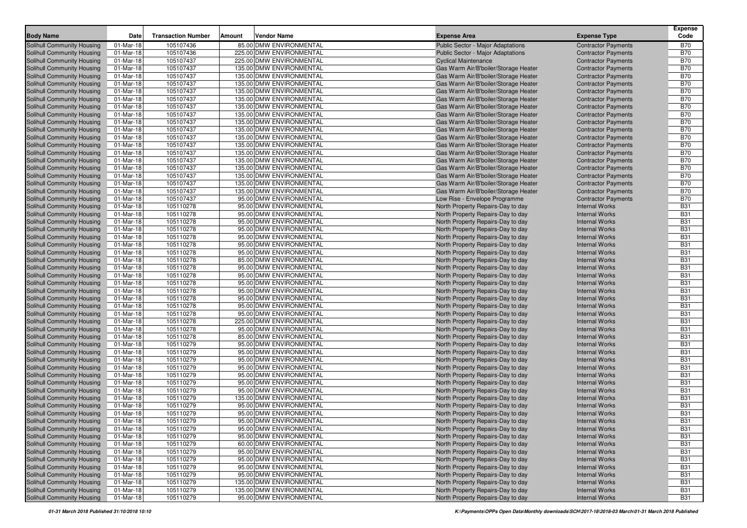| Body Name | Date | Transaction Number | Amount | Vendor Name | Expense Area | Expense Type | Expense Code |
|---|---|---|---|---|---|---|---|
| Solihull Community Housing | 01-Mar-18 | 105107436 | 85.00 | DMW ENVIRONMENTAL | Public Sector - Major Adaptations | Contractor Payments | B70 |
| Solihull Community Housing | 01-Mar-18 | 105107436 | 225.00 | DMW ENVIRONMENTAL | Public Sector - Major Adaptations | Contractor Payments | B70 |
| Solihull Community Housing | 01-Mar-18 | 105107437 | 225.00 | DMW ENVIRONMENTAL | Cyclical Maintenance | Contractor Payments | B70 |
| Solihull Community Housing | 01-Mar-18 | 105107437 | 135.00 | DMW ENVIRONMENTAL | Gas Warm Air/B'boiler/Storage Heater | Contractor Payments | B70 |
| Solihull Community Housing | 01-Mar-18 | 105107437 | 135.00 | DMW ENVIRONMENTAL | Gas Warm Air/B'boiler/Storage Heater | Contractor Payments | B70 |
| Solihull Community Housing | 01-Mar-18 | 105107437 | 135.00 | DMW ENVIRONMENTAL | Gas Warm Air/B'boiler/Storage Heater | Contractor Payments | B70 |
| Solihull Community Housing | 01-Mar-18 | 105107437 | 135.00 | DMW ENVIRONMENTAL | Gas Warm Air/B'boiler/Storage Heater | Contractor Payments | B70 |
| Solihull Community Housing | 01-Mar-18 | 105107437 | 135.00 | DMW ENVIRONMENTAL | Gas Warm Air/B'boiler/Storage Heater | Contractor Payments | B70 |
| Solihull Community Housing | 01-Mar-18 | 105107437 | 135.00 | DMW ENVIRONMENTAL | Gas Warm Air/B'boiler/Storage Heater | Contractor Payments | B70 |
| Solihull Community Housing | 01-Mar-18 | 105107437 | 135.00 | DMW ENVIRONMENTAL | Gas Warm Air/B'boiler/Storage Heater | Contractor Payments | B70 |
| Solihull Community Housing | 01-Mar-18 | 105107437 | 135.00 | DMW ENVIRONMENTAL | Gas Warm Air/B'boiler/Storage Heater | Contractor Payments | B70 |
| Solihull Community Housing | 01-Mar-18 | 105107437 | 135.00 | DMW ENVIRONMENTAL | Gas Warm Air/B'boiler/Storage Heater | Contractor Payments | B70 |
| Solihull Community Housing | 01-Mar-18 | 105107437 | 135.00 | DMW ENVIRONMENTAL | Gas Warm Air/B'boiler/Storage Heater | Contractor Payments | B70 |
| Solihull Community Housing | 01-Mar-18 | 105107437 | 135.00 | DMW ENVIRONMENTAL | Gas Warm Air/B'boiler/Storage Heater | Contractor Payments | B70 |
| Solihull Community Housing | 01-Mar-18 | 105107437 | 135.00 | DMW ENVIRONMENTAL | Gas Warm Air/B'boiler/Storage Heater | Contractor Payments | B70 |
| Solihull Community Housing | 01-Mar-18 | 105107437 | 135.00 | DMW ENVIRONMENTAL | Gas Warm Air/B'boiler/Storage Heater | Contractor Payments | B70 |
| Solihull Community Housing | 01-Mar-18 | 105107437 | 135.00 | DMW ENVIRONMENTAL | Gas Warm Air/B'boiler/Storage Heater | Contractor Payments | B70 |
| Solihull Community Housing | 01-Mar-18 | 105107437 | 135.00 | DMW ENVIRONMENTAL | Gas Warm Air/B'boiler/Storage Heater | Contractor Payments | B70 |
| Solihull Community Housing | 01-Mar-18 | 105107437 | 135.00 | DMW ENVIRONMENTAL | Gas Warm Air/B'boiler/Storage Heater | Contractor Payments | B70 |
| Solihull Community Housing | 01-Mar-18 | 105107437 | 135.00 | DMW ENVIRONMENTAL | Gas Warm Air/B'boiler/Storage Heater | Contractor Payments | B70 |
| Solihull Community Housing | 01-Mar-18 | 105107437 | 95.00 | DMW ENVIRONMENTAL | Low Rise - Envelope Programme | Contractor Payments | B70 |
| Solihull Community Housing | 01-Mar-18 | 105110278 | 95.00 | DMW ENVIRONMENTAL | North Property Repairs-Day to day | Internal Works | B31 |
| Solihull Community Housing | 01-Mar-18 | 105110278 | 95.00 | DMW ENVIRONMENTAL | North Property Repairs-Day to day | Internal Works | B31 |
| Solihull Community Housing | 01-Mar-18 | 105110278 | 95.00 | DMW ENVIRONMENTAL | North Property Repairs-Day to day | Internal Works | B31 |
| Solihull Community Housing | 01-Mar-18 | 105110278 | 95.00 | DMW ENVIRONMENTAL | North Property Repairs-Day to day | Internal Works | B31 |
| Solihull Community Housing | 01-Mar-18 | 105110278 | 95.00 | DMW ENVIRONMENTAL | North Property Repairs-Day to day | Internal Works | B31 |
| Solihull Community Housing | 01-Mar-18 | 105110278 | 95.00 | DMW ENVIRONMENTAL | North Property Repairs-Day to day | Internal Works | B31 |
| Solihull Community Housing | 01-Mar-18 | 105110278 | 95.00 | DMW ENVIRONMENTAL | North Property Repairs-Day to day | Internal Works | B31 |
| Solihull Community Housing | 01-Mar-18 | 105110278 | 85.00 | DMW ENVIRONMENTAL | North Property Repairs-Day to day | Internal Works | B31 |
| Solihull Community Housing | 01-Mar-18 | 105110278 | 95.00 | DMW ENVIRONMENTAL | North Property Repairs-Day to day | Internal Works | B31 |
| Solihull Community Housing | 01-Mar-18 | 105110278 | 95.00 | DMW ENVIRONMENTAL | North Property Repairs-Day to day | Internal Works | B31 |
| Solihull Community Housing | 01-Mar-18 | 105110278 | 95.00 | DMW ENVIRONMENTAL | North Property Repairs-Day to day | Internal Works | B31 |
| Solihull Community Housing | 01-Mar-18 | 105110278 | 95.00 | DMW ENVIRONMENTAL | North Property Repairs-Day to day | Internal Works | B31 |
| Solihull Community Housing | 01-Mar-18 | 105110278 | 95.00 | DMW ENVIRONMENTAL | North Property Repairs-Day to day | Internal Works | B31 |
| Solihull Community Housing | 01-Mar-18 | 105110278 | 95.00 | DMW ENVIRONMENTAL | North Property Repairs-Day to day | Internal Works | B31 |
| Solihull Community Housing | 01-Mar-18 | 105110278 | 95.00 | DMW ENVIRONMENTAL | North Property Repairs-Day to day | Internal Works | B31 |
| Solihull Community Housing | 01-Mar-18 | 105110278 | 225.00 | DMW ENVIRONMENTAL | North Property Repairs-Day to day | Internal Works | B31 |
| Solihull Community Housing | 01-Mar-18 | 105110278 | 95.00 | DMW ENVIRONMENTAL | North Property Repairs-Day to day | Internal Works | B31 |
| Solihull Community Housing | 01-Mar-18 | 105110278 | 85.00 | DMW ENVIRONMENTAL | North Property Repairs-Day to day | Internal Works | B31 |
| Solihull Community Housing | 01-Mar-18 | 105110279 | 95.00 | DMW ENVIRONMENTAL | North Property Repairs-Day to day | Internal Works | B31 |
| Solihull Community Housing | 01-Mar-18 | 105110279 | 95.00 | DMW ENVIRONMENTAL | North Property Repairs-Day to day | Internal Works | B31 |
| Solihull Community Housing | 01-Mar-18 | 105110279 | 95.00 | DMW ENVIRONMENTAL | North Property Repairs-Day to day | Internal Works | B31 |
| Solihull Community Housing | 01-Mar-18 | 105110279 | 95.00 | DMW ENVIRONMENTAL | North Property Repairs-Day to day | Internal Works | B31 |
| Solihull Community Housing | 01-Mar-18 | 105110279 | 95.00 | DMW ENVIRONMENTAL | North Property Repairs-Day to day | Internal Works | B31 |
| Solihull Community Housing | 01-Mar-18 | 105110279 | 95.00 | DMW ENVIRONMENTAL | North Property Repairs-Day to day | Internal Works | B31 |
| Solihull Community Housing | 01-Mar-18 | 105110279 | 95.00 | DMW ENVIRONMENTAL | North Property Repairs-Day to day | Internal Works | B31 |
| Solihull Community Housing | 01-Mar-18 | 105110279 | 135.00 | DMW ENVIRONMENTAL | North Property Repairs-Day to day | Internal Works | B31 |
| Solihull Community Housing | 01-Mar-18 | 105110279 | 95.00 | DMW ENVIRONMENTAL | North Property Repairs-Day to day | Internal Works | B31 |
| Solihull Community Housing | 01-Mar-18 | 105110279 | 95.00 | DMW ENVIRONMENTAL | North Property Repairs-Day to day | Internal Works | B31 |
| Solihull Community Housing | 01-Mar-18 | 105110279 | 95.00 | DMW ENVIRONMENTAL | North Property Repairs-Day to day | Internal Works | B31 |
| Solihull Community Housing | 01-Mar-18 | 105110279 | 95.00 | DMW ENVIRONMENTAL | North Property Repairs-Day to day | Internal Works | B31 |
| Solihull Community Housing | 01-Mar-18 | 105110279 | 95.00 | DMW ENVIRONMENTAL | North Property Repairs-Day to day | Internal Works | B31 |
| Solihull Community Housing | 01-Mar-18 | 105110279 | 60.00 | DMW ENVIRONMENTAL | North Property Repairs-Day to day | Internal Works | B31 |
| Solihull Community Housing | 01-Mar-18 | 105110279 | 95.00 | DMW ENVIRONMENTAL | North Property Repairs-Day to day | Internal Works | B31 |
| Solihull Community Housing | 01-Mar-18 | 105110279 | 95.00 | DMW ENVIRONMENTAL | North Property Repairs-Day to day | Internal Works | B31 |
| Solihull Community Housing | 01-Mar-18 | 105110279 | 95.00 | DMW ENVIRONMENTAL | North Property Repairs-Day to day | Internal Works | B31 |
| Solihull Community Housing | 01-Mar-18 | 105110279 | 95.00 | DMW ENVIRONMENTAL | North Property Repairs-Day to day | Internal Works | B31 |
| Solihull Community Housing | 01-Mar-18 | 105110279 | 135.00 | DMW ENVIRONMENTAL | North Property Repairs-Day to day | Internal Works | B31 |
| Solihull Community Housing | 01-Mar-18 | 105110279 | 135.00 | DMW ENVIRONMENTAL | North Property Repairs-Day to day | Internal Works | B31 |
| Solihull Community Housing | 01-Mar-18 | 105110279 | 95.00 | DMW ENVIRONMENTAL | North Property Repairs-Day to day | Internal Works | B31 |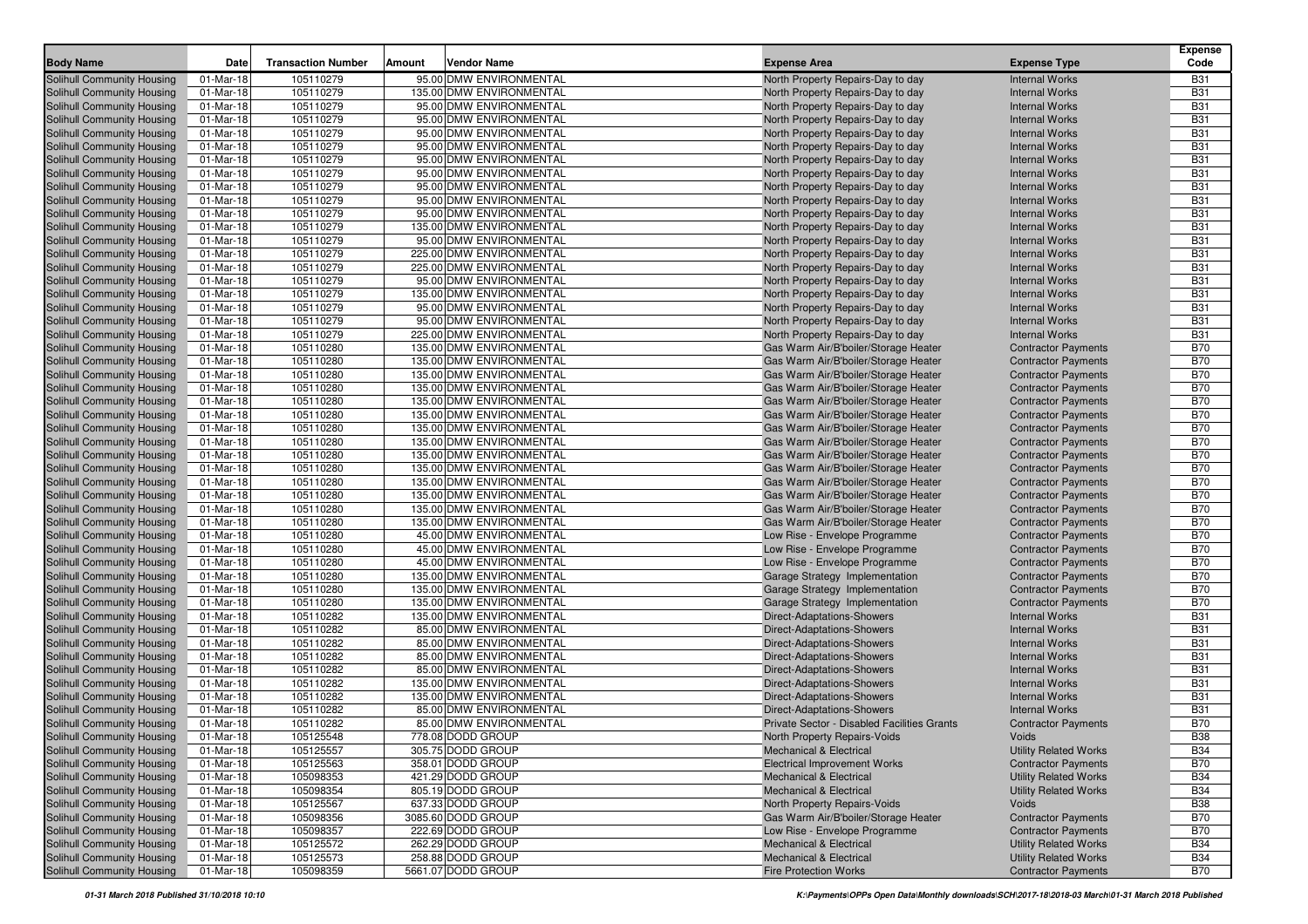| Body Name | Date | Transaction Number | Amount | Vendor Name | Expense Area | Expense Type | Expense Code |
|---|---|---|---|---|---|---|---|
| Solihull Community Housing | 01-Mar-18 | 105110279 | 95.00 | DMW ENVIRONMENTAL | North Property Repairs-Day to day | Internal Works | B31 |
| Solihull Community Housing | 01-Mar-18 | 105110279 | 135.00 | DMW ENVIRONMENTAL | North Property Repairs-Day to day | Internal Works | B31 |
| Solihull Community Housing | 01-Mar-18 | 105110279 | 95.00 | DMW ENVIRONMENTAL | North Property Repairs-Day to day | Internal Works | B31 |
| Solihull Community Housing | 01-Mar-18 | 105110279 | 95.00 | DMW ENVIRONMENTAL | North Property Repairs-Day to day | Internal Works | B31 |
| Solihull Community Housing | 01-Mar-18 | 105110279 | 95.00 | DMW ENVIRONMENTAL | North Property Repairs-Day to day | Internal Works | B31 |
| Solihull Community Housing | 01-Mar-18 | 105110279 | 95.00 | DMW ENVIRONMENTAL | North Property Repairs-Day to day | Internal Works | B31 |
| Solihull Community Housing | 01-Mar-18 | 105110279 | 95.00 | DMW ENVIRONMENTAL | North Property Repairs-Day to day | Internal Works | B31 |
| Solihull Community Housing | 01-Mar-18 | 105110279 | 95.00 | DMW ENVIRONMENTAL | North Property Repairs-Day to day | Internal Works | B31 |
| Solihull Community Housing | 01-Mar-18 | 105110279 | 95.00 | DMW ENVIRONMENTAL | North Property Repairs-Day to day | Internal Works | B31 |
| Solihull Community Housing | 01-Mar-18 | 105110279 | 95.00 | DMW ENVIRONMENTAL | North Property Repairs-Day to day | Internal Works | B31 |
| Solihull Community Housing | 01-Mar-18 | 105110279 | 95.00 | DMW ENVIRONMENTAL | North Property Repairs-Day to day | Internal Works | B31 |
| Solihull Community Housing | 01-Mar-18 | 105110279 | 135.00 | DMW ENVIRONMENTAL | North Property Repairs-Day to day | Internal Works | B31 |
| Solihull Community Housing | 01-Mar-18 | 105110279 | 95.00 | DMW ENVIRONMENTAL | North Property Repairs-Day to day | Internal Works | B31 |
| Solihull Community Housing | 01-Mar-18 | 105110279 | 225.00 | DMW ENVIRONMENTAL | North Property Repairs-Day to day | Internal Works | B31 |
| Solihull Community Housing | 01-Mar-18 | 105110279 | 225.00 | DMW ENVIRONMENTAL | North Property Repairs-Day to day | Internal Works | B31 |
| Solihull Community Housing | 01-Mar-18 | 105110279 | 95.00 | DMW ENVIRONMENTAL | North Property Repairs-Day to day | Internal Works | B31 |
| Solihull Community Housing | 01-Mar-18 | 105110279 | 135.00 | DMW ENVIRONMENTAL | North Property Repairs-Day to day | Internal Works | B31 |
| Solihull Community Housing | 01-Mar-18 | 105110279 | 95.00 | DMW ENVIRONMENTAL | North Property Repairs-Day to day | Internal Works | B31 |
| Solihull Community Housing | 01-Mar-18 | 105110279 | 95.00 | DMW ENVIRONMENTAL | North Property Repairs-Day to day | Internal Works | B31 |
| Solihull Community Housing | 01-Mar-18 | 105110279 | 225.00 | DMW ENVIRONMENTAL | North Property Repairs-Day to day | Internal Works | B31 |
| Solihull Community Housing | 01-Mar-18 | 105110280 | 135.00 | DMW ENVIRONMENTAL | Gas Warm Air/B'boiler/Storage Heater | Contractor Payments | B70 |
| Solihull Community Housing | 01-Mar-18 | 105110280 | 135.00 | DMW ENVIRONMENTAL | Gas Warm Air/B'boiler/Storage Heater | Contractor Payments | B70 |
| Solihull Community Housing | 01-Mar-18 | 105110280 | 135.00 | DMW ENVIRONMENTAL | Gas Warm Air/B'boiler/Storage Heater | Contractor Payments | B70 |
| Solihull Community Housing | 01-Mar-18 | 105110280 | 135.00 | DMW ENVIRONMENTAL | Gas Warm Air/B'boiler/Storage Heater | Contractor Payments | B70 |
| Solihull Community Housing | 01-Mar-18 | 105110280 | 135.00 | DMW ENVIRONMENTAL | Gas Warm Air/B'boiler/Storage Heater | Contractor Payments | B70 |
| Solihull Community Housing | 01-Mar-18 | 105110280 | 135.00 | DMW ENVIRONMENTAL | Gas Warm Air/B'boiler/Storage Heater | Contractor Payments | B70 |
| Solihull Community Housing | 01-Mar-18 | 105110280 | 135.00 | DMW ENVIRONMENTAL | Gas Warm Air/B'boiler/Storage Heater | Contractor Payments | B70 |
| Solihull Community Housing | 01-Mar-18 | 105110280 | 135.00 | DMW ENVIRONMENTAL | Gas Warm Air/B'boiler/Storage Heater | Contractor Payments | B70 |
| Solihull Community Housing | 01-Mar-18 | 105110280 | 135.00 | DMW ENVIRONMENTAL | Gas Warm Air/B'boiler/Storage Heater | Contractor Payments | B70 |
| Solihull Community Housing | 01-Mar-18 | 105110280 | 135.00 | DMW ENVIRONMENTAL | Gas Warm Air/B'boiler/Storage Heater | Contractor Payments | B70 |
| Solihull Community Housing | 01-Mar-18 | 105110280 | 135.00 | DMW ENVIRONMENTAL | Gas Warm Air/B'boiler/Storage Heater | Contractor Payments | B70 |
| Solihull Community Housing | 01-Mar-18 | 105110280 | 135.00 | DMW ENVIRONMENTAL | Gas Warm Air/B'boiler/Storage Heater | Contractor Payments | B70 |
| Solihull Community Housing | 01-Mar-18 | 105110280 | 135.00 | DMW ENVIRONMENTAL | Gas Warm Air/B'boiler/Storage Heater | Contractor Payments | B70 |
| Solihull Community Housing | 01-Mar-18 | 105110280 | 135.00 | DMW ENVIRONMENTAL | Gas Warm Air/B'boiler/Storage Heater | Contractor Payments | B70 |
| Solihull Community Housing | 01-Mar-18 | 105110280 | 45.00 | DMW ENVIRONMENTAL | Low Rise - Envelope Programme | Contractor Payments | B70 |
| Solihull Community Housing | 01-Mar-18 | 105110280 | 45.00 | DMW ENVIRONMENTAL | Low Rise - Envelope Programme | Contractor Payments | B70 |
| Solihull Community Housing | 01-Mar-18 | 105110280 | 45.00 | DMW ENVIRONMENTAL | Low Rise - Envelope Programme | Contractor Payments | B70 |
| Solihull Community Housing | 01-Mar-18 | 105110280 | 135.00 | DMW ENVIRONMENTAL | Garage Strategy Implementation | Contractor Payments | B70 |
| Solihull Community Housing | 01-Mar-18 | 105110280 | 135.00 | DMW ENVIRONMENTAL | Garage Strategy Implementation | Contractor Payments | B70 |
| Solihull Community Housing | 01-Mar-18 | 105110280 | 135.00 | DMW ENVIRONMENTAL | Garage Strategy Implementation | Contractor Payments | B70 |
| Solihull Community Housing | 01-Mar-18 | 105110282 | 135.00 | DMW ENVIRONMENTAL | Direct-Adaptations-Showers | Internal Works | B31 |
| Solihull Community Housing | 01-Mar-18 | 105110282 | 85.00 | DMW ENVIRONMENTAL | Direct-Adaptations-Showers | Internal Works | B31 |
| Solihull Community Housing | 01-Mar-18 | 105110282 | 85.00 | DMW ENVIRONMENTAL | Direct-Adaptations-Showers | Internal Works | B31 |
| Solihull Community Housing | 01-Mar-18 | 105110282 | 85.00 | DMW ENVIRONMENTAL | Direct-Adaptations-Showers | Internal Works | B31 |
| Solihull Community Housing | 01-Mar-18 | 105110282 | 85.00 | DMW ENVIRONMENTAL | Direct-Adaptations-Showers | Internal Works | B31 |
| Solihull Community Housing | 01-Mar-18 | 105110282 | 135.00 | DMW ENVIRONMENTAL | Direct-Adaptations-Showers | Internal Works | B31 |
| Solihull Community Housing | 01-Mar-18 | 105110282 | 135.00 | DMW ENVIRONMENTAL | Direct-Adaptations-Showers | Internal Works | B31 |
| Solihull Community Housing | 01-Mar-18 | 105110282 | 85.00 | DMW ENVIRONMENTAL | Direct-Adaptations-Showers | Internal Works | B31 |
| Solihull Community Housing | 01-Mar-18 | 105110282 | 85.00 | DMW ENVIRONMENTAL | Private Sector - Disabled Facilities Grants | Contractor Payments | B70 |
| Solihull Community Housing | 01-Mar-18 | 105125548 | 778.08 | DODD GROUP | North Property Repairs-Voids | Voids | B38 |
| Solihull Community Housing | 01-Mar-18 | 105125557 | 305.75 | DODD GROUP | Mechanical & Electrical | Utility Related Works | B34 |
| Solihull Community Housing | 01-Mar-18 | 105125563 | 358.01 | DODD GROUP | Electrical Improvement Works | Contractor Payments | B70 |
| Solihull Community Housing | 01-Mar-18 | 105098353 | 421.29 | DODD GROUP | Mechanical & Electrical | Utility Related Works | B34 |
| Solihull Community Housing | 01-Mar-18 | 105098354 | 805.19 | DODD GROUP | Mechanical & Electrical | Utility Related Works | B34 |
| Solihull Community Housing | 01-Mar-18 | 105125567 | 637.33 | DODD GROUP | North Property Repairs-Voids | Voids | B38 |
| Solihull Community Housing | 01-Mar-18 | 105098356 | 3085.60 | DODD GROUP | Gas Warm Air/B'boiler/Storage Heater | Contractor Payments | B70 |
| Solihull Community Housing | 01-Mar-18 | 105098357 | 222.69 | DODD GROUP | Low Rise - Envelope Programme | Contractor Payments | B70 |
| Solihull Community Housing | 01-Mar-18 | 105125572 | 262.29 | DODD GROUP | Mechanical & Electrical | Utility Related Works | B34 |
| Solihull Community Housing | 01-Mar-18 | 105125573 | 258.88 | DODD GROUP | Mechanical & Electrical | Utility Related Works | B34 |
| Solihull Community Housing | 01-Mar-18 | 105098359 | 5661.07 | DODD GROUP | Fire Protection Works | Contractor Payments | B70 |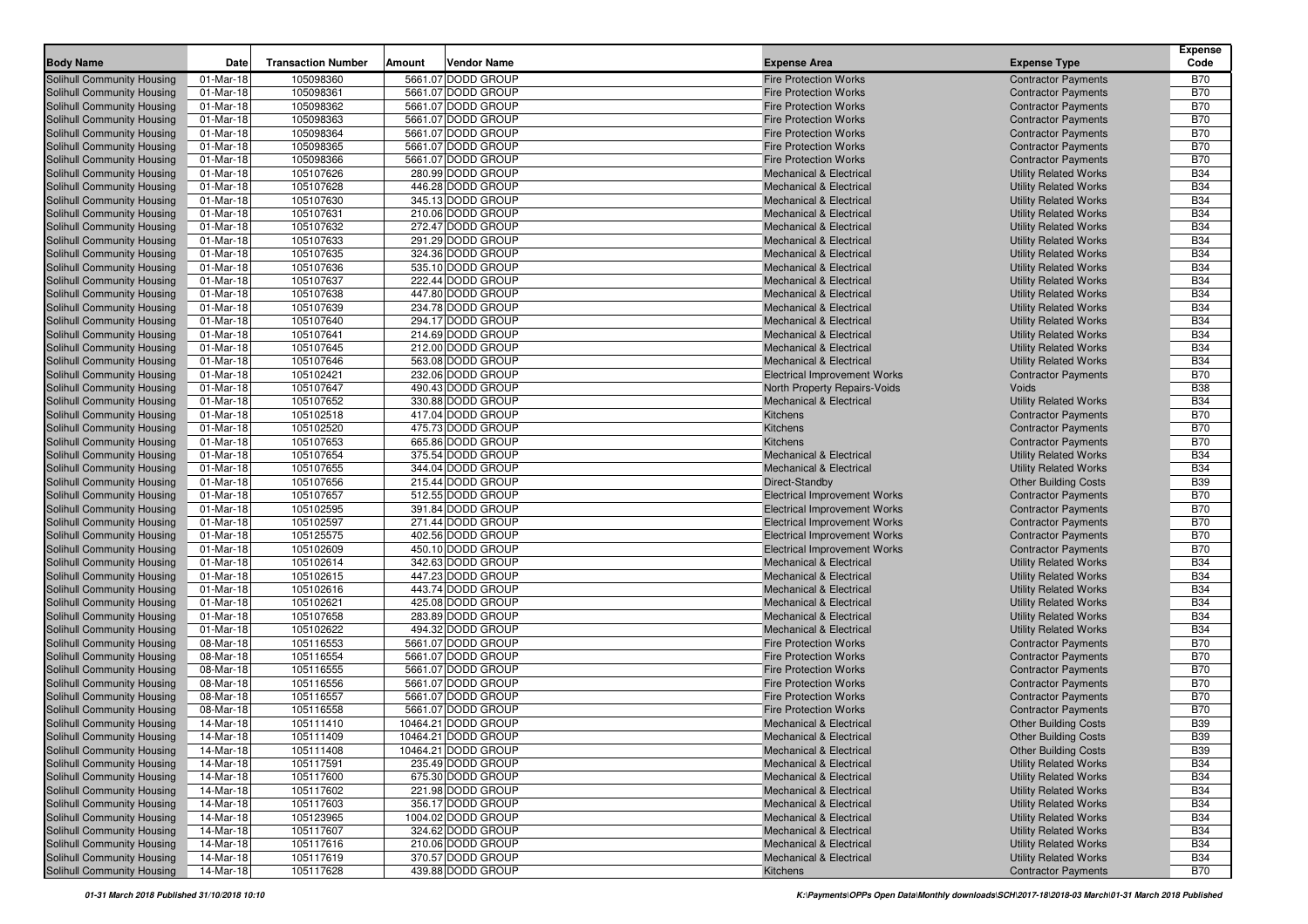| Body Name | Date | Transaction Number | Amount | Vendor Name | Expense Area | Expense Type | Expense Code |
|---|---|---|---|---|---|---|---|
| Solihull Community Housing | 01-Mar-18 | 105098360 | 5661.07 | DODD GROUP | Fire Protection Works | Contractor Payments | B70 |
| Solihull Community Housing | 01-Mar-18 | 105098361 | 5661.07 | DODD GROUP | Fire Protection Works | Contractor Payments | B70 |
| Solihull Community Housing | 01-Mar-18 | 105098362 | 5661.07 | DODD GROUP | Fire Protection Works | Contractor Payments | B70 |
| Solihull Community Housing | 01-Mar-18 | 105098363 | 5661.07 | DODD GROUP | Fire Protection Works | Contractor Payments | B70 |
| Solihull Community Housing | 01-Mar-18 | 105098364 | 5661.07 | DODD GROUP | Fire Protection Works | Contractor Payments | B70 |
| Solihull Community Housing | 01-Mar-18 | 105098365 | 5661.07 | DODD GROUP | Fire Protection Works | Contractor Payments | B70 |
| Solihull Community Housing | 01-Mar-18 | 105098366 | 5661.07 | DODD GROUP | Fire Protection Works | Contractor Payments | B70 |
| Solihull Community Housing | 01-Mar-18 | 105107626 | 280.99 | DODD GROUP | Mechanical & Electrical | Utility Related Works | B34 |
| Solihull Community Housing | 01-Mar-18 | 105107628 | 446.28 | DODD GROUP | Mechanical & Electrical | Utility Related Works | B34 |
| Solihull Community Housing | 01-Mar-18 | 105107630 | 345.13 | DODD GROUP | Mechanical & Electrical | Utility Related Works | B34 |
| Solihull Community Housing | 01-Mar-18 | 105107631 | 210.06 | DODD GROUP | Mechanical & Electrical | Utility Related Works | B34 |
| Solihull Community Housing | 01-Mar-18 | 105107632 | 272.47 | DODD GROUP | Mechanical & Electrical | Utility Related Works | B34 |
| Solihull Community Housing | 01-Mar-18 | 105107633 | 291.29 | DODD GROUP | Mechanical & Electrical | Utility Related Works | B34 |
| Solihull Community Housing | 01-Mar-18 | 105107635 | 324.36 | DODD GROUP | Mechanical & Electrical | Utility Related Works | B34 |
| Solihull Community Housing | 01-Mar-18 | 105107636 | 535.10 | DODD GROUP | Mechanical & Electrical | Utility Related Works | B34 |
| Solihull Community Housing | 01-Mar-18 | 105107637 | 222.44 | DODD GROUP | Mechanical & Electrical | Utility Related Works | B34 |
| Solihull Community Housing | 01-Mar-18 | 105107638 | 447.80 | DODD GROUP | Mechanical & Electrical | Utility Related Works | B34 |
| Solihull Community Housing | 01-Mar-18 | 105107639 | 234.78 | DODD GROUP | Mechanical & Electrical | Utility Related Works | B34 |
| Solihull Community Housing | 01-Mar-18 | 105107640 | 294.17 | DODD GROUP | Mechanical & Electrical | Utility Related Works | B34 |
| Solihull Community Housing | 01-Mar-18 | 105107641 | 214.69 | DODD GROUP | Mechanical & Electrical | Utility Related Works | B34 |
| Solihull Community Housing | 01-Mar-18 | 105107645 | 212.00 | DODD GROUP | Mechanical & Electrical | Utility Related Works | B34 |
| Solihull Community Housing | 01-Mar-18 | 105107646 | 563.08 | DODD GROUP | Mechanical & Electrical | Utility Related Works | B34 |
| Solihull Community Housing | 01-Mar-18 | 105102421 | 232.06 | DODD GROUP | Electrical Improvement Works | Contractor Payments | B70 |
| Solihull Community Housing | 01-Mar-18 | 105107647 | 490.43 | DODD GROUP | North Property Repairs-Voids | Voids | B38 |
| Solihull Community Housing | 01-Mar-18 | 105107652 | 330.88 | DODD GROUP | Mechanical & Electrical | Utility Related Works | B34 |
| Solihull Community Housing | 01-Mar-18 | 105102518 | 417.04 | DODD GROUP | Kitchens | Contractor Payments | B70 |
| Solihull Community Housing | 01-Mar-18 | 105102520 | 475.73 | DODD GROUP | Kitchens | Contractor Payments | B70 |
| Solihull Community Housing | 01-Mar-18 | 105107653 | 665.86 | DODD GROUP | Kitchens | Contractor Payments | B70 |
| Solihull Community Housing | 01-Mar-18 | 105107654 | 375.54 | DODD GROUP | Mechanical & Electrical | Utility Related Works | B34 |
| Solihull Community Housing | 01-Mar-18 | 105107655 | 344.04 | DODD GROUP | Mechanical & Electrical | Utility Related Works | B34 |
| Solihull Community Housing | 01-Mar-18 | 105107656 | 215.44 | DODD GROUP | Direct-Standby | Other Building Costs | B39 |
| Solihull Community Housing | 01-Mar-18 | 105107657 | 512.55 | DODD GROUP | Electrical Improvement Works | Contractor Payments | B70 |
| Solihull Community Housing | 01-Mar-18 | 105102595 | 391.84 | DODD GROUP | Electrical Improvement Works | Contractor Payments | B70 |
| Solihull Community Housing | 01-Mar-18 | 105102597 | 271.44 | DODD GROUP | Electrical Improvement Works | Contractor Payments | B70 |
| Solihull Community Housing | 01-Mar-18 | 105125575 | 402.56 | DODD GROUP | Electrical Improvement Works | Contractor Payments | B70 |
| Solihull Community Housing | 01-Mar-18 | 105102609 | 450.10 | DODD GROUP | Electrical Improvement Works | Contractor Payments | B70 |
| Solihull Community Housing | 01-Mar-18 | 105102614 | 342.63 | DODD GROUP | Mechanical & Electrical | Utility Related Works | B34 |
| Solihull Community Housing | 01-Mar-18 | 105102615 | 447.23 | DODD GROUP | Mechanical & Electrical | Utility Related Works | B34 |
| Solihull Community Housing | 01-Mar-18 | 105102616 | 443.74 | DODD GROUP | Mechanical & Electrical | Utility Related Works | B34 |
| Solihull Community Housing | 01-Mar-18 | 105102621 | 425.08 | DODD GROUP | Mechanical & Electrical | Utility Related Works | B34 |
| Solihull Community Housing | 01-Mar-18 | 105107658 | 283.89 | DODD GROUP | Mechanical & Electrical | Utility Related Works | B34 |
| Solihull Community Housing | 01-Mar-18 | 105102622 | 494.32 | DODD GROUP | Mechanical & Electrical | Utility Related Works | B34 |
| Solihull Community Housing | 08-Mar-18 | 105116553 | 5661.07 | DODD GROUP | Fire Protection Works | Contractor Payments | B70 |
| Solihull Community Housing | 08-Mar-18 | 105116554 | 5661.07 | DODD GROUP | Fire Protection Works | Contractor Payments | B70 |
| Solihull Community Housing | 08-Mar-18 | 105116555 | 5661.07 | DODD GROUP | Fire Protection Works | Contractor Payments | B70 |
| Solihull Community Housing | 08-Mar-18 | 105116556 | 5661.07 | DODD GROUP | Fire Protection Works | Contractor Payments | B70 |
| Solihull Community Housing | 08-Mar-18 | 105116557 | 5661.07 | DODD GROUP | Fire Protection Works | Contractor Payments | B70 |
| Solihull Community Housing | 08-Mar-18 | 105116558 | 5661.07 | DODD GROUP | Fire Protection Works | Contractor Payments | B70 |
| Solihull Community Housing | 14-Mar-18 | 105111410 | 10464.21 | DODD GROUP | Mechanical & Electrical | Other Building Costs | B39 |
| Solihull Community Housing | 14-Mar-18 | 105111409 | 10464.21 | DODD GROUP | Mechanical & Electrical | Other Building Costs | B39 |
| Solihull Community Housing | 14-Mar-18 | 105111408 | 10464.21 | DODD GROUP | Mechanical & Electrical | Other Building Costs | B39 |
| Solihull Community Housing | 14-Mar-18 | 105117591 | 235.49 | DODD GROUP | Mechanical & Electrical | Utility Related Works | B34 |
| Solihull Community Housing | 14-Mar-18 | 105117600 | 675.30 | DODD GROUP | Mechanical & Electrical | Utility Related Works | B34 |
| Solihull Community Housing | 14-Mar-18 | 105117602 | 221.98 | DODD GROUP | Mechanical & Electrical | Utility Related Works | B34 |
| Solihull Community Housing | 14-Mar-18 | 105117603 | 356.17 | DODD GROUP | Mechanical & Electrical | Utility Related Works | B34 |
| Solihull Community Housing | 14-Mar-18 | 105123965 | 1004.02 | DODD GROUP | Mechanical & Electrical | Utility Related Works | B34 |
| Solihull Community Housing | 14-Mar-18 | 105117607 | 324.62 | DODD GROUP | Mechanical & Electrical | Utility Related Works | B34 |
| Solihull Community Housing | 14-Mar-18 | 105117616 | 210.06 | DODD GROUP | Mechanical & Electrical | Utility Related Works | B34 |
| Solihull Community Housing | 14-Mar-18 | 105117619 | 370.57 | DODD GROUP | Mechanical & Electrical | Utility Related Works | B34 |
| Solihull Community Housing | 14-Mar-18 | 105117628 | 439.88 | DODD GROUP | Kitchens | Contractor Payments | B70 |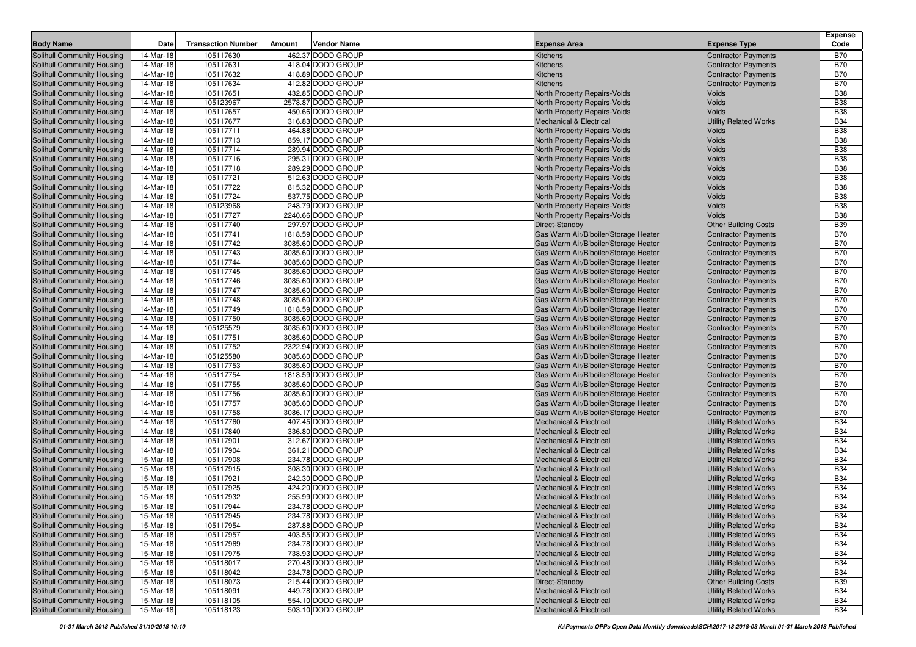| Body Name | Date | Transaction Number | Amount | Vendor Name | Expense Area | Expense Type | Expense Code |
|---|---|---|---|---|---|---|---|
| Solihull Community Housing | 14-Mar-18 | 105117630 | 462.37 | DODD GROUP | Kitchens | Contractor Payments | B70 |
| Solihull Community Housing | 14-Mar-18 | 105117631 | 418.04 | DODD GROUP | Kitchens | Contractor Payments | B70 |
| Solihull Community Housing | 14-Mar-18 | 105117632 | 418.89 | DODD GROUP | Kitchens | Contractor Payments | B70 |
| Solihull Community Housing | 14-Mar-18 | 105117634 | 412.82 | DODD GROUP | Kitchens | Contractor Payments | B70 |
| Solihull Community Housing | 14-Mar-18 | 105117651 | 432.85 | DODD GROUP | North Property Repairs-Voids | Voids | B38 |
| Solihull Community Housing | 14-Mar-18 | 105123967 | 2578.87 | DODD GROUP | North Property Repairs-Voids | Voids | B38 |
| Solihull Community Housing | 14-Mar-18 | 105117657 | 450.66 | DODD GROUP | North Property Repairs-Voids | Voids | B38 |
| Solihull Community Housing | 14-Mar-18 | 105117677 | 316.83 | DODD GROUP | Mechanical & Electrical | Utility Related Works | B34 |
| Solihull Community Housing | 14-Mar-18 | 105117711 | 464.88 | DODD GROUP | North Property Repairs-Voids | Voids | B38 |
| Solihull Community Housing | 14-Mar-18 | 105117713 | 859.17 | DODD GROUP | North Property Repairs-Voids | Voids | B38 |
| Solihull Community Housing | 14-Mar-18 | 105117714 | 289.94 | DODD GROUP | North Property Repairs-Voids | Voids | B38 |
| Solihull Community Housing | 14-Mar-18 | 105117716 | 295.31 | DODD GROUP | North Property Repairs-Voids | Voids | B38 |
| Solihull Community Housing | 14-Mar-18 | 105117718 | 289.29 | DODD GROUP | North Property Repairs-Voids | Voids | B38 |
| Solihull Community Housing | 14-Mar-18 | 105117721 | 512.63 | DODD GROUP | North Property Repairs-Voids | Voids | B38 |
| Solihull Community Housing | 14-Mar-18 | 105117722 | 815.32 | DODD GROUP | North Property Repairs-Voids | Voids | B38 |
| Solihull Community Housing | 14-Mar-18 | 105117724 | 537.75 | DODD GROUP | North Property Repairs-Voids | Voids | B38 |
| Solihull Community Housing | 14-Mar-18 | 105123968 | 248.79 | DODD GROUP | North Property Repairs-Voids | Voids | B38 |
| Solihull Community Housing | 14-Mar-18 | 105117727 | 2240.66 | DODD GROUP | North Property Repairs-Voids | Voids | B38 |
| Solihull Community Housing | 14-Mar-18 | 105117740 | 297.97 | DODD GROUP | Direct-Standby | Other Building Costs | B39 |
| Solihull Community Housing | 14-Mar-18 | 105117741 | 1818.59 | DODD GROUP | Gas Warm Air/B'boiler/Storage Heater | Contractor Payments | B70 |
| Solihull Community Housing | 14-Mar-18 | 105117742 | 3085.60 | DODD GROUP | Gas Warm Air/B'boiler/Storage Heater | Contractor Payments | B70 |
| Solihull Community Housing | 14-Mar-18 | 105117743 | 3085.60 | DODD GROUP | Gas Warm Air/B'boiler/Storage Heater | Contractor Payments | B70 |
| Solihull Community Housing | 14-Mar-18 | 105117744 | 3085.60 | DODD GROUP | Gas Warm Air/B'boiler/Storage Heater | Contractor Payments | B70 |
| Solihull Community Housing | 14-Mar-18 | 105117745 | 3085.60 | DODD GROUP | Gas Warm Air/B'boiler/Storage Heater | Contractor Payments | B70 |
| Solihull Community Housing | 14-Mar-18 | 105117746 | 3085.60 | DODD GROUP | Gas Warm Air/B'boiler/Storage Heater | Contractor Payments | B70 |
| Solihull Community Housing | 14-Mar-18 | 105117747 | 3085.60 | DODD GROUP | Gas Warm Air/B'boiler/Storage Heater | Contractor Payments | B70 |
| Solihull Community Housing | 14-Mar-18 | 105117748 | 3085.60 | DODD GROUP | Gas Warm Air/B'boiler/Storage Heater | Contractor Payments | B70 |
| Solihull Community Housing | 14-Mar-18 | 105117749 | 1818.59 | DODD GROUP | Gas Warm Air/B'boiler/Storage Heater | Contractor Payments | B70 |
| Solihull Community Housing | 14-Mar-18 | 105117750 | 3085.60 | DODD GROUP | Gas Warm Air/B'boiler/Storage Heater | Contractor Payments | B70 |
| Solihull Community Housing | 14-Mar-18 | 105125579 | 3085.60 | DODD GROUP | Gas Warm Air/B'boiler/Storage Heater | Contractor Payments | B70 |
| Solihull Community Housing | 14-Mar-18 | 105117751 | 3085.60 | DODD GROUP | Gas Warm Air/B'boiler/Storage Heater | Contractor Payments | B70 |
| Solihull Community Housing | 14-Mar-18 | 105117752 | 2322.94 | DODD GROUP | Gas Warm Air/B'boiler/Storage Heater | Contractor Payments | B70 |
| Solihull Community Housing | 14-Mar-18 | 105125580 | 3085.60 | DODD GROUP | Gas Warm Air/B'boiler/Storage Heater | Contractor Payments | B70 |
| Solihull Community Housing | 14-Mar-18 | 105117753 | 3085.60 | DODD GROUP | Gas Warm Air/B'boiler/Storage Heater | Contractor Payments | B70 |
| Solihull Community Housing | 14-Mar-18 | 105117754 | 1818.59 | DODD GROUP | Gas Warm Air/B'boiler/Storage Heater | Contractor Payments | B70 |
| Solihull Community Housing | 14-Mar-18 | 105117755 | 3085.60 | DODD GROUP | Gas Warm Air/B'boiler/Storage Heater | Contractor Payments | B70 |
| Solihull Community Housing | 14-Mar-18 | 105117756 | 3085.60 | DODD GROUP | Gas Warm Air/B'boiler/Storage Heater | Contractor Payments | B70 |
| Solihull Community Housing | 14-Mar-18 | 105117757 | 3085.60 | DODD GROUP | Gas Warm Air/B'boiler/Storage Heater | Contractor Payments | B70 |
| Solihull Community Housing | 14-Mar-18 | 105117758 | 3086.17 | DODD GROUP | Gas Warm Air/B'boiler/Storage Heater | Contractor Payments | B70 |
| Solihull Community Housing | 14-Mar-18 | 105117760 | 407.45 | DODD GROUP | Mechanical & Electrical | Utility Related Works | B34 |
| Solihull Community Housing | 14-Mar-18 | 105117840 | 336.80 | DODD GROUP | Mechanical & Electrical | Utility Related Works | B34 |
| Solihull Community Housing | 14-Mar-18 | 105117901 | 312.67 | DODD GROUP | Mechanical & Electrical | Utility Related Works | B34 |
| Solihull Community Housing | 14-Mar-18 | 105117904 | 361.21 | DODD GROUP | Mechanical & Electrical | Utility Related Works | B34 |
| Solihull Community Housing | 15-Mar-18 | 105117908 | 234.78 | DODD GROUP | Mechanical & Electrical | Utility Related Works | B34 |
| Solihull Community Housing | 15-Mar-18 | 105117915 | 308.30 | DODD GROUP | Mechanical & Electrical | Utility Related Works | B34 |
| Solihull Community Housing | 15-Mar-18 | 105117921 | 242.30 | DODD GROUP | Mechanical & Electrical | Utility Related Works | B34 |
| Solihull Community Housing | 15-Mar-18 | 105117925 | 424.20 | DODD GROUP | Mechanical & Electrical | Utility Related Works | B34 |
| Solihull Community Housing | 15-Mar-18 | 105117932 | 255.99 | DODD GROUP | Mechanical & Electrical | Utility Related Works | B34 |
| Solihull Community Housing | 15-Mar-18 | 105117944 | 234.78 | DODD GROUP | Mechanical & Electrical | Utility Related Works | B34 |
| Solihull Community Housing | 15-Mar-18 | 105117945 | 234.78 | DODD GROUP | Mechanical & Electrical | Utility Related Works | B34 |
| Solihull Community Housing | 15-Mar-18 | 105117954 | 287.88 | DODD GROUP | Mechanical & Electrical | Utility Related Works | B34 |
| Solihull Community Housing | 15-Mar-18 | 105117957 | 403.55 | DODD GROUP | Mechanical & Electrical | Utility Related Works | B34 |
| Solihull Community Housing | 15-Mar-18 | 105117969 | 234.78 | DODD GROUP | Mechanical & Electrical | Utility Related Works | B34 |
| Solihull Community Housing | 15-Mar-18 | 105117975 | 738.93 | DODD GROUP | Mechanical & Electrical | Utility Related Works | B34 |
| Solihull Community Housing | 15-Mar-18 | 105118017 | 270.48 | DODD GROUP | Mechanical & Electrical | Utility Related Works | B34 |
| Solihull Community Housing | 15-Mar-18 | 105118042 | 234.78 | DODD GROUP | Mechanical & Electrical | Utility Related Works | B34 |
| Solihull Community Housing | 15-Mar-18 | 105118073 | 215.44 | DODD GROUP | Direct-Standby | Other Building Costs | B39 |
| Solihull Community Housing | 15-Mar-18 | 105118091 | 449.78 | DODD GROUP | Mechanical & Electrical | Utility Related Works | B34 |
| Solihull Community Housing | 15-Mar-18 | 105118105 | 554.10 | DODD GROUP | Mechanical & Electrical | Utility Related Works | B34 |
| Solihull Community Housing | 15-Mar-18 | 105118123 | 503.10 | DODD GROUP | Mechanical & Electrical | Utility Related Works | B34 |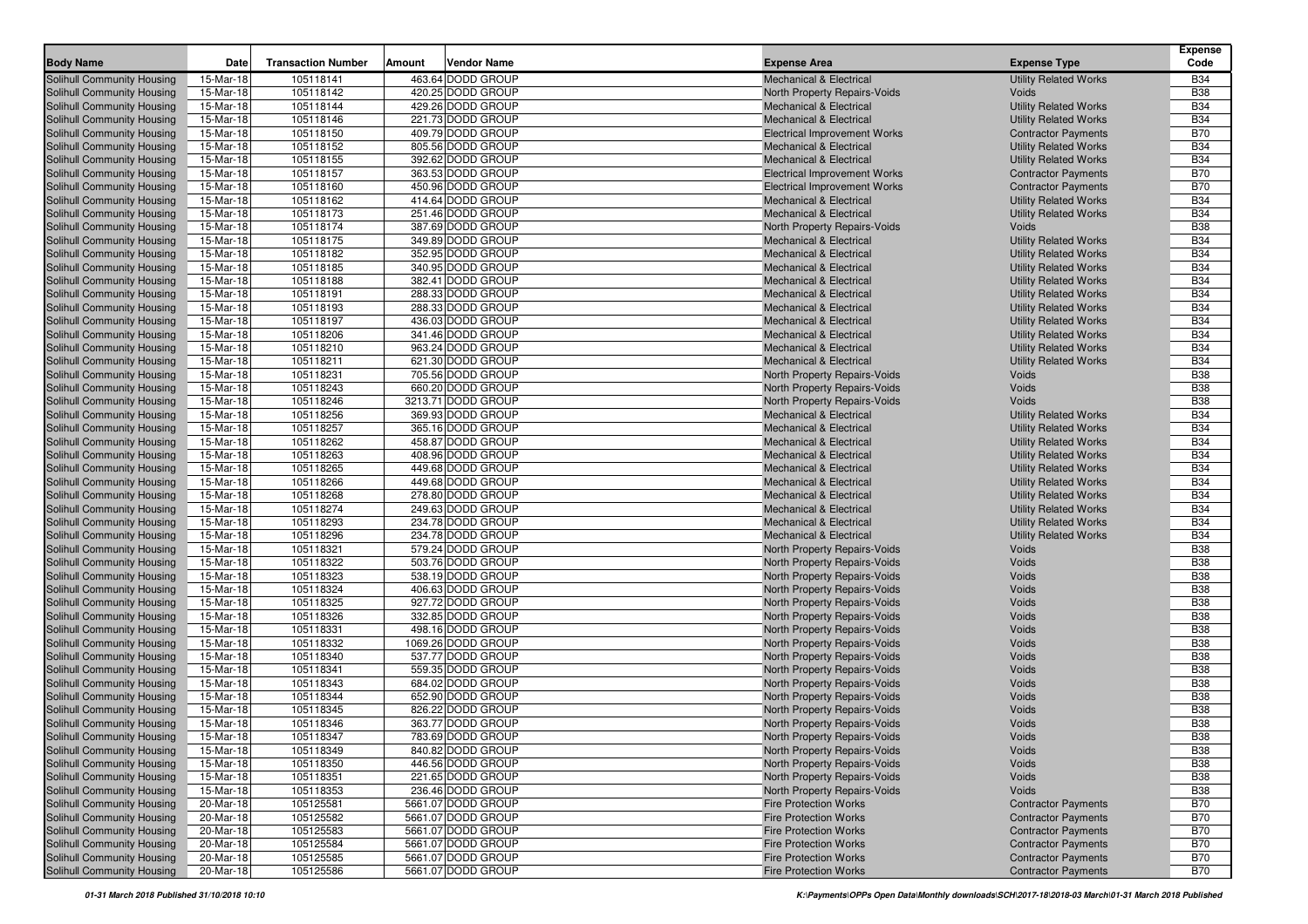| Body Name | Date | Transaction Number | Amount | Vendor Name | Expense Area | Expense Type | Expense Code |
|---|---|---|---|---|---|---|---|
| Solihull Community Housing | 15-Mar-18 | 105118141 | 463.64 | DODD GROUP | Mechanical & Electrical | Utility Related Works | B34 |
| Solihull Community Housing | 15-Mar-18 | 105118142 | 420.25 | DODD GROUP | North Property Repairs-Voids | Voids | B38 |
| Solihull Community Housing | 15-Mar-18 | 105118144 | 429.26 | DODD GROUP | Mechanical & Electrical | Utility Related Works | B34 |
| Solihull Community Housing | 15-Mar-18 | 105118146 | 221.73 | DODD GROUP | Mechanical & Electrical | Utility Related Works | B34 |
| Solihull Community Housing | 15-Mar-18 | 105118150 | 409.79 | DODD GROUP | Electrical Improvement Works | Contractor Payments | B70 |
| Solihull Community Housing | 15-Mar-18 | 105118152 | 805.56 | DODD GROUP | Mechanical & Electrical | Utility Related Works | B34 |
| Solihull Community Housing | 15-Mar-18 | 105118155 | 392.62 | DODD GROUP | Mechanical & Electrical | Utility Related Works | B34 |
| Solihull Community Housing | 15-Mar-18 | 105118157 | 363.53 | DODD GROUP | Electrical Improvement Works | Contractor Payments | B70 |
| Solihull Community Housing | 15-Mar-18 | 105118160 | 450.96 | DODD GROUP | Electrical Improvement Works | Contractor Payments | B70 |
| Solihull Community Housing | 15-Mar-18 | 105118162 | 414.64 | DODD GROUP | Mechanical & Electrical | Utility Related Works | B34 |
| Solihull Community Housing | 15-Mar-18 | 105118173 | 251.46 | DODD GROUP | Mechanical & Electrical | Utility Related Works | B34 |
| Solihull Community Housing | 15-Mar-18 | 105118174 | 387.69 | DODD GROUP | North Property Repairs-Voids | Voids | B38 |
| Solihull Community Housing | 15-Mar-18 | 105118175 | 349.89 | DODD GROUP | Mechanical & Electrical | Utility Related Works | B34 |
| Solihull Community Housing | 15-Mar-18 | 105118182 | 352.95 | DODD GROUP | Mechanical & Electrical | Utility Related Works | B34 |
| Solihull Community Housing | 15-Mar-18 | 105118185 | 340.95 | DODD GROUP | Mechanical & Electrical | Utility Related Works | B34 |
| Solihull Community Housing | 15-Mar-18 | 105118188 | 382.41 | DODD GROUP | Mechanical & Electrical | Utility Related Works | B34 |
| Solihull Community Housing | 15-Mar-18 | 105118191 | 288.33 | DODD GROUP | Mechanical & Electrical | Utility Related Works | B34 |
| Solihull Community Housing | 15-Mar-18 | 105118193 | 288.33 | DODD GROUP | Mechanical & Electrical | Utility Related Works | B34 |
| Solihull Community Housing | 15-Mar-18 | 105118197 | 436.03 | DODD GROUP | Mechanical & Electrical | Utility Related Works | B34 |
| Solihull Community Housing | 15-Mar-18 | 105118206 | 341.46 | DODD GROUP | Mechanical & Electrical | Utility Related Works | B34 |
| Solihull Community Housing | 15-Mar-18 | 105118210 | 963.24 | DODD GROUP | Mechanical & Electrical | Utility Related Works | B34 |
| Solihull Community Housing | 15-Mar-18 | 105118211 | 621.30 | DODD GROUP | Mechanical & Electrical | Utility Related Works | B34 |
| Solihull Community Housing | 15-Mar-18 | 105118231 | 705.56 | DODD GROUP | North Property Repairs-Voids | Voids | B38 |
| Solihull Community Housing | 15-Mar-18 | 105118243 | 660.20 | DODD GROUP | North Property Repairs-Voids | Voids | B38 |
| Solihull Community Housing | 15-Mar-18 | 105118246 | 3213.71 | DODD GROUP | North Property Repairs-Voids | Voids | B38 |
| Solihull Community Housing | 15-Mar-18 | 105118256 | 369.93 | DODD GROUP | Mechanical & Electrical | Utility Related Works | B34 |
| Solihull Community Housing | 15-Mar-18 | 105118257 | 365.16 | DODD GROUP | Mechanical & Electrical | Utility Related Works | B34 |
| Solihull Community Housing | 15-Mar-18 | 105118262 | 458.87 | DODD GROUP | Mechanical & Electrical | Utility Related Works | B34 |
| Solihull Community Housing | 15-Mar-18 | 105118263 | 408.96 | DODD GROUP | Mechanical & Electrical | Utility Related Works | B34 |
| Solihull Community Housing | 15-Mar-18 | 105118265 | 449.68 | DODD GROUP | Mechanical & Electrical | Utility Related Works | B34 |
| Solihull Community Housing | 15-Mar-18 | 105118266 | 449.68 | DODD GROUP | Mechanical & Electrical | Utility Related Works | B34 |
| Solihull Community Housing | 15-Mar-18 | 105118268 | 278.80 | DODD GROUP | Mechanical & Electrical | Utility Related Works | B34 |
| Solihull Community Housing | 15-Mar-18 | 105118274 | 249.63 | DODD GROUP | Mechanical & Electrical | Utility Related Works | B34 |
| Solihull Community Housing | 15-Mar-18 | 105118293 | 234.78 | DODD GROUP | Mechanical & Electrical | Utility Related Works | B34 |
| Solihull Community Housing | 15-Mar-18 | 105118296 | 234.78 | DODD GROUP | Mechanical & Electrical | Utility Related Works | B34 |
| Solihull Community Housing | 15-Mar-18 | 105118321 | 579.24 | DODD GROUP | North Property Repairs-Voids | Voids | B38 |
| Solihull Community Housing | 15-Mar-18 | 105118322 | 503.76 | DODD GROUP | North Property Repairs-Voids | Voids | B38 |
| Solihull Community Housing | 15-Mar-18 | 105118323 | 538.19 | DODD GROUP | North Property Repairs-Voids | Voids | B38 |
| Solihull Community Housing | 15-Mar-18 | 105118324 | 406.63 | DODD GROUP | North Property Repairs-Voids | Voids | B38 |
| Solihull Community Housing | 15-Mar-18 | 105118325 | 927.72 | DODD GROUP | North Property Repairs-Voids | Voids | B38 |
| Solihull Community Housing | 15-Mar-18 | 105118326 | 332.85 | DODD GROUP | North Property Repairs-Voids | Voids | B38 |
| Solihull Community Housing | 15-Mar-18 | 105118331 | 498.16 | DODD GROUP | North Property Repairs-Voids | Voids | B38 |
| Solihull Community Housing | 15-Mar-18 | 105118332 | 1069.26 | DODD GROUP | North Property Repairs-Voids | Voids | B38 |
| Solihull Community Housing | 15-Mar-18 | 105118340 | 537.77 | DODD GROUP | North Property Repairs-Voids | Voids | B38 |
| Solihull Community Housing | 15-Mar-18 | 105118341 | 559.35 | DODD GROUP | North Property Repairs-Voids | Voids | B38 |
| Solihull Community Housing | 15-Mar-18 | 105118343 | 684.02 | DODD GROUP | North Property Repairs-Voids | Voids | B38 |
| Solihull Community Housing | 15-Mar-18 | 105118344 | 652.90 | DODD GROUP | North Property Repairs-Voids | Voids | B38 |
| Solihull Community Housing | 15-Mar-18 | 105118345 | 826.22 | DODD GROUP | North Property Repairs-Voids | Voids | B38 |
| Solihull Community Housing | 15-Mar-18 | 105118346 | 363.77 | DODD GROUP | North Property Repairs-Voids | Voids | B38 |
| Solihull Community Housing | 15-Mar-18 | 105118347 | 783.69 | DODD GROUP | North Property Repairs-Voids | Voids | B38 |
| Solihull Community Housing | 15-Mar-18 | 105118349 | 840.82 | DODD GROUP | North Property Repairs-Voids | Voids | B38 |
| Solihull Community Housing | 15-Mar-18 | 105118350 | 446.56 | DODD GROUP | North Property Repairs-Voids | Voids | B38 |
| Solihull Community Housing | 15-Mar-18 | 105118351 | 221.65 | DODD GROUP | North Property Repairs-Voids | Voids | B38 |
| Solihull Community Housing | 15-Mar-18 | 105118353 | 236.46 | DODD GROUP | North Property Repairs-Voids | Voids | B38 |
| Solihull Community Housing | 20-Mar-18 | 105125581 | 5661.07 | DODD GROUP | Fire Protection Works | Contractor Payments | B70 |
| Solihull Community Housing | 20-Mar-18 | 105125582 | 5661.07 | DODD GROUP | Fire Protection Works | Contractor Payments | B70 |
| Solihull Community Housing | 20-Mar-18 | 105125583 | 5661.07 | DODD GROUP | Fire Protection Works | Contractor Payments | B70 |
| Solihull Community Housing | 20-Mar-18 | 105125584 | 5661.07 | DODD GROUP | Fire Protection Works | Contractor Payments | B70 |
| Solihull Community Housing | 20-Mar-18 | 105125585 | 5661.07 | DODD GROUP | Fire Protection Works | Contractor Payments | B70 |
| Solihull Community Housing | 20-Mar-18 | 105125586 | 5661.07 | DODD GROUP | Fire Protection Works | Contractor Payments | B70 |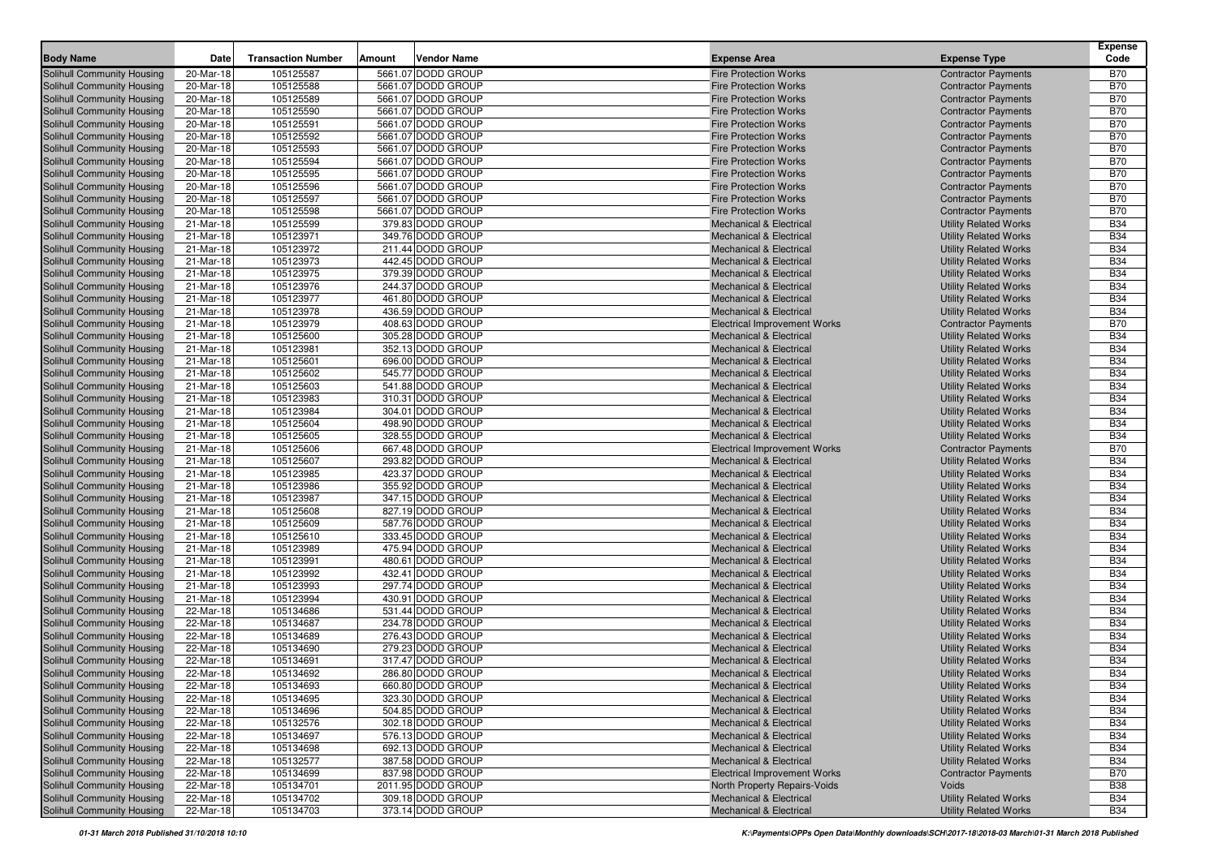| Body Name | Date | Transaction Number | Amount | Vendor Name | Expense Area | Expense Type | Expense Code |
|---|---|---|---|---|---|---|---|
| Solihull Community Housing | 20-Mar-18 | 105125587 | 5661.07 | DODD GROUP | Fire Protection Works | Contractor Payments | B70 |
| Solihull Community Housing | 20-Mar-18 | 105125588 | 5661.07 | DODD GROUP | Fire Protection Works | Contractor Payments | B70 |
| Solihull Community Housing | 20-Mar-18 | 105125589 | 5661.07 | DODD GROUP | Fire Protection Works | Contractor Payments | B70 |
| Solihull Community Housing | 20-Mar-18 | 105125590 | 5661.07 | DODD GROUP | Fire Protection Works | Contractor Payments | B70 |
| Solihull Community Housing | 20-Mar-18 | 105125591 | 5661.07 | DODD GROUP | Fire Protection Works | Contractor Payments | B70 |
| Solihull Community Housing | 20-Mar-18 | 105125592 | 5661.07 | DODD GROUP | Fire Protection Works | Contractor Payments | B70 |
| Solihull Community Housing | 20-Mar-18 | 105125593 | 5661.07 | DODD GROUP | Fire Protection Works | Contractor Payments | B70 |
| Solihull Community Housing | 20-Mar-18 | 105125594 | 5661.07 | DODD GROUP | Fire Protection Works | Contractor Payments | B70 |
| Solihull Community Housing | 20-Mar-18 | 105125595 | 5661.07 | DODD GROUP | Fire Protection Works | Contractor Payments | B70 |
| Solihull Community Housing | 20-Mar-18 | 105125596 | 5661.07 | DODD GROUP | Fire Protection Works | Contractor Payments | B70 |
| Solihull Community Housing | 20-Mar-18 | 105125597 | 5661.07 | DODD GROUP | Fire Protection Works | Contractor Payments | B70 |
| Solihull Community Housing | 20-Mar-18 | 105125598 | 5661.07 | DODD GROUP | Fire Protection Works | Contractor Payments | B70 |
| Solihull Community Housing | 21-Mar-18 | 105125599 | 379.83 | DODD GROUP | Mechanical & Electrical | Utility Related Works | B34 |
| Solihull Community Housing | 21-Mar-18 | 105123971 | 349.76 | DODD GROUP | Mechanical & Electrical | Utility Related Works | B34 |
| Solihull Community Housing | 21-Mar-18 | 105123972 | 211.44 | DODD GROUP | Mechanical & Electrical | Utility Related Works | B34 |
| Solihull Community Housing | 21-Mar-18 | 105123973 | 442.45 | DODD GROUP | Mechanical & Electrical | Utility Related Works | B34 |
| Solihull Community Housing | 21-Mar-18 | 105123975 | 379.39 | DODD GROUP | Mechanical & Electrical | Utility Related Works | B34 |
| Solihull Community Housing | 21-Mar-18 | 105123976 | 244.37 | DODD GROUP | Mechanical & Electrical | Utility Related Works | B34 |
| Solihull Community Housing | 21-Mar-18 | 105123977 | 461.80 | DODD GROUP | Mechanical & Electrical | Utility Related Works | B34 |
| Solihull Community Housing | 21-Mar-18 | 105123978 | 436.59 | DODD GROUP | Mechanical & Electrical | Utility Related Works | B34 |
| Solihull Community Housing | 21-Mar-18 | 105123979 | 408.63 | DODD GROUP | Electrical Improvement Works | Contractor Payments | B70 |
| Solihull Community Housing | 21-Mar-18 | 105125600 | 305.28 | DODD GROUP | Mechanical & Electrical | Utility Related Works | B34 |
| Solihull Community Housing | 21-Mar-18 | 105123981 | 352.13 | DODD GROUP | Mechanical & Electrical | Utility Related Works | B34 |
| Solihull Community Housing | 21-Mar-18 | 105125601 | 696.00 | DODD GROUP | Mechanical & Electrical | Utility Related Works | B34 |
| Solihull Community Housing | 21-Mar-18 | 105125602 | 545.77 | DODD GROUP | Mechanical & Electrical | Utility Related Works | B34 |
| Solihull Community Housing | 21-Mar-18 | 105125603 | 541.88 | DODD GROUP | Mechanical & Electrical | Utility Related Works | B34 |
| Solihull Community Housing | 21-Mar-18 | 105123983 | 310.31 | DODD GROUP | Mechanical & Electrical | Utility Related Works | B34 |
| Solihull Community Housing | 21-Mar-18 | 105123984 | 304.01 | DODD GROUP | Mechanical & Electrical | Utility Related Works | B34 |
| Solihull Community Housing | 21-Mar-18 | 105125604 | 498.90 | DODD GROUP | Mechanical & Electrical | Utility Related Works | B34 |
| Solihull Community Housing | 21-Mar-18 | 105125605 | 328.55 | DODD GROUP | Mechanical & Electrical | Utility Related Works | B34 |
| Solihull Community Housing | 21-Mar-18 | 105125606 | 667.48 | DODD GROUP | Electrical Improvement Works | Contractor Payments | B70 |
| Solihull Community Housing | 21-Mar-18 | 105125607 | 293.82 | DODD GROUP | Mechanical & Electrical | Utility Related Works | B34 |
| Solihull Community Housing | 21-Mar-18 | 105123985 | 423.37 | DODD GROUP | Mechanical & Electrical | Utility Related Works | B34 |
| Solihull Community Housing | 21-Mar-18 | 105123986 | 355.92 | DODD GROUP | Mechanical & Electrical | Utility Related Works | B34 |
| Solihull Community Housing | 21-Mar-18 | 105123987 | 347.15 | DODD GROUP | Mechanical & Electrical | Utility Related Works | B34 |
| Solihull Community Housing | 21-Mar-18 | 105125608 | 827.19 | DODD GROUP | Mechanical & Electrical | Utility Related Works | B34 |
| Solihull Community Housing | 21-Mar-18 | 105125609 | 587.76 | DODD GROUP | Mechanical & Electrical | Utility Related Works | B34 |
| Solihull Community Housing | 21-Mar-18 | 105125610 | 333.45 | DODD GROUP | Mechanical & Electrical | Utility Related Works | B34 |
| Solihull Community Housing | 21-Mar-18 | 105123989 | 475.94 | DODD GROUP | Mechanical & Electrical | Utility Related Works | B34 |
| Solihull Community Housing | 21-Mar-18 | 105123991 | 480.61 | DODD GROUP | Mechanical & Electrical | Utility Related Works | B34 |
| Solihull Community Housing | 21-Mar-18 | 105123992 | 432.41 | DODD GROUP | Mechanical & Electrical | Utility Related Works | B34 |
| Solihull Community Housing | 21-Mar-18 | 105123993 | 297.74 | DODD GROUP | Mechanical & Electrical | Utility Related Works | B34 |
| Solihull Community Housing | 21-Mar-18 | 105123994 | 430.91 | DODD GROUP | Mechanical & Electrical | Utility Related Works | B34 |
| Solihull Community Housing | 22-Mar-18 | 105134686 | 531.44 | DODD GROUP | Mechanical & Electrical | Utility Related Works | B34 |
| Solihull Community Housing | 22-Mar-18 | 105134687 | 234.78 | DODD GROUP | Mechanical & Electrical | Utility Related Works | B34 |
| Solihull Community Housing | 22-Mar-18 | 105134689 | 276.43 | DODD GROUP | Mechanical & Electrical | Utility Related Works | B34 |
| Solihull Community Housing | 22-Mar-18 | 105134690 | 279.23 | DODD GROUP | Mechanical & Electrical | Utility Related Works | B34 |
| Solihull Community Housing | 22-Mar-18 | 105134691 | 317.47 | DODD GROUP | Mechanical & Electrical | Utility Related Works | B34 |
| Solihull Community Housing | 22-Mar-18 | 105134692 | 286.80 | DODD GROUP | Mechanical & Electrical | Utility Related Works | B34 |
| Solihull Community Housing | 22-Mar-18 | 105134693 | 660.80 | DODD GROUP | Mechanical & Electrical | Utility Related Works | B34 |
| Solihull Community Housing | 22-Mar-18 | 105134695 | 323.30 | DODD GROUP | Mechanical & Electrical | Utility Related Works | B34 |
| Solihull Community Housing | 22-Mar-18 | 105134696 | 504.85 | DODD GROUP | Mechanical & Electrical | Utility Related Works | B34 |
| Solihull Community Housing | 22-Mar-18 | 105132576 | 302.18 | DODD GROUP | Mechanical & Electrical | Utility Related Works | B34 |
| Solihull Community Housing | 22-Mar-18 | 105134697 | 576.13 | DODD GROUP | Mechanical & Electrical | Utility Related Works | B34 |
| Solihull Community Housing | 22-Mar-18 | 105134698 | 692.13 | DODD GROUP | Mechanical & Electrical | Utility Related Works | B34 |
| Solihull Community Housing | 22-Mar-18 | 105132577 | 387.58 | DODD GROUP | Mechanical & Electrical | Utility Related Works | B34 |
| Solihull Community Housing | 22-Mar-18 | 105134699 | 837.98 | DODD GROUP | Electrical Improvement Works | Contractor Payments | B70 |
| Solihull Community Housing | 22-Mar-18 | 105134701 | 2011.95 | DODD GROUP | North Property Repairs-Voids | Voids | B38 |
| Solihull Community Housing | 22-Mar-18 | 105134702 | 309.18 | DODD GROUP | Mechanical & Electrical | Utility Related Works | B34 |
| Solihull Community Housing | 22-Mar-18 | 105134703 | 373.14 | DODD GROUP | Mechanical & Electrical | Utility Related Works | B34 |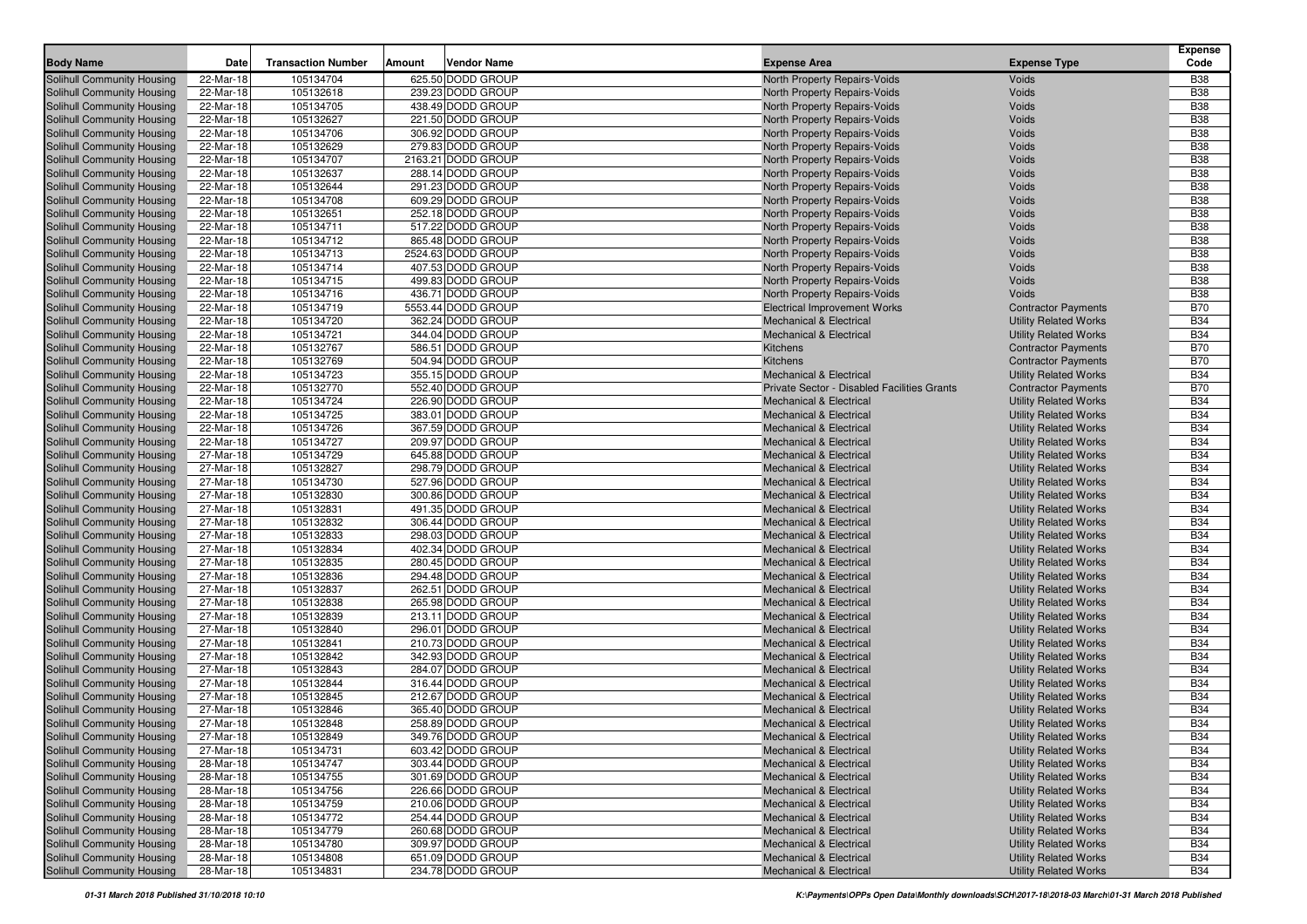| Body Name | Date | Transaction Number | Amount | Vendor Name | Expense Area | Expense Type | Expense Code |
|---|---|---|---|---|---|---|---|
| Solihull Community Housing | 22-Mar-18 | 105134704 | 625.50 | DODD GROUP | North Property Repairs-Voids | Voids | B38 |
| Solihull Community Housing | 22-Mar-18 | 105132618 | 239.23 | DODD GROUP | North Property Repairs-Voids | Voids | B38 |
| Solihull Community Housing | 22-Mar-18 | 105134705 | 438.49 | DODD GROUP | North Property Repairs-Voids | Voids | B38 |
| Solihull Community Housing | 22-Mar-18 | 105132627 | 221.50 | DODD GROUP | North Property Repairs-Voids | Voids | B38 |
| Solihull Community Housing | 22-Mar-18 | 105134706 | 306.92 | DODD GROUP | North Property Repairs-Voids | Voids | B38 |
| Solihull Community Housing | 22-Mar-18 | 105132629 | 279.83 | DODD GROUP | North Property Repairs-Voids | Voids | B38 |
| Solihull Community Housing | 22-Mar-18 | 105134707 | 2163.21 | DODD GROUP | North Property Repairs-Voids | Voids | B38 |
| Solihull Community Housing | 22-Mar-18 | 105132637 | 288.14 | DODD GROUP | North Property Repairs-Voids | Voids | B38 |
| Solihull Community Housing | 22-Mar-18 | 105132644 | 291.23 | DODD GROUP | North Property Repairs-Voids | Voids | B38 |
| Solihull Community Housing | 22-Mar-18 | 105134708 | 609.29 | DODD GROUP | North Property Repairs-Voids | Voids | B38 |
| Solihull Community Housing | 22-Mar-18 | 105132651 | 252.18 | DODD GROUP | North Property Repairs-Voids | Voids | B38 |
| Solihull Community Housing | 22-Mar-18 | 105134711 | 517.22 | DODD GROUP | North Property Repairs-Voids | Voids | B38 |
| Solihull Community Housing | 22-Mar-18 | 105134712 | 865.48 | DODD GROUP | North Property Repairs-Voids | Voids | B38 |
| Solihull Community Housing | 22-Mar-18 | 105134713 | 2524.63 | DODD GROUP | North Property Repairs-Voids | Voids | B38 |
| Solihull Community Housing | 22-Mar-18 | 105134714 | 407.53 | DODD GROUP | North Property Repairs-Voids | Voids | B38 |
| Solihull Community Housing | 22-Mar-18 | 105134715 | 499.83 | DODD GROUP | North Property Repairs-Voids | Voids | B38 |
| Solihull Community Housing | 22-Mar-18 | 105134716 | 436.71 | DODD GROUP | North Property Repairs-Voids | Voids | B38 |
| Solihull Community Housing | 22-Mar-18 | 105134719 | 5553.44 | DODD GROUP | Electrical Improvement Works | Contractor Payments | B70 |
| Solihull Community Housing | 22-Mar-18 | 105134720 | 362.24 | DODD GROUP | Mechanical & Electrical | Utility Related Works | B34 |
| Solihull Community Housing | 22-Mar-18 | 105134721 | 344.04 | DODD GROUP | Mechanical & Electrical | Utility Related Works | B34 |
| Solihull Community Housing | 22-Mar-18 | 105132767 | 586.51 | DODD GROUP | Kitchens | Contractor Payments | B70 |
| Solihull Community Housing | 22-Mar-18 | 105132769 | 504.94 | DODD GROUP | Kitchens | Contractor Payments | B70 |
| Solihull Community Housing | 22-Mar-18 | 105134723 | 355.15 | DODD GROUP | Mechanical & Electrical | Utility Related Works | B34 |
| Solihull Community Housing | 22-Mar-18 | 105132770 | 552.40 | DODD GROUP | Private Sector - Disabled Facilities Grants | Contractor Payments | B70 |
| Solihull Community Housing | 22-Mar-18 | 105134724 | 226.90 | DODD GROUP | Mechanical & Electrical | Utility Related Works | B34 |
| Solihull Community Housing | 22-Mar-18 | 105134725 | 383.01 | DODD GROUP | Mechanical & Electrical | Utility Related Works | B34 |
| Solihull Community Housing | 22-Mar-18 | 105134726 | 367.59 | DODD GROUP | Mechanical & Electrical | Utility Related Works | B34 |
| Solihull Community Housing | 22-Mar-18 | 105134727 | 209.97 | DODD GROUP | Mechanical & Electrical | Utility Related Works | B34 |
| Solihull Community Housing | 27-Mar-18 | 105134729 | 645.88 | DODD GROUP | Mechanical & Electrical | Utility Related Works | B34 |
| Solihull Community Housing | 27-Mar-18 | 105132827 | 298.79 | DODD GROUP | Mechanical & Electrical | Utility Related Works | B34 |
| Solihull Community Housing | 27-Mar-18 | 105134730 | 527.96 | DODD GROUP | Mechanical & Electrical | Utility Related Works | B34 |
| Solihull Community Housing | 27-Mar-18 | 105132830 | 300.86 | DODD GROUP | Mechanical & Electrical | Utility Related Works | B34 |
| Solihull Community Housing | 27-Mar-18 | 105132831 | 491.35 | DODD GROUP | Mechanical & Electrical | Utility Related Works | B34 |
| Solihull Community Housing | 27-Mar-18 | 105132832 | 306.44 | DODD GROUP | Mechanical & Electrical | Utility Related Works | B34 |
| Solihull Community Housing | 27-Mar-18 | 105132833 | 298.03 | DODD GROUP | Mechanical & Electrical | Utility Related Works | B34 |
| Solihull Community Housing | 27-Mar-18 | 105132834 | 402.34 | DODD GROUP | Mechanical & Electrical | Utility Related Works | B34 |
| Solihull Community Housing | 27-Mar-18 | 105132835 | 280.45 | DODD GROUP | Mechanical & Electrical | Utility Related Works | B34 |
| Solihull Community Housing | 27-Mar-18 | 105132836 | 294.48 | DODD GROUP | Mechanical & Electrical | Utility Related Works | B34 |
| Solihull Community Housing | 27-Mar-18 | 105132837 | 262.51 | DODD GROUP | Mechanical & Electrical | Utility Related Works | B34 |
| Solihull Community Housing | 27-Mar-18 | 105132838 | 265.98 | DODD GROUP | Mechanical & Electrical | Utility Related Works | B34 |
| Solihull Community Housing | 27-Mar-18 | 105132839 | 213.11 | DODD GROUP | Mechanical & Electrical | Utility Related Works | B34 |
| Solihull Community Housing | 27-Mar-18 | 105132840 | 296.01 | DODD GROUP | Mechanical & Electrical | Utility Related Works | B34 |
| Solihull Community Housing | 27-Mar-18 | 105132841 | 210.73 | DODD GROUP | Mechanical & Electrical | Utility Related Works | B34 |
| Solihull Community Housing | 27-Mar-18 | 105132842 | 342.93 | DODD GROUP | Mechanical & Electrical | Utility Related Works | B34 |
| Solihull Community Housing | 27-Mar-18 | 105132843 | 284.07 | DODD GROUP | Mechanical & Electrical | Utility Related Works | B34 |
| Solihull Community Housing | 27-Mar-18 | 105132844 | 316.44 | DODD GROUP | Mechanical & Electrical | Utility Related Works | B34 |
| Solihull Community Housing | 27-Mar-18 | 105132845 | 212.67 | DODD GROUP | Mechanical & Electrical | Utility Related Works | B34 |
| Solihull Community Housing | 27-Mar-18 | 105132846 | 365.40 | DODD GROUP | Mechanical & Electrical | Utility Related Works | B34 |
| Solihull Community Housing | 27-Mar-18 | 105132848 | 258.89 | DODD GROUP | Mechanical & Electrical | Utility Related Works | B34 |
| Solihull Community Housing | 27-Mar-18 | 105132849 | 349.76 | DODD GROUP | Mechanical & Electrical | Utility Related Works | B34 |
| Solihull Community Housing | 27-Mar-18 | 105134731 | 603.42 | DODD GROUP | Mechanical & Electrical | Utility Related Works | B34 |
| Solihull Community Housing | 28-Mar-18 | 105134747 | 303.44 | DODD GROUP | Mechanical & Electrical | Utility Related Works | B34 |
| Solihull Community Housing | 28-Mar-18 | 105134755 | 301.69 | DODD GROUP | Mechanical & Electrical | Utility Related Works | B34 |
| Solihull Community Housing | 28-Mar-18 | 105134756 | 226.66 | DODD GROUP | Mechanical & Electrical | Utility Related Works | B34 |
| Solihull Community Housing | 28-Mar-18 | 105134759 | 210.06 | DODD GROUP | Mechanical & Electrical | Utility Related Works | B34 |
| Solihull Community Housing | 28-Mar-18 | 105134772 | 254.44 | DODD GROUP | Mechanical & Electrical | Utility Related Works | B34 |
| Solihull Community Housing | 28-Mar-18 | 105134779 | 260.68 | DODD GROUP | Mechanical & Electrical | Utility Related Works | B34 |
| Solihull Community Housing | 28-Mar-18 | 105134780 | 309.97 | DODD GROUP | Mechanical & Electrical | Utility Related Works | B34 |
| Solihull Community Housing | 28-Mar-18 | 105134808 | 651.09 | DODD GROUP | Mechanical & Electrical | Utility Related Works | B34 |
| Solihull Community Housing | 28-Mar-18 | 105134831 | 234.78 | DODD GROUP | Mechanical & Electrical | Utility Related Works | B34 |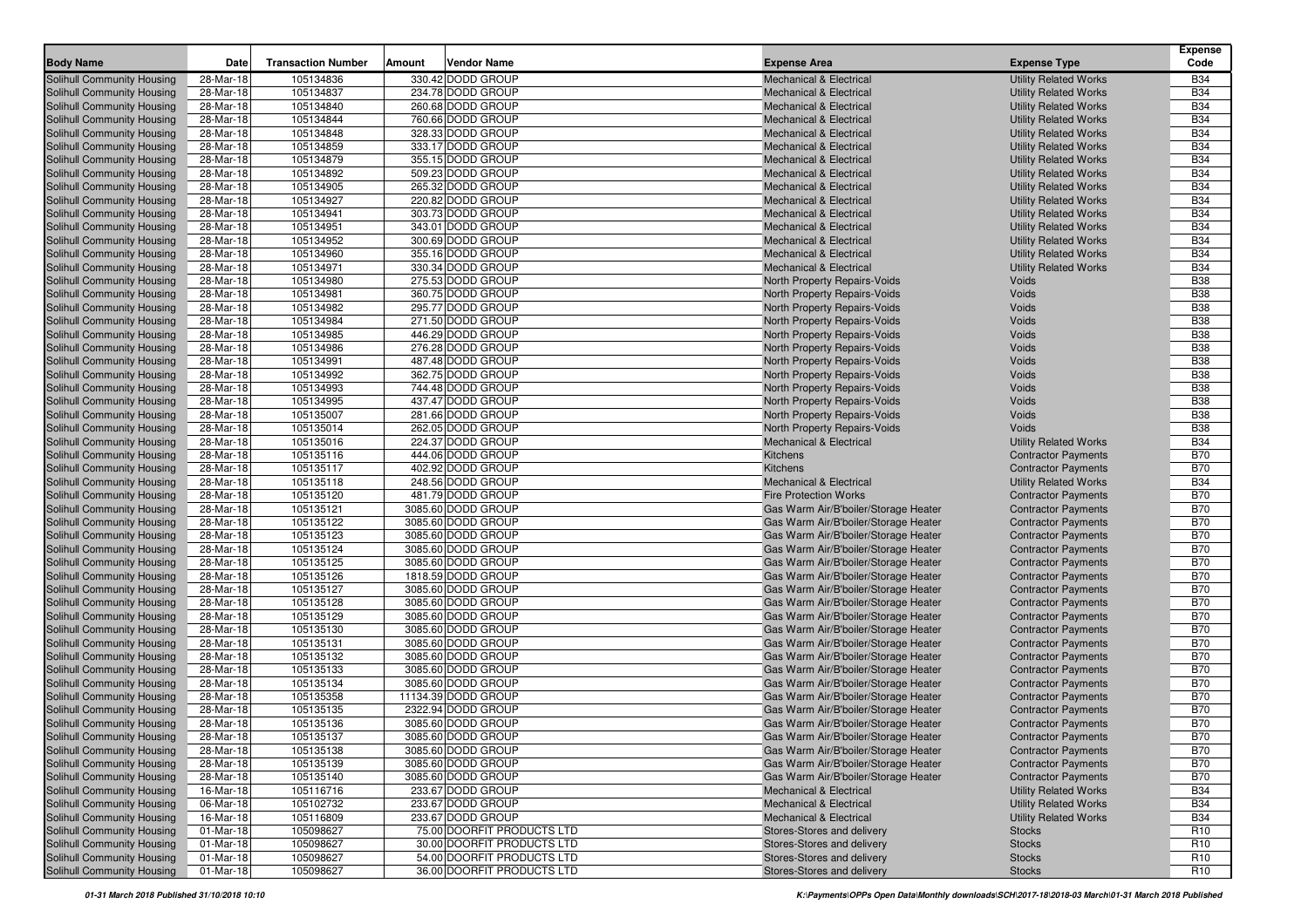| Body Name | Date | Transaction Number | Amount | Vendor Name | Expense Area | Expense Type | Expense Code |
|---|---|---|---|---|---|---|---|
| Solihull Community Housing | 28-Mar-18 | 105134836 | 330.42 | DODD GROUP | Mechanical & Electrical | Utility Related Works | B34 |
| Solihull Community Housing | 28-Mar-18 | 105134837 | 234.78 | DODD GROUP | Mechanical & Electrical | Utility Related Works | B34 |
| Solihull Community Housing | 28-Mar-18 | 105134840 | 260.68 | DODD GROUP | Mechanical & Electrical | Utility Related Works | B34 |
| Solihull Community Housing | 28-Mar-18 | 105134844 | 760.66 | DODD GROUP | Mechanical & Electrical | Utility Related Works | B34 |
| Solihull Community Housing | 28-Mar-18 | 105134848 | 328.33 | DODD GROUP | Mechanical & Electrical | Utility Related Works | B34 |
| Solihull Community Housing | 28-Mar-18 | 105134859 | 333.17 | DODD GROUP | Mechanical & Electrical | Utility Related Works | B34 |
| Solihull Community Housing | 28-Mar-18 | 105134879 | 355.15 | DODD GROUP | Mechanical & Electrical | Utility Related Works | B34 |
| Solihull Community Housing | 28-Mar-18 | 105134892 | 509.23 | DODD GROUP | Mechanical & Electrical | Utility Related Works | B34 |
| Solihull Community Housing | 28-Mar-18 | 105134905 | 265.32 | DODD GROUP | Mechanical & Electrical | Utility Related Works | B34 |
| Solihull Community Housing | 28-Mar-18 | 105134927 | 220.82 | DODD GROUP | Mechanical & Electrical | Utility Related Works | B34 |
| Solihull Community Housing | 28-Mar-18 | 105134941 | 303.73 | DODD GROUP | Mechanical & Electrical | Utility Related Works | B34 |
| Solihull Community Housing | 28-Mar-18 | 105134951 | 343.01 | DODD GROUP | Mechanical & Electrical | Utility Related Works | B34 |
| Solihull Community Housing | 28-Mar-18 | 105134952 | 300.69 | DODD GROUP | Mechanical & Electrical | Utility Related Works | B34 |
| Solihull Community Housing | 28-Mar-18 | 105134960 | 355.16 | DODD GROUP | Mechanical & Electrical | Utility Related Works | B34 |
| Solihull Community Housing | 28-Mar-18 | 105134971 | 330.34 | DODD GROUP | Mechanical & Electrical | Utility Related Works | B34 |
| Solihull Community Housing | 28-Mar-18 | 105134980 | 275.53 | DODD GROUP | North Property Repairs-Voids | Voids | B38 |
| Solihull Community Housing | 28-Mar-18 | 105134981 | 360.75 | DODD GROUP | North Property Repairs-Voids | Voids | B38 |
| Solihull Community Housing | 28-Mar-18 | 105134982 | 295.77 | DODD GROUP | North Property Repairs-Voids | Voids | B38 |
| Solihull Community Housing | 28-Mar-18 | 105134984 | 271.50 | DODD GROUP | North Property Repairs-Voids | Voids | B38 |
| Solihull Community Housing | 28-Mar-18 | 105134985 | 446.29 | DODD GROUP | North Property Repairs-Voids | Voids | B38 |
| Solihull Community Housing | 28-Mar-18 | 105134986 | 276.28 | DODD GROUP | North Property Repairs-Voids | Voids | B38 |
| Solihull Community Housing | 28-Mar-18 | 105134991 | 487.48 | DODD GROUP | North Property Repairs-Voids | Voids | B38 |
| Solihull Community Housing | 28-Mar-18 | 105134992 | 362.75 | DODD GROUP | North Property Repairs-Voids | Voids | B38 |
| Solihull Community Housing | 28-Mar-18 | 105134993 | 744.48 | DODD GROUP | North Property Repairs-Voids | Voids | B38 |
| Solihull Community Housing | 28-Mar-18 | 105134995 | 437.47 | DODD GROUP | North Property Repairs-Voids | Voids | B38 |
| Solihull Community Housing | 28-Mar-18 | 105135007 | 281.66 | DODD GROUP | North Property Repairs-Voids | Voids | B38 |
| Solihull Community Housing | 28-Mar-18 | 105135014 | 262.05 | DODD GROUP | North Property Repairs-Voids | Voids | B38 |
| Solihull Community Housing | 28-Mar-18 | 105135016 | 224.37 | DODD GROUP | Mechanical & Electrical | Utility Related Works | B34 |
| Solihull Community Housing | 28-Mar-18 | 105135116 | 444.06 | DODD GROUP | Kitchens | Contractor Payments | B70 |
| Solihull Community Housing | 28-Mar-18 | 105135117 | 402.92 | DODD GROUP | Kitchens | Contractor Payments | B70 |
| Solihull Community Housing | 28-Mar-18 | 105135118 | 248.56 | DODD GROUP | Mechanical & Electrical | Utility Related Works | B34 |
| Solihull Community Housing | 28-Mar-18 | 105135120 | 481.79 | DODD GROUP | Fire Protection Works | Contractor Payments | B70 |
| Solihull Community Housing | 28-Mar-18 | 105135121 | 3085.60 | DODD GROUP | Gas Warm Air/B'boiler/Storage Heater | Contractor Payments | B70 |
| Solihull Community Housing | 28-Mar-18 | 105135122 | 3085.60 | DODD GROUP | Gas Warm Air/B'boiler/Storage Heater | Contractor Payments | B70 |
| Solihull Community Housing | 28-Mar-18 | 105135123 | 3085.60 | DODD GROUP | Gas Warm Air/B'boiler/Storage Heater | Contractor Payments | B70 |
| Solihull Community Housing | 28-Mar-18 | 105135124 | 3085.60 | DODD GROUP | Gas Warm Air/B'boiler/Storage Heater | Contractor Payments | B70 |
| Solihull Community Housing | 28-Mar-18 | 105135125 | 3085.60 | DODD GROUP | Gas Warm Air/B'boiler/Storage Heater | Contractor Payments | B70 |
| Solihull Community Housing | 28-Mar-18 | 105135126 | 1818.59 | DODD GROUP | Gas Warm Air/B'boiler/Storage Heater | Contractor Payments | B70 |
| Solihull Community Housing | 28-Mar-18 | 105135127 | 3085.60 | DODD GROUP | Gas Warm Air/B'boiler/Storage Heater | Contractor Payments | B70 |
| Solihull Community Housing | 28-Mar-18 | 105135128 | 3085.60 | DODD GROUP | Gas Warm Air/B'boiler/Storage Heater | Contractor Payments | B70 |
| Solihull Community Housing | 28-Mar-18 | 105135129 | 3085.60 | DODD GROUP | Gas Warm Air/B'boiler/Storage Heater | Contractor Payments | B70 |
| Solihull Community Housing | 28-Mar-18 | 105135130 | 3085.60 | DODD GROUP | Gas Warm Air/B'boiler/Storage Heater | Contractor Payments | B70 |
| Solihull Community Housing | 28-Mar-18 | 105135131 | 3085.60 | DODD GROUP | Gas Warm Air/B'boiler/Storage Heater | Contractor Payments | B70 |
| Solihull Community Housing | 28-Mar-18 | 105135132 | 3085.60 | DODD GROUP | Gas Warm Air/B'boiler/Storage Heater | Contractor Payments | B70 |
| Solihull Community Housing | 28-Mar-18 | 105135133 | 3085.60 | DODD GROUP | Gas Warm Air/B'boiler/Storage Heater | Contractor Payments | B70 |
| Solihull Community Housing | 28-Mar-18 | 105135134 | 3085.60 | DODD GROUP | Gas Warm Air/B'boiler/Storage Heater | Contractor Payments | B70 |
| Solihull Community Housing | 28-Mar-18 | 105135358 | 11134.39 | DODD GROUP | Gas Warm Air/B'boiler/Storage Heater | Contractor Payments | B70 |
| Solihull Community Housing | 28-Mar-18 | 105135135 | 2322.94 | DODD GROUP | Gas Warm Air/B'boiler/Storage Heater | Contractor Payments | B70 |
| Solihull Community Housing | 28-Mar-18 | 105135136 | 3085.60 | DODD GROUP | Gas Warm Air/B'boiler/Storage Heater | Contractor Payments | B70 |
| Solihull Community Housing | 28-Mar-18 | 105135137 | 3085.60 | DODD GROUP | Gas Warm Air/B'boiler/Storage Heater | Contractor Payments | B70 |
| Solihull Community Housing | 28-Mar-18 | 105135138 | 3085.60 | DODD GROUP | Gas Warm Air/B'boiler/Storage Heater | Contractor Payments | B70 |
| Solihull Community Housing | 28-Mar-18 | 105135139 | 3085.60 | DODD GROUP | Gas Warm Air/B'boiler/Storage Heater | Contractor Payments | B70 |
| Solihull Community Housing | 28-Mar-18 | 105135140 | 3085.60 | DODD GROUP | Gas Warm Air/B'boiler/Storage Heater | Contractor Payments | B70 |
| Solihull Community Housing | 16-Mar-18 | 105116716 | 233.67 | DODD GROUP | Mechanical & Electrical | Utility Related Works | B34 |
| Solihull Community Housing | 06-Mar-18 | 105102732 | 233.67 | DODD GROUP | Mechanical & Electrical | Utility Related Works | B34 |
| Solihull Community Housing | 16-Mar-18 | 105116809 | 233.67 | DODD GROUP | Mechanical & Electrical | Utility Related Works | B34 |
| Solihull Community Housing | 01-Mar-18 | 105098627 | 75.00 | DOORFIT PRODUCTS LTD | Stores-Stores and delivery | Stocks | R10 |
| Solihull Community Housing | 01-Mar-18 | 105098627 | 30.00 | DOORFIT PRODUCTS LTD | Stores-Stores and delivery | Stocks | R10 |
| Solihull Community Housing | 01-Mar-18 | 105098627 | 54.00 | DOORFIT PRODUCTS LTD | Stores-Stores and delivery | Stocks | R10 |
| Solihull Community Housing | 01-Mar-18 | 105098627 | 36.00 | DOORFIT PRODUCTS LTD | Stores-Stores and delivery | Stocks | R10 |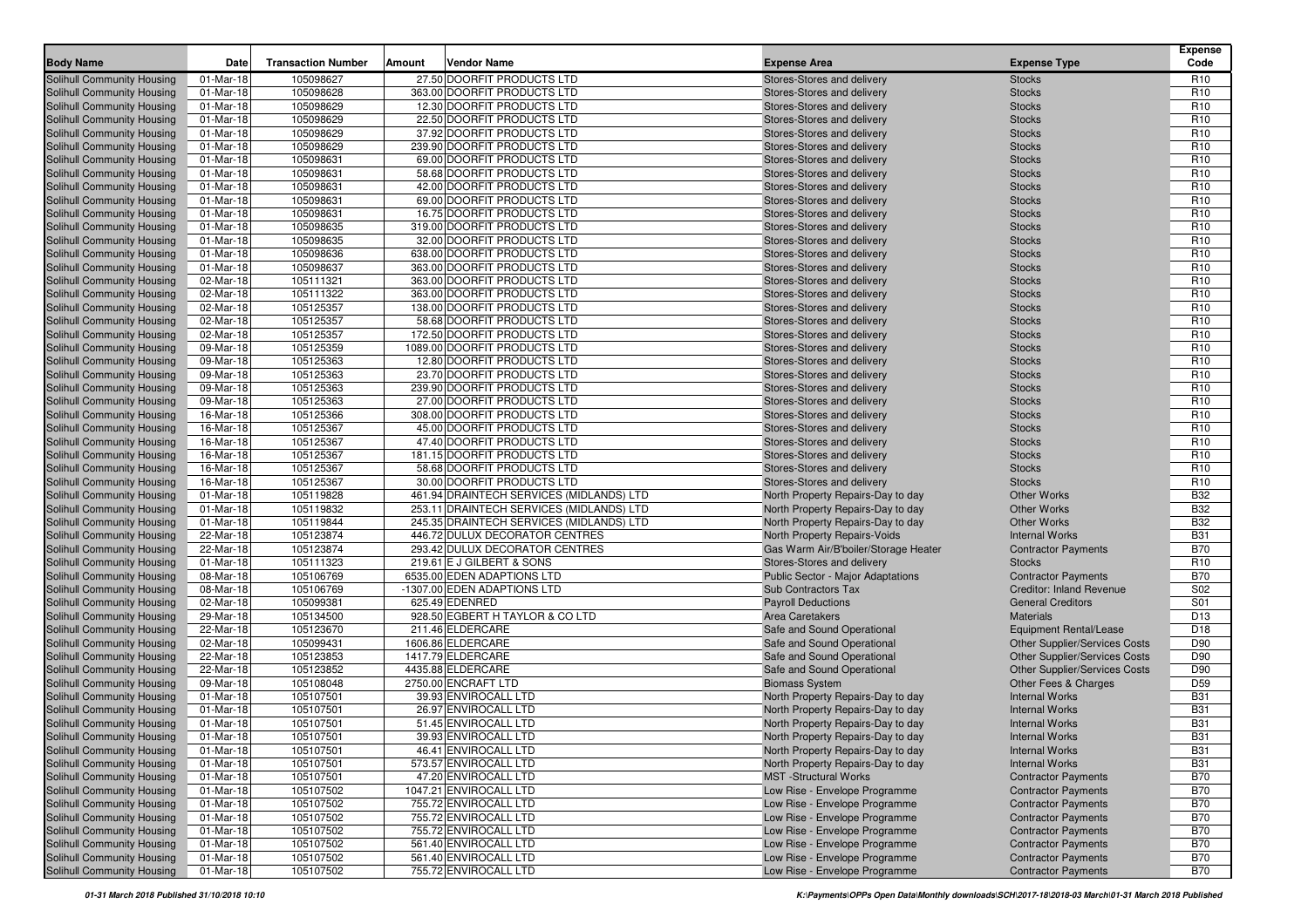| Body Name | Date | Transaction Number | Amount | Vendor Name | Expense Area | Expense Type | Expense Code |
|---|---|---|---|---|---|---|---|
| Solihull Community Housing | 01-Mar-18 | 105098627 | 27.50 | DOORFIT PRODUCTS LTD | Stores-Stores and delivery | Stocks | R10 |
| Solihull Community Housing | 01-Mar-18 | 105098628 | 363.00 | DOORFIT PRODUCTS LTD | Stores-Stores and delivery | Stocks | R10 |
| Solihull Community Housing | 01-Mar-18 | 105098629 | 12.30 | DOORFIT PRODUCTS LTD | Stores-Stores and delivery | Stocks | R10 |
| Solihull Community Housing | 01-Mar-18 | 105098629 | 22.50 | DOORFIT PRODUCTS LTD | Stores-Stores and delivery | Stocks | R10 |
| Solihull Community Housing | 01-Mar-18 | 105098629 | 37.92 | DOORFIT PRODUCTS LTD | Stores-Stores and delivery | Stocks | R10 |
| Solihull Community Housing | 01-Mar-18 | 105098629 | 239.90 | DOORFIT PRODUCTS LTD | Stores-Stores and delivery | Stocks | R10 |
| Solihull Community Housing | 01-Mar-18 | 105098631 | 69.00 | DOORFIT PRODUCTS LTD | Stores-Stores and delivery | Stocks | R10 |
| Solihull Community Housing | 01-Mar-18 | 105098631 | 58.68 | DOORFIT PRODUCTS LTD | Stores-Stores and delivery | Stocks | R10 |
| Solihull Community Housing | 01-Mar-18 | 105098631 | 42.00 | DOORFIT PRODUCTS LTD | Stores-Stores and delivery | Stocks | R10 |
| Solihull Community Housing | 01-Mar-18 | 105098631 | 69.00 | DOORFIT PRODUCTS LTD | Stores-Stores and delivery | Stocks | R10 |
| Solihull Community Housing | 01-Mar-18 | 105098631 | 16.75 | DOORFIT PRODUCTS LTD | Stores-Stores and delivery | Stocks | R10 |
| Solihull Community Housing | 01-Mar-18 | 105098635 | 319.00 | DOORFIT PRODUCTS LTD | Stores-Stores and delivery | Stocks | R10 |
| Solihull Community Housing | 01-Mar-18 | 105098635 | 32.00 | DOORFIT PRODUCTS LTD | Stores-Stores and delivery | Stocks | R10 |
| Solihull Community Housing | 01-Mar-18 | 105098636 | 638.00 | DOORFIT PRODUCTS LTD | Stores-Stores and delivery | Stocks | R10 |
| Solihull Community Housing | 01-Mar-18 | 105098637 | 363.00 | DOORFIT PRODUCTS LTD | Stores-Stores and delivery | Stocks | R10 |
| Solihull Community Housing | 02-Mar-18 | 105111321 | 363.00 | DOORFIT PRODUCTS LTD | Stores-Stores and delivery | Stocks | R10 |
| Solihull Community Housing | 02-Mar-18 | 105111322 | 363.00 | DOORFIT PRODUCTS LTD | Stores-Stores and delivery | Stocks | R10 |
| Solihull Community Housing | 02-Mar-18 | 105125357 | 138.00 | DOORFIT PRODUCTS LTD | Stores-Stores and delivery | Stocks | R10 |
| Solihull Community Housing | 02-Mar-18 | 105125357 | 58.68 | DOORFIT PRODUCTS LTD | Stores-Stores and delivery | Stocks | R10 |
| Solihull Community Housing | 02-Mar-18 | 105125357 | 172.50 | DOORFIT PRODUCTS LTD | Stores-Stores and delivery | Stocks | R10 |
| Solihull Community Housing | 09-Mar-18 | 105125359 | 1089.00 | DOORFIT PRODUCTS LTD | Stores-Stores and delivery | Stocks | R10 |
| Solihull Community Housing | 09-Mar-18 | 105125363 | 12.80 | DOORFIT PRODUCTS LTD | Stores-Stores and delivery | Stocks | R10 |
| Solihull Community Housing | 09-Mar-18 | 105125363 | 23.70 | DOORFIT PRODUCTS LTD | Stores-Stores and delivery | Stocks | R10 |
| Solihull Community Housing | 09-Mar-18 | 105125363 | 239.90 | DOORFIT PRODUCTS LTD | Stores-Stores and delivery | Stocks | R10 |
| Solihull Community Housing | 09-Mar-18 | 105125363 | 27.00 | DOORFIT PRODUCTS LTD | Stores-Stores and delivery | Stocks | R10 |
| Solihull Community Housing | 16-Mar-18 | 105125366 | 308.00 | DOORFIT PRODUCTS LTD | Stores-Stores and delivery | Stocks | R10 |
| Solihull Community Housing | 16-Mar-18 | 105125367 | 45.00 | DOORFIT PRODUCTS LTD | Stores-Stores and delivery | Stocks | R10 |
| Solihull Community Housing | 16-Mar-18 | 105125367 | 47.40 | DOORFIT PRODUCTS LTD | Stores-Stores and delivery | Stocks | R10 |
| Solihull Community Housing | 16-Mar-18 | 105125367 | 181.15 | DOORFIT PRODUCTS LTD | Stores-Stores and delivery | Stocks | R10 |
| Solihull Community Housing | 16-Mar-18 | 105125367 | 58.68 | DOORFIT PRODUCTS LTD | Stores-Stores and delivery | Stocks | R10 |
| Solihull Community Housing | 16-Mar-18 | 105125367 | 30.00 | DOORFIT PRODUCTS LTD | Stores-Stores and delivery | Stocks | R10 |
| Solihull Community Housing | 01-Mar-18 | 105119828 | 461.94 | DRAINTECH SERVICES (MIDLANDS) LTD | North Property Repairs-Day to day | Other Works | B32 |
| Solihull Community Housing | 01-Mar-18 | 105119832 | 253.11 | DRAINTECH SERVICES (MIDLANDS) LTD | North Property Repairs-Day to day | Other Works | B32 |
| Solihull Community Housing | 01-Mar-18 | 105119844 | 245.35 | DRAINTECH SERVICES (MIDLANDS) LTD | North Property Repairs-Day to day | Other Works | B32 |
| Solihull Community Housing | 22-Mar-18 | 105123874 | 446.72 | DULUX DECORATOR CENTRES | North Property Repairs-Voids | Internal Works | B31 |
| Solihull Community Housing | 22-Mar-18 | 105123874 | 293.42 | DULUX DECORATOR CENTRES | Gas Warm Air/B'boiler/Storage Heater | Contractor Payments | B70 |
| Solihull Community Housing | 01-Mar-18 | 105111323 | 219.61 | E J GILBERT & SONS | Stores-Stores and delivery | Stocks | R10 |
| Solihull Community Housing | 08-Mar-18 | 105106769 | 6535.00 | EDEN ADAPTIONS LTD | Public Sector - Major Adaptations | Contractor Payments | B70 |
| Solihull Community Housing | 08-Mar-18 | 105106769 | -1307.00 | EDEN ADAPTIONS LTD | Sub Contractors Tax | Creditor: Inland Revenue | S02 |
| Solihull Community Housing | 02-Mar-18 | 105099381 | 625.49 | EDENRED | Payroll Deductions | General Creditors | S01 |
| Solihull Community Housing | 29-Mar-18 | 105134500 | 928.50 | EGBERT H TAYLOR & CO LTD | Area Caretakers | Materials | D13 |
| Solihull Community Housing | 22-Mar-18 | 105123670 | 211.46 | ELDERCARE | Safe and Sound Operational | Equipment Rental/Lease | D18 |
| Solihull Community Housing | 02-Mar-18 | 105099431 | 1606.86 | ELDERCARE | Safe and Sound Operational | Other Supplier/Services Costs | D90 |
| Solihull Community Housing | 22-Mar-18 | 105123853 | 1417.79 | ELDERCARE | Safe and Sound Operational | Other Supplier/Services Costs | D90 |
| Solihull Community Housing | 22-Mar-18 | 105123852 | 4435.88 | ELDERCARE | Safe and Sound Operational | Other Supplier/Services Costs | D90 |
| Solihull Community Housing | 09-Mar-18 | 105108048 | 2750.00 | ENCRAFT LTD | Biomass System | Other Fees & Charges | D59 |
| Solihull Community Housing | 01-Mar-18 | 105107501 | 39.93 | ENVIROCALL LTD | North Property Repairs-Day to day | Internal Works | B31 |
| Solihull Community Housing | 01-Mar-18 | 105107501 | 26.97 | ENVIROCALL LTD | North Property Repairs-Day to day | Internal Works | B31 |
| Solihull Community Housing | 01-Mar-18 | 105107501 | 51.45 | ENVIROCALL LTD | North Property Repairs-Day to day | Internal Works | B31 |
| Solihull Community Housing | 01-Mar-18 | 105107501 | 39.93 | ENVIROCALL LTD | North Property Repairs-Day to day | Internal Works | B31 |
| Solihull Community Housing | 01-Mar-18 | 105107501 | 46.41 | ENVIROCALL LTD | North Property Repairs-Day to day | Internal Works | B31 |
| Solihull Community Housing | 01-Mar-18 | 105107501 | 573.57 | ENVIROCALL LTD | North Property Repairs-Day to day | Internal Works | B31 |
| Solihull Community Housing | 01-Mar-18 | 105107501 | 47.20 | ENVIROCALL LTD | MST -Structural Works | Contractor Payments | B70 |
| Solihull Community Housing | 01-Mar-18 | 105107502 | 1047.21 | ENVIROCALL LTD | Low Rise - Envelope Programme | Contractor Payments | B70 |
| Solihull Community Housing | 01-Mar-18 | 105107502 | 755.72 | ENVIROCALL LTD | Low Rise - Envelope Programme | Contractor Payments | B70 |
| Solihull Community Housing | 01-Mar-18 | 105107502 | 755.72 | ENVIROCALL LTD | Low Rise - Envelope Programme | Contractor Payments | B70 |
| Solihull Community Housing | 01-Mar-18 | 105107502 | 755.72 | ENVIROCALL LTD | Low Rise - Envelope Programme | Contractor Payments | B70 |
| Solihull Community Housing | 01-Mar-18 | 105107502 | 561.40 | ENVIROCALL LTD | Low Rise - Envelope Programme | Contractor Payments | B70 |
| Solihull Community Housing | 01-Mar-18 | 105107502 | 561.40 | ENVIROCALL LTD | Low Rise - Envelope Programme | Contractor Payments | B70 |
| Solihull Community Housing | 01-Mar-18 | 105107502 | 755.72 | ENVIROCALL LTD | Low Rise - Envelope Programme | Contractor Payments | B70 |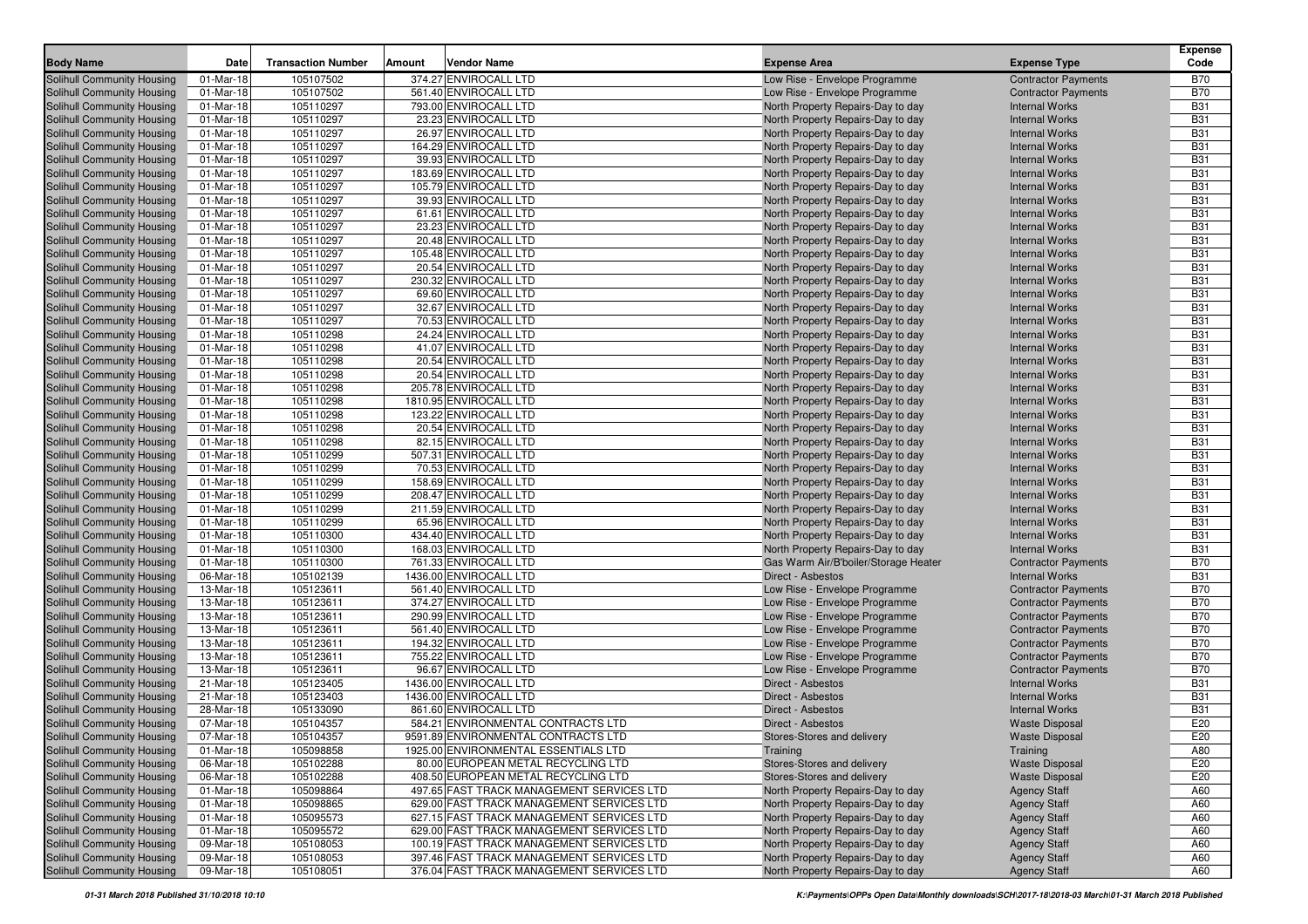| Body Name | Date | Transaction Number | Amount | Vendor Name | Expense Area | Expense Type | Expense Code |
|---|---|---|---|---|---|---|---|
| Solihull Community Housing | 01-Mar-18 | 105107502 | 374.27 | ENVIROCALL LTD | Low Rise - Envelope Programme | Contractor Payments | B70 |
| Solihull Community Housing | 01-Mar-18 | 105107502 | 561.40 | ENVIROCALL LTD | Low Rise - Envelope Programme | Contractor Payments | B70 |
| Solihull Community Housing | 01-Mar-18 | 105110297 | 793.00 | ENVIROCALL LTD | North Property Repairs-Day to day | Internal Works | B31 |
| Solihull Community Housing | 01-Mar-18 | 105110297 | 23.23 | ENVIROCALL LTD | North Property Repairs-Day to day | Internal Works | B31 |
| Solihull Community Housing | 01-Mar-18 | 105110297 | 26.97 | ENVIROCALL LTD | North Property Repairs-Day to day | Internal Works | B31 |
| Solihull Community Housing | 01-Mar-18 | 105110297 | 164.29 | ENVIROCALL LTD | North Property Repairs-Day to day | Internal Works | B31 |
| Solihull Community Housing | 01-Mar-18 | 105110297 | 39.93 | ENVIROCALL LTD | North Property Repairs-Day to day | Internal Works | B31 |
| Solihull Community Housing | 01-Mar-18 | 105110297 | 183.69 | ENVIROCALL LTD | North Property Repairs-Day to day | Internal Works | B31 |
| Solihull Community Housing | 01-Mar-18 | 105110297 | 105.79 | ENVIROCALL LTD | North Property Repairs-Day to day | Internal Works | B31 |
| Solihull Community Housing | 01-Mar-18 | 105110297 | 39.93 | ENVIROCALL LTD | North Property Repairs-Day to day | Internal Works | B31 |
| Solihull Community Housing | 01-Mar-18 | 105110297 | 61.61 | ENVIROCALL LTD | North Property Repairs-Day to day | Internal Works | B31 |
| Solihull Community Housing | 01-Mar-18 | 105110297 | 23.23 | ENVIROCALL LTD | North Property Repairs-Day to day | Internal Works | B31 |
| Solihull Community Housing | 01-Mar-18 | 105110297 | 20.48 | ENVIROCALL LTD | North Property Repairs-Day to day | Internal Works | B31 |
| Solihull Community Housing | 01-Mar-18 | 105110297 | 105.48 | ENVIROCALL LTD | North Property Repairs-Day to day | Internal Works | B31 |
| Solihull Community Housing | 01-Mar-18 | 105110297 | 20.54 | ENVIROCALL LTD | North Property Repairs-Day to day | Internal Works | B31 |
| Solihull Community Housing | 01-Mar-18 | 105110297 | 230.32 | ENVIROCALL LTD | North Property Repairs-Day to day | Internal Works | B31 |
| Solihull Community Housing | 01-Mar-18 | 105110297 | 69.60 | ENVIROCALL LTD | North Property Repairs-Day to day | Internal Works | B31 |
| Solihull Community Housing | 01-Mar-18 | 105110297 | 32.67 | ENVIROCALL LTD | North Property Repairs-Day to day | Internal Works | B31 |
| Solihull Community Housing | 01-Mar-18 | 105110297 | 70.53 | ENVIROCALL LTD | North Property Repairs-Day to day | Internal Works | B31 |
| Solihull Community Housing | 01-Mar-18 | 105110298 | 24.24 | ENVIROCALL LTD | North Property Repairs-Day to day | Internal Works | B31 |
| Solihull Community Housing | 01-Mar-18 | 105110298 | 41.07 | ENVIROCALL LTD | North Property Repairs-Day to day | Internal Works | B31 |
| Solihull Community Housing | 01-Mar-18 | 105110298 | 20.54 | ENVIROCALL LTD | North Property Repairs-Day to day | Internal Works | B31 |
| Solihull Community Housing | 01-Mar-18 | 105110298 | 20.54 | ENVIROCALL LTD | North Property Repairs-Day to day | Internal Works | B31 |
| Solihull Community Housing | 01-Mar-18 | 105110298 | 205.78 | ENVIROCALL LTD | North Property Repairs-Day to day | Internal Works | B31 |
| Solihull Community Housing | 01-Mar-18 | 105110298 | 1810.95 | ENVIROCALL LTD | North Property Repairs-Day to day | Internal Works | B31 |
| Solihull Community Housing | 01-Mar-18 | 105110298 | 123.22 | ENVIROCALL LTD | North Property Repairs-Day to day | Internal Works | B31 |
| Solihull Community Housing | 01-Mar-18 | 105110298 | 20.54 | ENVIROCALL LTD | North Property Repairs-Day to day | Internal Works | B31 |
| Solihull Community Housing | 01-Mar-18 | 105110298 | 82.15 | ENVIROCALL LTD | North Property Repairs-Day to day | Internal Works | B31 |
| Solihull Community Housing | 01-Mar-18 | 105110299 | 507.31 | ENVIROCALL LTD | North Property Repairs-Day to day | Internal Works | B31 |
| Solihull Community Housing | 01-Mar-18 | 105110299 | 70.53 | ENVIROCALL LTD | North Property Repairs-Day to day | Internal Works | B31 |
| Solihull Community Housing | 01-Mar-18 | 105110299 | 158.69 | ENVIROCALL LTD | North Property Repairs-Day to day | Internal Works | B31 |
| Solihull Community Housing | 01-Mar-18 | 105110299 | 208.47 | ENVIROCALL LTD | North Property Repairs-Day to day | Internal Works | B31 |
| Solihull Community Housing | 01-Mar-18 | 105110299 | 211.59 | ENVIROCALL LTD | North Property Repairs-Day to day | Internal Works | B31 |
| Solihull Community Housing | 01-Mar-18 | 105110299 | 65.96 | ENVIROCALL LTD | North Property Repairs-Day to day | Internal Works | B31 |
| Solihull Community Housing | 01-Mar-18 | 105110300 | 434.40 | ENVIROCALL LTD | North Property Repairs-Day to day | Internal Works | B31 |
| Solihull Community Housing | 01-Mar-18 | 105110300 | 168.03 | ENVIROCALL LTD | North Property Repairs-Day to day | Internal Works | B31 |
| Solihull Community Housing | 01-Mar-18 | 105110300 | 761.33 | ENVIROCALL LTD | Gas Warm Air/B'boiler/Storage Heater | Contractor Payments | B70 |
| Solihull Community Housing | 06-Mar-18 | 105102139 | 1436.00 | ENVIROCALL LTD | Direct - Asbestos | Internal Works | B31 |
| Solihull Community Housing | 13-Mar-18 | 105123611 | 561.40 | ENVIROCALL LTD | Low Rise - Envelope Programme | Contractor Payments | B70 |
| Solihull Community Housing | 13-Mar-18 | 105123611 | 374.27 | ENVIROCALL LTD | Low Rise - Envelope Programme | Contractor Payments | B70 |
| Solihull Community Housing | 13-Mar-18 | 105123611 | 290.99 | ENVIROCALL LTD | Low Rise - Envelope Programme | Contractor Payments | B70 |
| Solihull Community Housing | 13-Mar-18 | 105123611 | 561.40 | ENVIROCALL LTD | Low Rise - Envelope Programme | Contractor Payments | B70 |
| Solihull Community Housing | 13-Mar-18 | 105123611 | 194.32 | ENVIROCALL LTD | Low Rise - Envelope Programme | Contractor Payments | B70 |
| Solihull Community Housing | 13-Mar-18 | 105123611 | 755.22 | ENVIROCALL LTD | Low Rise - Envelope Programme | Contractor Payments | B70 |
| Solihull Community Housing | 13-Mar-18 | 105123611 | 96.67 | ENVIROCALL LTD | Low Rise - Envelope Programme | Contractor Payments | B70 |
| Solihull Community Housing | 21-Mar-18 | 105123405 | 1436.00 | ENVIROCALL LTD | Direct - Asbestos | Internal Works | B31 |
| Solihull Community Housing | 21-Mar-18 | 105123403 | 1436.00 | ENVIROCALL LTD | Direct - Asbestos | Internal Works | B31 |
| Solihull Community Housing | 28-Mar-18 | 105133090 | 861.60 | ENVIROCALL LTD | Direct - Asbestos | Internal Works | B31 |
| Solihull Community Housing | 07-Mar-18 | 105104357 | 584.21 | ENVIRONMENTAL CONTRACTS LTD | Direct - Asbestos | Waste Disposal | E20 |
| Solihull Community Housing | 07-Mar-18 | 105104357 | 9591.89 | ENVIRONMENTAL CONTRACTS LTD | Stores-Stores and delivery | Waste Disposal | E20 |
| Solihull Community Housing | 01-Mar-18 | 105098858 | 1925.00 | ENVIRONMENTAL ESSENTIALS LTD | Training | Training | A80 |
| Solihull Community Housing | 06-Mar-18 | 105102288 | 80.00 | EUROPEAN METAL RECYCLING LTD | Stores-Stores and delivery | Waste Disposal | E20 |
| Solihull Community Housing | 06-Mar-18 | 105102288 | 408.50 | EUROPEAN METAL RECYCLING LTD | Stores-Stores and delivery | Waste Disposal | E20 |
| Solihull Community Housing | 01-Mar-18 | 105098864 | 497.65 | FAST TRACK MANAGEMENT SERVICES LTD | North Property Repairs-Day to day | Agency Staff | A60 |
| Solihull Community Housing | 01-Mar-18 | 105098865 | 629.00 | FAST TRACK MANAGEMENT SERVICES LTD | North Property Repairs-Day to day | Agency Staff | A60 |
| Solihull Community Housing | 01-Mar-18 | 105095573 | 627.15 | FAST TRACK MANAGEMENT SERVICES LTD | North Property Repairs-Day to day | Agency Staff | A60 |
| Solihull Community Housing | 01-Mar-18 | 105095572 | 629.00 | FAST TRACK MANAGEMENT SERVICES LTD | North Property Repairs-Day to day | Agency Staff | A60 |
| Solihull Community Housing | 09-Mar-18 | 105108053 | 100.19 | FAST TRACK MANAGEMENT SERVICES LTD | North Property Repairs-Day to day | Agency Staff | A60 |
| Solihull Community Housing | 09-Mar-18 | 105108053 | 397.46 | FAST TRACK MANAGEMENT SERVICES LTD | North Property Repairs-Day to day | Agency Staff | A60 |
| Solihull Community Housing | 09-Mar-18 | 105108051 | 376.04 | FAST TRACK MANAGEMENT SERVICES LTD | North Property Repairs-Day to day | Agency Staff | A60 |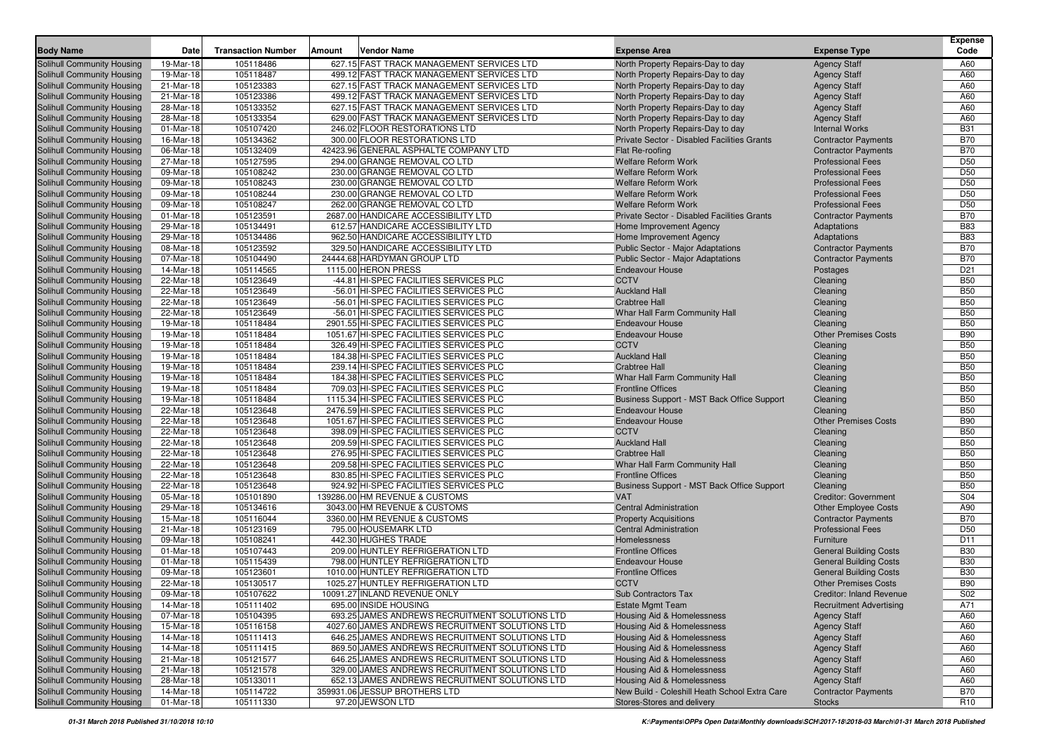| Body Name | Date | Transaction Number | Amount | Vendor Name | Expense Area | Expense Type | Expense Code |
|---|---|---|---|---|---|---|---|
| Solihull Community Housing | 19-Mar-18 | 105118486 | 627.15 | FAST TRACK MANAGEMENT SERVICES LTD | North Property Repairs-Day to day | Agency Staff | A60 |
| Solihull Community Housing | 19-Mar-18 | 105118487 | 499.12 | FAST TRACK MANAGEMENT SERVICES LTD | North Property Repairs-Day to day | Agency Staff | A60 |
| Solihull Community Housing | 21-Mar-18 | 105123383 | 627.15 | FAST TRACK MANAGEMENT SERVICES LTD | North Property Repairs-Day to day | Agency Staff | A60 |
| Solihull Community Housing | 21-Mar-18 | 105123386 | 499.12 | FAST TRACK MANAGEMENT SERVICES LTD | North Property Repairs-Day to day | Agency Staff | A60 |
| Solihull Community Housing | 28-Mar-18 | 105133352 | 627.15 | FAST TRACK MANAGEMENT SERVICES LTD | North Property Repairs-Day to day | Agency Staff | A60 |
| Solihull Community Housing | 28-Mar-18 | 105133354 | 629.00 | FAST TRACK MANAGEMENT SERVICES LTD | North Property Repairs-Day to day | Agency Staff | A60 |
| Solihull Community Housing | 01-Mar-18 | 105107420 | 246.02 | FLOOR RESTORATIONS LTD | North Property Repairs-Day to day | Internal Works | B31 |
| Solihull Community Housing | 16-Mar-18 | 105134362 | 300.00 | FLOOR RESTORATIONS LTD | Private Sector - Disabled Facilities Grants | Contractor Payments | B70 |
| Solihull Community Housing | 06-Mar-18 | 105132409 | 42423.96 | GENERAL ASPHALTE COMPANY LTD | Flat Re-roofing | Contractor Payments | B70 |
| Solihull Community Housing | 27-Mar-18 | 105127595 | 294.00 | GRANGE REMOVAL CO LTD | Welfare Reform Work | Professional Fees | D50 |
| Solihull Community Housing | 09-Mar-18 | 105108242 | 230.00 | GRANGE REMOVAL CO LTD | Welfare Reform Work | Professional Fees | D50 |
| Solihull Community Housing | 09-Mar-18 | 105108243 | 230.00 | GRANGE REMOVAL CO LTD | Welfare Reform Work | Professional Fees | D50 |
| Solihull Community Housing | 09-Mar-18 | 105108244 | 230.00 | GRANGE REMOVAL CO LTD | Welfare Reform Work | Professional Fees | D50 |
| Solihull Community Housing | 09-Mar-18 | 105108247 | 262.00 | GRANGE REMOVAL CO LTD | Welfare Reform Work | Professional Fees | D50 |
| Solihull Community Housing | 01-Mar-18 | 105123591 | 2687.00 | HANDICARE ACCESSIBILITY LTD | Private Sector - Disabled Facilities Grants | Contractor Payments | B70 |
| Solihull Community Housing | 29-Mar-18 | 105134491 | 612.57 | HANDICARE ACCESSIBILITY LTD | Home Improvement Agency | Adaptations | B83 |
| Solihull Community Housing | 29-Mar-18 | 105134486 | 962.50 | HANDICARE ACCESSIBILITY LTD | Home Improvement Agency | Adaptations | B83 |
| Solihull Community Housing | 08-Mar-18 | 105123592 | 329.50 | HANDICARE ACCESSIBILITY LTD | Public Sector - Major Adaptations | Contractor Payments | B70 |
| Solihull Community Housing | 07-Mar-18 | 105104490 | 24444.68 | HARDYMAN GROUP LTD | Public Sector - Major Adaptations | Contractor Payments | B70 |
| Solihull Community Housing | 14-Mar-18 | 105114565 | 1115.00 | HERON PRESS | Endeavour House | Postages | D21 |
| Solihull Community Housing | 22-Mar-18 | 105123649 | -44.81 | HI-SPEC FACILITIES SERVICES PLC | CCTV | Cleaning | B50 |
| Solihull Community Housing | 22-Mar-18 | 105123649 | -56.01 | HI-SPEC FACILITIES SERVICES PLC | Auckland Hall | Cleaning | B50 |
| Solihull Community Housing | 22-Mar-18 | 105123649 | -56.01 | HI-SPEC FACILITIES SERVICES PLC | Crabtree Hall | Cleaning | B50 |
| Solihull Community Housing | 22-Mar-18 | 105123649 | -56.01 | HI-SPEC FACILITIES SERVICES PLC | Whar Hall Farm Community Hall | Cleaning | B50 |
| Solihull Community Housing | 19-Mar-18 | 105118484 | 2901.55 | HI-SPEC FACILITIES SERVICES PLC | Endeavour House | Cleaning | B50 |
| Solihull Community Housing | 19-Mar-18 | 105118484 | 1051.67 | HI-SPEC FACILITIES SERVICES PLC | Endeavour House | Other Premises Costs | B90 |
| Solihull Community Housing | 19-Mar-18 | 105118484 | 326.49 | HI-SPEC FACILITIES SERVICES PLC | CCTV | Cleaning | B50 |
| Solihull Community Housing | 19-Mar-18 | 105118484 | 184.38 | HI-SPEC FACILITIES SERVICES PLC | Auckland Hall | Cleaning | B50 |
| Solihull Community Housing | 19-Mar-18 | 105118484 | 239.14 | HI-SPEC FACILITIES SERVICES PLC | Crabtree Hall | Cleaning | B50 |
| Solihull Community Housing | 19-Mar-18 | 105118484 | 184.38 | HI-SPEC FACILITIES SERVICES PLC | Whar Hall Farm Community Hall | Cleaning | B50 |
| Solihull Community Housing | 19-Mar-18 | 105118484 | 709.03 | HI-SPEC FACILITIES SERVICES PLC | Frontline Offices | Cleaning | B50 |
| Solihull Community Housing | 19-Mar-18 | 105118484 | 1115.34 | HI-SPEC FACILITIES SERVICES PLC | Business Support - MST Back Office Support | Cleaning | B50 |
| Solihull Community Housing | 22-Mar-18 | 105123648 | 2476.59 | HI-SPEC FACILITIES SERVICES PLC | Endeavour House | Cleaning | B50 |
| Solihull Community Housing | 22-Mar-18 | 105123648 | 1051.67 | HI-SPEC FACILITIES SERVICES PLC | Endeavour House | Other Premises Costs | B90 |
| Solihull Community Housing | 22-Mar-18 | 105123648 | 398.09 | HI-SPEC FACILITIES SERVICES PLC | CCTV | Cleaning | B50 |
| Solihull Community Housing | 22-Mar-18 | 105123648 | 209.59 | HI-SPEC FACILITIES SERVICES PLC | Auckland Hall | Cleaning | B50 |
| Solihull Community Housing | 22-Mar-18 | 105123648 | 276.95 | HI-SPEC FACILITIES SERVICES PLC | Crabtree Hall | Cleaning | B50 |
| Solihull Community Housing | 22-Mar-18 | 105123648 | 209.58 | HI-SPEC FACILITIES SERVICES PLC | Whar Hall Farm Community Hall | Cleaning | B50 |
| Solihull Community Housing | 22-Mar-18 | 105123648 | 830.85 | HI-SPEC FACILITIES SERVICES PLC | Frontline Offices | Cleaning | B50 |
| Solihull Community Housing | 22-Mar-18 | 105123648 | 924.92 | HI-SPEC FACILITIES SERVICES PLC | Business Support - MST Back Office Support | Cleaning | B50 |
| Solihull Community Housing | 05-Mar-18 | 105101890 | 139286.00 | HM REVENUE & CUSTOMS | VAT | Creditor: Government | S04 |
| Solihull Community Housing | 29-Mar-18 | 105134616 | 3043.00 | HM REVENUE & CUSTOMS | Central Administration | Other Employee Costs | A90 |
| Solihull Community Housing | 15-Mar-18 | 105116044 | 3360.00 | HM REVENUE & CUSTOMS | Property Acquisitions | Contractor Payments | B70 |
| Solihull Community Housing | 21-Mar-18 | 105123169 | 795.00 | HOUSEMARK LTD | Central Administration | Professional Fees | D50 |
| Solihull Community Housing | 09-Mar-18 | 105108241 | 442.30 | HUGHES TRADE | Homelessness | Furniture | D11 |
| Solihull Community Housing | 01-Mar-18 | 105107443 | 209.00 | HUNTLEY REFRIGERATION LTD | Frontline Offices | General Building Costs | B30 |
| Solihull Community Housing | 01-Mar-18 | 105115439 | 798.00 | HUNTLEY REFRIGERATION LTD | Endeavour House | General Building Costs | B30 |
| Solihull Community Housing | 09-Mar-18 | 105123601 | 1010.00 | HUNTLEY REFRIGERATION LTD | Frontline Offices | General Building Costs | B30 |
| Solihull Community Housing | 22-Mar-18 | 105130517 | 1025.27 | HUNTLEY REFRIGERATION LTD | CCTV | Other Premises Costs | B90 |
| Solihull Community Housing | 09-Mar-18 | 105107622 | 10091.27 | INLAND REVENUE ONLY | Sub Contractors Tax | Creditor: Inland Revenue | S02 |
| Solihull Community Housing | 14-Mar-18 | 105111402 | 695.00 | INSIDE HOUSING | Estate Mgmt Team | Recruitment Advertising | A71 |
| Solihull Community Housing | 07-Mar-18 | 105104395 | 693.25 | JAMES ANDREWS RECRUITMENT SOLUTIONS LTD | Housing Aid & Homelessness | Agency Staff | A60 |
| Solihull Community Housing | 15-Mar-18 | 105116158 | 4027.60 | JAMES ANDREWS RECRUITMENT SOLUTIONS LTD | Housing Aid & Homelessness | Agency Staff | A60 |
| Solihull Community Housing | 14-Mar-18 | 105111413 | 646.25 | JAMES ANDREWS RECRUITMENT SOLUTIONS LTD | Housing Aid & Homelessness | Agency Staff | A60 |
| Solihull Community Housing | 14-Mar-18 | 105111415 | 869.50 | JAMES ANDREWS RECRUITMENT SOLUTIONS LTD | Housing Aid & Homelessness | Agency Staff | A60 |
| Solihull Community Housing | 21-Mar-18 | 105121577 | 646.25 | JAMES ANDREWS RECRUITMENT SOLUTIONS LTD | Housing Aid & Homelessness | Agency Staff | A60 |
| Solihull Community Housing | 21-Mar-18 | 105121578 | 329.00 | JAMES ANDREWS RECRUITMENT SOLUTIONS LTD | Housing Aid & Homelessness | Agency Staff | A60 |
| Solihull Community Housing | 28-Mar-18 | 105133011 | 652.13 | JAMES ANDREWS RECRUITMENT SOLUTIONS LTD | Housing Aid & Homelessness | Agency Staff | A60 |
| Solihull Community Housing | 14-Mar-18 | 105114722 | 359931.06 | JESSUP BROTHERS LTD | New Build - Coleshill Heath School Extra Care | Contractor Payments | B70 |
| Solihull Community Housing | 01-Mar-18 | 105111330 | 97.20 | JEWSON LTD | Stores-Stores and delivery | Stocks | R10 |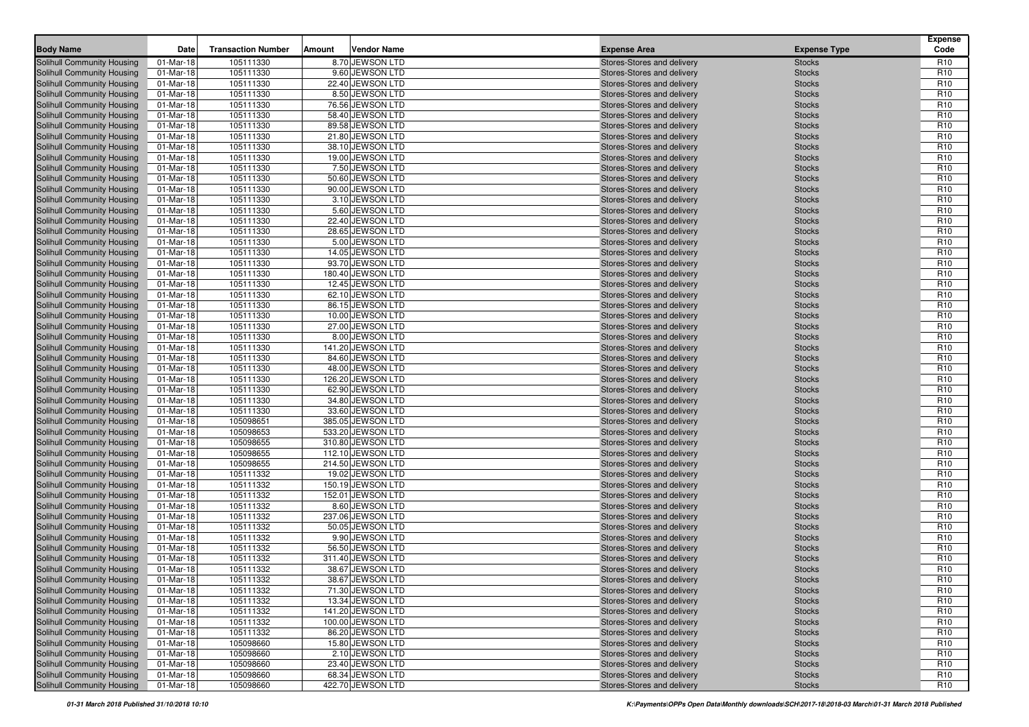| Body Name | Date | Transaction Number | Amount | Vendor Name | Expense Area | Expense Type | Expense Code |
|---|---|---|---|---|---|---|---|
| Solihull Community Housing | 01-Mar-18 | 105111330 | 8.70 | JEWSON LTD | Stores-Stores and delivery | Stocks | R10 |
| Solihull Community Housing | 01-Mar-18 | 105111330 | 9.60 | JEWSON LTD | Stores-Stores and delivery | Stocks | R10 |
| Solihull Community Housing | 01-Mar-18 | 105111330 | 22.40 | JEWSON LTD | Stores-Stores and delivery | Stocks | R10 |
| Solihull Community Housing | 01-Mar-18 | 105111330 | 8.50 | JEWSON LTD | Stores-Stores and delivery | Stocks | R10 |
| Solihull Community Housing | 01-Mar-18 | 105111330 | 76.56 | JEWSON LTD | Stores-Stores and delivery | Stocks | R10 |
| Solihull Community Housing | 01-Mar-18 | 105111330 | 58.40 | JEWSON LTD | Stores-Stores and delivery | Stocks | R10 |
| Solihull Community Housing | 01-Mar-18 | 105111330 | 89.58 | JEWSON LTD | Stores-Stores and delivery | Stocks | R10 |
| Solihull Community Housing | 01-Mar-18 | 105111330 | 21.80 | JEWSON LTD | Stores-Stores and delivery | Stocks | R10 |
| Solihull Community Housing | 01-Mar-18 | 105111330 | 38.10 | JEWSON LTD | Stores-Stores and delivery | Stocks | R10 |
| Solihull Community Housing | 01-Mar-18 | 105111330 | 19.00 | JEWSON LTD | Stores-Stores and delivery | Stocks | R10 |
| Solihull Community Housing | 01-Mar-18 | 105111330 | 7.50 | JEWSON LTD | Stores-Stores and delivery | Stocks | R10 |
| Solihull Community Housing | 01-Mar-18 | 105111330 | 50.60 | JEWSON LTD | Stores-Stores and delivery | Stocks | R10 |
| Solihull Community Housing | 01-Mar-18 | 105111330 | 90.00 | JEWSON LTD | Stores-Stores and delivery | Stocks | R10 |
| Solihull Community Housing | 01-Mar-18 | 105111330 | 3.10 | JEWSON LTD | Stores-Stores and delivery | Stocks | R10 |
| Solihull Community Housing | 01-Mar-18 | 105111330 | 5.60 | JEWSON LTD | Stores-Stores and delivery | Stocks | R10 |
| Solihull Community Housing | 01-Mar-18 | 105111330 | 22.40 | JEWSON LTD | Stores-Stores and delivery | Stocks | R10 |
| Solihull Community Housing | 01-Mar-18 | 105111330 | 28.65 | JEWSON LTD | Stores-Stores and delivery | Stocks | R10 |
| Solihull Community Housing | 01-Mar-18 | 105111330 | 5.00 | JEWSON LTD | Stores-Stores and delivery | Stocks | R10 |
| Solihull Community Housing | 01-Mar-18 | 105111330 | 14.05 | JEWSON LTD | Stores-Stores and delivery | Stocks | R10 |
| Solihull Community Housing | 01-Mar-18 | 105111330 | 93.70 | JEWSON LTD | Stores-Stores and delivery | Stocks | R10 |
| Solihull Community Housing | 01-Mar-18 | 105111330 | 180.40 | JEWSON LTD | Stores-Stores and delivery | Stocks | R10 |
| Solihull Community Housing | 01-Mar-18 | 105111330 | 12.45 | JEWSON LTD | Stores-Stores and delivery | Stocks | R10 |
| Solihull Community Housing | 01-Mar-18 | 105111330 | 62.10 | JEWSON LTD | Stores-Stores and delivery | Stocks | R10 |
| Solihull Community Housing | 01-Mar-18 | 105111330 | 86.15 | JEWSON LTD | Stores-Stores and delivery | Stocks | R10 |
| Solihull Community Housing | 01-Mar-18 | 105111330 | 10.00 | JEWSON LTD | Stores-Stores and delivery | Stocks | R10 |
| Solihull Community Housing | 01-Mar-18 | 105111330 | 27.00 | JEWSON LTD | Stores-Stores and delivery | Stocks | R10 |
| Solihull Community Housing | 01-Mar-18 | 105111330 | 8.00 | JEWSON LTD | Stores-Stores and delivery | Stocks | R10 |
| Solihull Community Housing | 01-Mar-18 | 105111330 | 141.20 | JEWSON LTD | Stores-Stores and delivery | Stocks | R10 |
| Solihull Community Housing | 01-Mar-18 | 105111330 | 84.60 | JEWSON LTD | Stores-Stores and delivery | Stocks | R10 |
| Solihull Community Housing | 01-Mar-18 | 105111330 | 48.00 | JEWSON LTD | Stores-Stores and delivery | Stocks | R10 |
| Solihull Community Housing | 01-Mar-18 | 105111330 | 126.20 | JEWSON LTD | Stores-Stores and delivery | Stocks | R10 |
| Solihull Community Housing | 01-Mar-18 | 105111330 | 62.90 | JEWSON LTD | Stores-Stores and delivery | Stocks | R10 |
| Solihull Community Housing | 01-Mar-18 | 105111330 | 34.80 | JEWSON LTD | Stores-Stores and delivery | Stocks | R10 |
| Solihull Community Housing | 01-Mar-18 | 105111330 | 33.60 | JEWSON LTD | Stores-Stores and delivery | Stocks | R10 |
| Solihull Community Housing | 01-Mar-18 | 105098651 | 385.05 | JEWSON LTD | Stores-Stores and delivery | Stocks | R10 |
| Solihull Community Housing | 01-Mar-18 | 105098653 | 533.20 | JEWSON LTD | Stores-Stores and delivery | Stocks | R10 |
| Solihull Community Housing | 01-Mar-18 | 105098655 | 310.80 | JEWSON LTD | Stores-Stores and delivery | Stocks | R10 |
| Solihull Community Housing | 01-Mar-18 | 105098655 | 112.10 | JEWSON LTD | Stores-Stores and delivery | Stocks | R10 |
| Solihull Community Housing | 01-Mar-18 | 105098655 | 214.50 | JEWSON LTD | Stores-Stores and delivery | Stocks | R10 |
| Solihull Community Housing | 01-Mar-18 | 105111332 | 19.02 | JEWSON LTD | Stores-Stores and delivery | Stocks | R10 |
| Solihull Community Housing | 01-Mar-18 | 105111332 | 150.19 | JEWSON LTD | Stores-Stores and delivery | Stocks | R10 |
| Solihull Community Housing | 01-Mar-18 | 105111332 | 152.01 | JEWSON LTD | Stores-Stores and delivery | Stocks | R10 |
| Solihull Community Housing | 01-Mar-18 | 105111332 | 8.60 | JEWSON LTD | Stores-Stores and delivery | Stocks | R10 |
| Solihull Community Housing | 01-Mar-18 | 105111332 | 237.06 | JEWSON LTD | Stores-Stores and delivery | Stocks | R10 |
| Solihull Community Housing | 01-Mar-18 | 105111332 | 50.05 | JEWSON LTD | Stores-Stores and delivery | Stocks | R10 |
| Solihull Community Housing | 01-Mar-18 | 105111332 | 9.90 | JEWSON LTD | Stores-Stores and delivery | Stocks | R10 |
| Solihull Community Housing | 01-Mar-18 | 105111332 | 56.50 | JEWSON LTD | Stores-Stores and delivery | Stocks | R10 |
| Solihull Community Housing | 01-Mar-18 | 105111332 | 311.40 | JEWSON LTD | Stores-Stores and delivery | Stocks | R10 |
| Solihull Community Housing | 01-Mar-18 | 105111332 | 38.67 | JEWSON LTD | Stores-Stores and delivery | Stocks | R10 |
| Solihull Community Housing | 01-Mar-18 | 105111332 | 38.67 | JEWSON LTD | Stores-Stores and delivery | Stocks | R10 |
| Solihull Community Housing | 01-Mar-18 | 105111332 | 71.30 | JEWSON LTD | Stores-Stores and delivery | Stocks | R10 |
| Solihull Community Housing | 01-Mar-18 | 105111332 | 13.34 | JEWSON LTD | Stores-Stores and delivery | Stocks | R10 |
| Solihull Community Housing | 01-Mar-18 | 105111332 | 141.20 | JEWSON LTD | Stores-Stores and delivery | Stocks | R10 |
| Solihull Community Housing | 01-Mar-18 | 105111332 | 100.00 | JEWSON LTD | Stores-Stores and delivery | Stocks | R10 |
| Solihull Community Housing | 01-Mar-18 | 105111332 | 86.20 | JEWSON LTD | Stores-Stores and delivery | Stocks | R10 |
| Solihull Community Housing | 01-Mar-18 | 105098660 | 15.80 | JEWSON LTD | Stores-Stores and delivery | Stocks | R10 |
| Solihull Community Housing | 01-Mar-18 | 105098660 | 2.10 | JEWSON LTD | Stores-Stores and delivery | Stocks | R10 |
| Solihull Community Housing | 01-Mar-18 | 105098660 | 23.40 | JEWSON LTD | Stores-Stores and delivery | Stocks | R10 |
| Solihull Community Housing | 01-Mar-18 | 105098660 | 68.34 | JEWSON LTD | Stores-Stores and delivery | Stocks | R10 |
| Solihull Community Housing | 01-Mar-18 | 105098660 | 422.70 | JEWSON LTD | Stores-Stores and delivery | Stocks | R10 |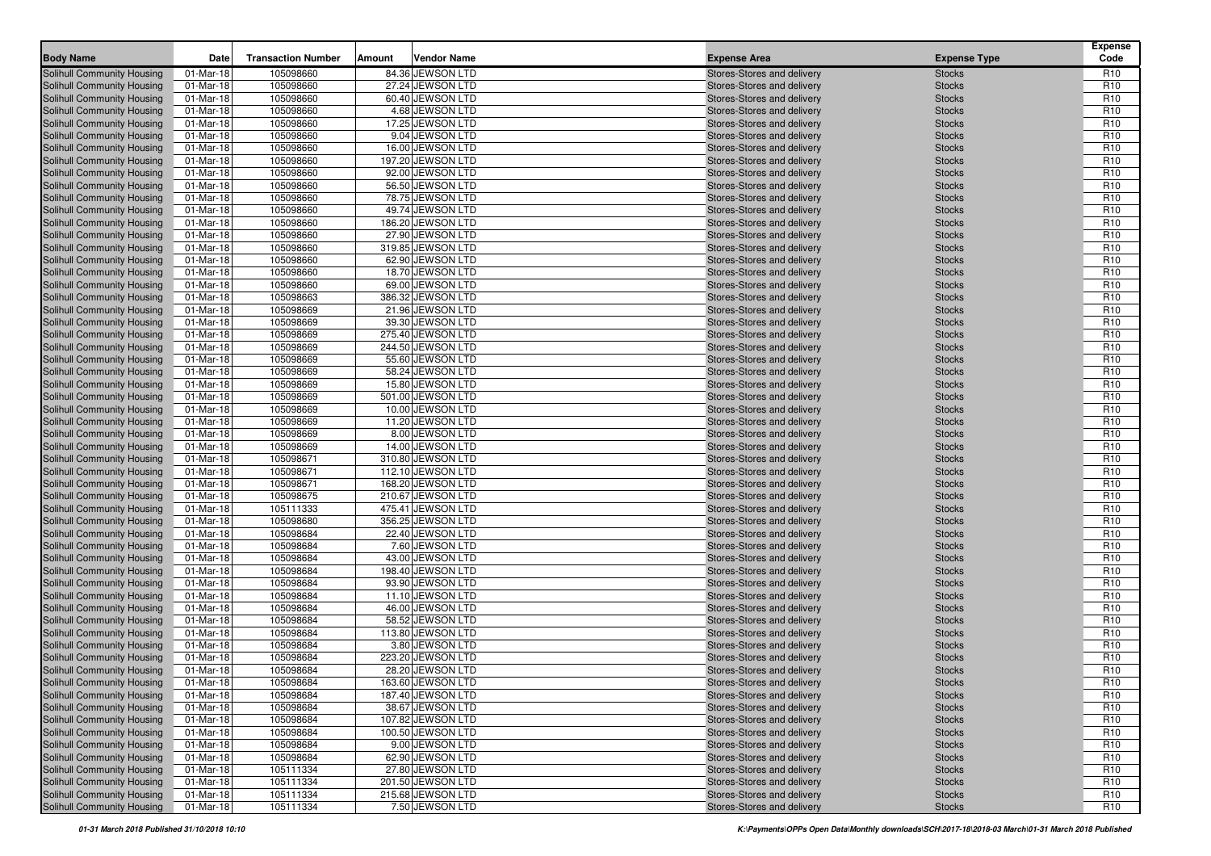| Body Name | Date | Transaction Number | Amount | Vendor Name | Expense Area | Expense Type | Expense Code |
|---|---|---|---|---|---|---|---|
| Solihull Community Housing | 01-Mar-18 | 105098660 | 84.36 | JEWSON LTD | Stores-Stores and delivery | Stocks | R10 |
| Solihull Community Housing | 01-Mar-18 | 105098660 | 27.24 | JEWSON LTD | Stores-Stores and delivery | Stocks | R10 |
| Solihull Community Housing | 01-Mar-18 | 105098660 | 60.40 | JEWSON LTD | Stores-Stores and delivery | Stocks | R10 |
| Solihull Community Housing | 01-Mar-18 | 105098660 | 4.68 | JEWSON LTD | Stores-Stores and delivery | Stocks | R10 |
| Solihull Community Housing | 01-Mar-18 | 105098660 | 17.25 | JEWSON LTD | Stores-Stores and delivery | Stocks | R10 |
| Solihull Community Housing | 01-Mar-18 | 105098660 | 9.04 | JEWSON LTD | Stores-Stores and delivery | Stocks | R10 |
| Solihull Community Housing | 01-Mar-18 | 105098660 | 16.00 | JEWSON LTD | Stores-Stores and delivery | Stocks | R10 |
| Solihull Community Housing | 01-Mar-18 | 105098660 | 197.20 | JEWSON LTD | Stores-Stores and delivery | Stocks | R10 |
| Solihull Community Housing | 01-Mar-18 | 105098660 | 92.00 | JEWSON LTD | Stores-Stores and delivery | Stocks | R10 |
| Solihull Community Housing | 01-Mar-18 | 105098660 | 56.50 | JEWSON LTD | Stores-Stores and delivery | Stocks | R10 |
| Solihull Community Housing | 01-Mar-18 | 105098660 | 78.75 | JEWSON LTD | Stores-Stores and delivery | Stocks | R10 |
| Solihull Community Housing | 01-Mar-18 | 105098660 | 49.74 | JEWSON LTD | Stores-Stores and delivery | Stocks | R10 |
| Solihull Community Housing | 01-Mar-18 | 105098660 | 186.20 | JEWSON LTD | Stores-Stores and delivery | Stocks | R10 |
| Solihull Community Housing | 01-Mar-18 | 105098660 | 27.90 | JEWSON LTD | Stores-Stores and delivery | Stocks | R10 |
| Solihull Community Housing | 01-Mar-18 | 105098660 | 319.85 | JEWSON LTD | Stores-Stores and delivery | Stocks | R10 |
| Solihull Community Housing | 01-Mar-18 | 105098660 | 62.90 | JEWSON LTD | Stores-Stores and delivery | Stocks | R10 |
| Solihull Community Housing | 01-Mar-18 | 105098660 | 18.70 | JEWSON LTD | Stores-Stores and delivery | Stocks | R10 |
| Solihull Community Housing | 01-Mar-18 | 105098660 | 69.00 | JEWSON LTD | Stores-Stores and delivery | Stocks | R10 |
| Solihull Community Housing | 01-Mar-18 | 105098663 | 386.32 | JEWSON LTD | Stores-Stores and delivery | Stocks | R10 |
| Solihull Community Housing | 01-Mar-18 | 105098669 | 21.96 | JEWSON LTD | Stores-Stores and delivery | Stocks | R10 |
| Solihull Community Housing | 01-Mar-18 | 105098669 | 39.30 | JEWSON LTD | Stores-Stores and delivery | Stocks | R10 |
| Solihull Community Housing | 01-Mar-18 | 105098669 | 275.40 | JEWSON LTD | Stores-Stores and delivery | Stocks | R10 |
| Solihull Community Housing | 01-Mar-18 | 105098669 | 244.50 | JEWSON LTD | Stores-Stores and delivery | Stocks | R10 |
| Solihull Community Housing | 01-Mar-18 | 105098669 | 55.60 | JEWSON LTD | Stores-Stores and delivery | Stocks | R10 |
| Solihull Community Housing | 01-Mar-18 | 105098669 | 58.24 | JEWSON LTD | Stores-Stores and delivery | Stocks | R10 |
| Solihull Community Housing | 01-Mar-18 | 105098669 | 15.80 | JEWSON LTD | Stores-Stores and delivery | Stocks | R10 |
| Solihull Community Housing | 01-Mar-18 | 105098669 | 501.00 | JEWSON LTD | Stores-Stores and delivery | Stocks | R10 |
| Solihull Community Housing | 01-Mar-18 | 105098669 | 10.00 | JEWSON LTD | Stores-Stores and delivery | Stocks | R10 |
| Solihull Community Housing | 01-Mar-18 | 105098669 | 11.20 | JEWSON LTD | Stores-Stores and delivery | Stocks | R10 |
| Solihull Community Housing | 01-Mar-18 | 105098669 | 8.00 | JEWSON LTD | Stores-Stores and delivery | Stocks | R10 |
| Solihull Community Housing | 01-Mar-18 | 105098669 | 14.00 | JEWSON LTD | Stores-Stores and delivery | Stocks | R10 |
| Solihull Community Housing | 01-Mar-18 | 105098671 | 310.80 | JEWSON LTD | Stores-Stores and delivery | Stocks | R10 |
| Solihull Community Housing | 01-Mar-18 | 105098671 | 112.10 | JEWSON LTD | Stores-Stores and delivery | Stocks | R10 |
| Solihull Community Housing | 01-Mar-18 | 105098671 | 168.20 | JEWSON LTD | Stores-Stores and delivery | Stocks | R10 |
| Solihull Community Housing | 01-Mar-18 | 105098675 | 210.67 | JEWSON LTD | Stores-Stores and delivery | Stocks | R10 |
| Solihull Community Housing | 01-Mar-18 | 105111333 | 475.41 | JEWSON LTD | Stores-Stores and delivery | Stocks | R10 |
| Solihull Community Housing | 01-Mar-18 | 105098680 | 356.25 | JEWSON LTD | Stores-Stores and delivery | Stocks | R10 |
| Solihull Community Housing | 01-Mar-18 | 105098684 | 22.40 | JEWSON LTD | Stores-Stores and delivery | Stocks | R10 |
| Solihull Community Housing | 01-Mar-18 | 105098684 | 7.60 | JEWSON LTD | Stores-Stores and delivery | Stocks | R10 |
| Solihull Community Housing | 01-Mar-18 | 105098684 | 43.00 | JEWSON LTD | Stores-Stores and delivery | Stocks | R10 |
| Solihull Community Housing | 01-Mar-18 | 105098684 | 198.40 | JEWSON LTD | Stores-Stores and delivery | Stocks | R10 |
| Solihull Community Housing | 01-Mar-18 | 105098684 | 93.90 | JEWSON LTD | Stores-Stores and delivery | Stocks | R10 |
| Solihull Community Housing | 01-Mar-18 | 105098684 | 11.10 | JEWSON LTD | Stores-Stores and delivery | Stocks | R10 |
| Solihull Community Housing | 01-Mar-18 | 105098684 | 46.00 | JEWSON LTD | Stores-Stores and delivery | Stocks | R10 |
| Solihull Community Housing | 01-Mar-18 | 105098684 | 58.52 | JEWSON LTD | Stores-Stores and delivery | Stocks | R10 |
| Solihull Community Housing | 01-Mar-18 | 105098684 | 113.80 | JEWSON LTD | Stores-Stores and delivery | Stocks | R10 |
| Solihull Community Housing | 01-Mar-18 | 105098684 | 3.80 | JEWSON LTD | Stores-Stores and delivery | Stocks | R10 |
| Solihull Community Housing | 01-Mar-18 | 105098684 | 223.20 | JEWSON LTD | Stores-Stores and delivery | Stocks | R10 |
| Solihull Community Housing | 01-Mar-18 | 105098684 | 28.20 | JEWSON LTD | Stores-Stores and delivery | Stocks | R10 |
| Solihull Community Housing | 01-Mar-18 | 105098684 | 163.60 | JEWSON LTD | Stores-Stores and delivery | Stocks | R10 |
| Solihull Community Housing | 01-Mar-18 | 105098684 | 187.40 | JEWSON LTD | Stores-Stores and delivery | Stocks | R10 |
| Solihull Community Housing | 01-Mar-18 | 105098684 | 38.67 | JEWSON LTD | Stores-Stores and delivery | Stocks | R10 |
| Solihull Community Housing | 01-Mar-18 | 105098684 | 107.82 | JEWSON LTD | Stores-Stores and delivery | Stocks | R10 |
| Solihull Community Housing | 01-Mar-18 | 105098684 | 100.50 | JEWSON LTD | Stores-Stores and delivery | Stocks | R10 |
| Solihull Community Housing | 01-Mar-18 | 105098684 | 9.00 | JEWSON LTD | Stores-Stores and delivery | Stocks | R10 |
| Solihull Community Housing | 01-Mar-18 | 105098684 | 62.90 | JEWSON LTD | Stores-Stores and delivery | Stocks | R10 |
| Solihull Community Housing | 01-Mar-18 | 105111334 | 27.80 | JEWSON LTD | Stores-Stores and delivery | Stocks | R10 |
| Solihull Community Housing | 01-Mar-18 | 105111334 | 201.50 | JEWSON LTD | Stores-Stores and delivery | Stocks | R10 |
| Solihull Community Housing | 01-Mar-18 | 105111334 | 215.68 | JEWSON LTD | Stores-Stores and delivery | Stocks | R10 |
| Solihull Community Housing | 01-Mar-18 | 105111334 | 7.50 | JEWSON LTD | Stores-Stores and delivery | Stocks | R10 |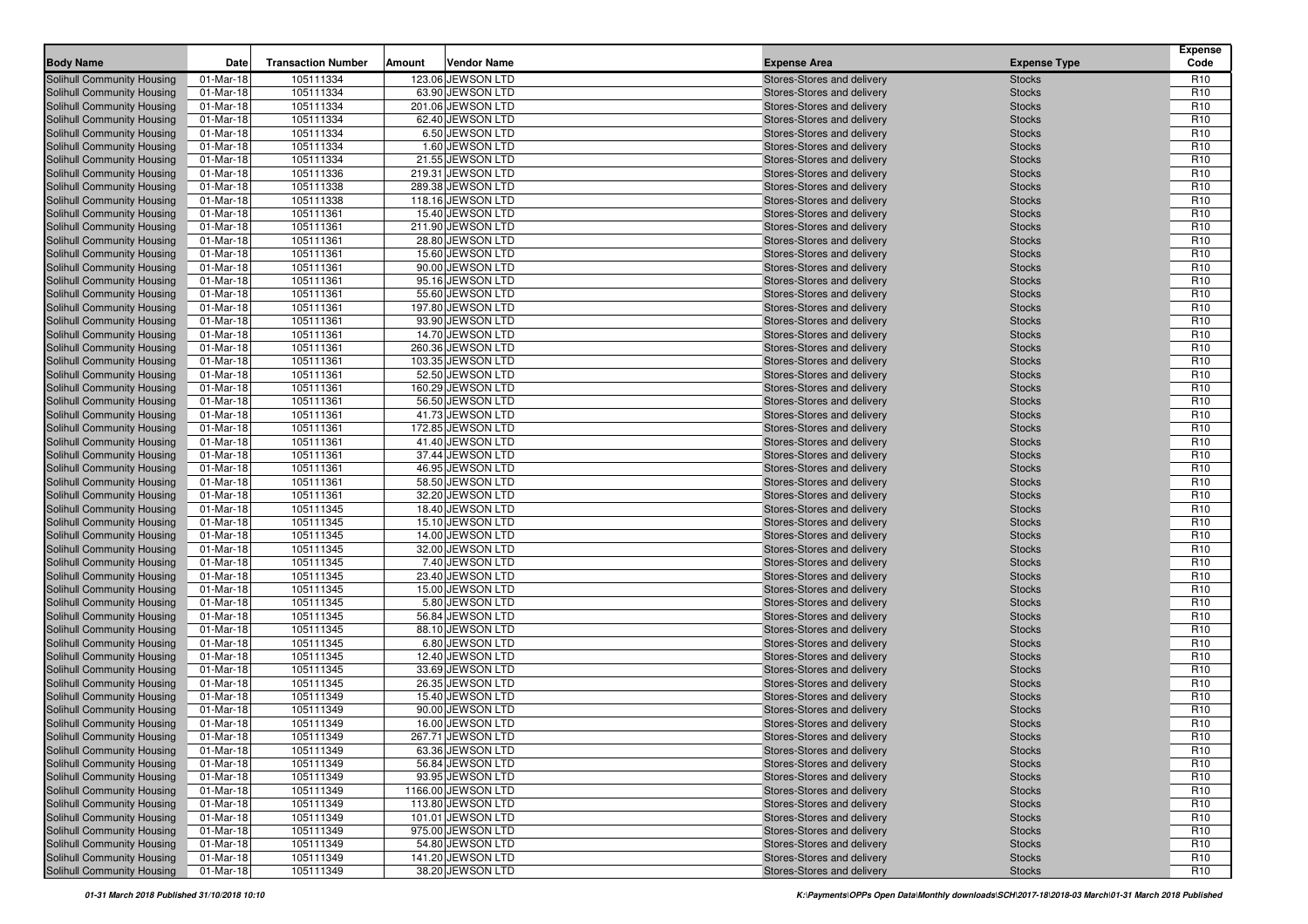| Body Name | Date | Transaction Number | Amount | Vendor Name | Expense Area | Expense Type | Expense Code |
|---|---|---|---|---|---|---|---|
| Solihull Community Housing | 01-Mar-18 | 105111334 | 123.06 | JEWSON LTD | Stores-Stores and delivery | Stocks | R10 |
| Solihull Community Housing | 01-Mar-18 | 105111334 | 63.90 | JEWSON LTD | Stores-Stores and delivery | Stocks | R10 |
| Solihull Community Housing | 01-Mar-18 | 105111334 | 201.06 | JEWSON LTD | Stores-Stores and delivery | Stocks | R10 |
| Solihull Community Housing | 01-Mar-18 | 105111334 | 62.40 | JEWSON LTD | Stores-Stores and delivery | Stocks | R10 |
| Solihull Community Housing | 01-Mar-18 | 105111334 | 6.50 | JEWSON LTD | Stores-Stores and delivery | Stocks | R10 |
| Solihull Community Housing | 01-Mar-18 | 105111334 | 1.60 | JEWSON LTD | Stores-Stores and delivery | Stocks | R10 |
| Solihull Community Housing | 01-Mar-18 | 105111334 | 21.55 | JEWSON LTD | Stores-Stores and delivery | Stocks | R10 |
| Solihull Community Housing | 01-Mar-18 | 105111336 | 219.31 | JEWSON LTD | Stores-Stores and delivery | Stocks | R10 |
| Solihull Community Housing | 01-Mar-18 | 105111338 | 289.38 | JEWSON LTD | Stores-Stores and delivery | Stocks | R10 |
| Solihull Community Housing | 01-Mar-18 | 105111338 | 118.16 | JEWSON LTD | Stores-Stores and delivery | Stocks | R10 |
| Solihull Community Housing | 01-Mar-18 | 105111361 | 15.40 | JEWSON LTD | Stores-Stores and delivery | Stocks | R10 |
| Solihull Community Housing | 01-Mar-18 | 105111361 | 211.90 | JEWSON LTD | Stores-Stores and delivery | Stocks | R10 |
| Solihull Community Housing | 01-Mar-18 | 105111361 | 28.80 | JEWSON LTD | Stores-Stores and delivery | Stocks | R10 |
| Solihull Community Housing | 01-Mar-18 | 105111361 | 15.60 | JEWSON LTD | Stores-Stores and delivery | Stocks | R10 |
| Solihull Community Housing | 01-Mar-18 | 105111361 | 90.00 | JEWSON LTD | Stores-Stores and delivery | Stocks | R10 |
| Solihull Community Housing | 01-Mar-18 | 105111361 | 95.16 | JEWSON LTD | Stores-Stores and delivery | Stocks | R10 |
| Solihull Community Housing | 01-Mar-18 | 105111361 | 55.60 | JEWSON LTD | Stores-Stores and delivery | Stocks | R10 |
| Solihull Community Housing | 01-Mar-18 | 105111361 | 197.80 | JEWSON LTD | Stores-Stores and delivery | Stocks | R10 |
| Solihull Community Housing | 01-Mar-18 | 105111361 | 93.90 | JEWSON LTD | Stores-Stores and delivery | Stocks | R10 |
| Solihull Community Housing | 01-Mar-18 | 105111361 | 14.70 | JEWSON LTD | Stores-Stores and delivery | Stocks | R10 |
| Solihull Community Housing | 01-Mar-18 | 105111361 | 260.36 | JEWSON LTD | Stores-Stores and delivery | Stocks | R10 |
| Solihull Community Housing | 01-Mar-18 | 105111361 | 103.35 | JEWSON LTD | Stores-Stores and delivery | Stocks | R10 |
| Solihull Community Housing | 01-Mar-18 | 105111361 | 52.50 | JEWSON LTD | Stores-Stores and delivery | Stocks | R10 |
| Solihull Community Housing | 01-Mar-18 | 105111361 | 160.29 | JEWSON LTD | Stores-Stores and delivery | Stocks | R10 |
| Solihull Community Housing | 01-Mar-18 | 105111361 | 56.50 | JEWSON LTD | Stores-Stores and delivery | Stocks | R10 |
| Solihull Community Housing | 01-Mar-18 | 105111361 | 41.73 | JEWSON LTD | Stores-Stores and delivery | Stocks | R10 |
| Solihull Community Housing | 01-Mar-18 | 105111361 | 172.85 | JEWSON LTD | Stores-Stores and delivery | Stocks | R10 |
| Solihull Community Housing | 01-Mar-18 | 105111361 | 41.40 | JEWSON LTD | Stores-Stores and delivery | Stocks | R10 |
| Solihull Community Housing | 01-Mar-18 | 105111361 | 37.44 | JEWSON LTD | Stores-Stores and delivery | Stocks | R10 |
| Solihull Community Housing | 01-Mar-18 | 105111361 | 46.95 | JEWSON LTD | Stores-Stores and delivery | Stocks | R10 |
| Solihull Community Housing | 01-Mar-18 | 105111361 | 58.50 | JEWSON LTD | Stores-Stores and delivery | Stocks | R10 |
| Solihull Community Housing | 01-Mar-18 | 105111361 | 32.20 | JEWSON LTD | Stores-Stores and delivery | Stocks | R10 |
| Solihull Community Housing | 01-Mar-18 | 105111345 | 18.40 | JEWSON LTD | Stores-Stores and delivery | Stocks | R10 |
| Solihull Community Housing | 01-Mar-18 | 105111345 | 15.10 | JEWSON LTD | Stores-Stores and delivery | Stocks | R10 |
| Solihull Community Housing | 01-Mar-18 | 105111345 | 14.00 | JEWSON LTD | Stores-Stores and delivery | Stocks | R10 |
| Solihull Community Housing | 01-Mar-18 | 105111345 | 32.00 | JEWSON LTD | Stores-Stores and delivery | Stocks | R10 |
| Solihull Community Housing | 01-Mar-18 | 105111345 | 7.40 | JEWSON LTD | Stores-Stores and delivery | Stocks | R10 |
| Solihull Community Housing | 01-Mar-18 | 105111345 | 23.40 | JEWSON LTD | Stores-Stores and delivery | Stocks | R10 |
| Solihull Community Housing | 01-Mar-18 | 105111345 | 15.00 | JEWSON LTD | Stores-Stores and delivery | Stocks | R10 |
| Solihull Community Housing | 01-Mar-18 | 105111345 | 5.80 | JEWSON LTD | Stores-Stores and delivery | Stocks | R10 |
| Solihull Community Housing | 01-Mar-18 | 105111345 | 56.84 | JEWSON LTD | Stores-Stores and delivery | Stocks | R10 |
| Solihull Community Housing | 01-Mar-18 | 105111345 | 88.10 | JEWSON LTD | Stores-Stores and delivery | Stocks | R10 |
| Solihull Community Housing | 01-Mar-18 | 105111345 | 6.80 | JEWSON LTD | Stores-Stores and delivery | Stocks | R10 |
| Solihull Community Housing | 01-Mar-18 | 105111345 | 12.40 | JEWSON LTD | Stores-Stores and delivery | Stocks | R10 |
| Solihull Community Housing | 01-Mar-18 | 105111345 | 33.69 | JEWSON LTD | Stores-Stores and delivery | Stocks | R10 |
| Solihull Community Housing | 01-Mar-18 | 105111345 | 26.35 | JEWSON LTD | Stores-Stores and delivery | Stocks | R10 |
| Solihull Community Housing | 01-Mar-18 | 105111349 | 15.40 | JEWSON LTD | Stores-Stores and delivery | Stocks | R10 |
| Solihull Community Housing | 01-Mar-18 | 105111349 | 90.00 | JEWSON LTD | Stores-Stores and delivery | Stocks | R10 |
| Solihull Community Housing | 01-Mar-18 | 105111349 | 16.00 | JEWSON LTD | Stores-Stores and delivery | Stocks | R10 |
| Solihull Community Housing | 01-Mar-18 | 105111349 | 267.71 | JEWSON LTD | Stores-Stores and delivery | Stocks | R10 |
| Solihull Community Housing | 01-Mar-18 | 105111349 | 63.36 | JEWSON LTD | Stores-Stores and delivery | Stocks | R10 |
| Solihull Community Housing | 01-Mar-18 | 105111349 | 56.84 | JEWSON LTD | Stores-Stores and delivery | Stocks | R10 |
| Solihull Community Housing | 01-Mar-18 | 105111349 | 93.95 | JEWSON LTD | Stores-Stores and delivery | Stocks | R10 |
| Solihull Community Housing | 01-Mar-18 | 105111349 | 1166.00 | JEWSON LTD | Stores-Stores and delivery | Stocks | R10 |
| Solihull Community Housing | 01-Mar-18 | 105111349 | 113.80 | JEWSON LTD | Stores-Stores and delivery | Stocks | R10 |
| Solihull Community Housing | 01-Mar-18 | 105111349 | 101.01 | JEWSON LTD | Stores-Stores and delivery | Stocks | R10 |
| Solihull Community Housing | 01-Mar-18 | 105111349 | 975.00 | JEWSON LTD | Stores-Stores and delivery | Stocks | R10 |
| Solihull Community Housing | 01-Mar-18 | 105111349 | 54.80 | JEWSON LTD | Stores-Stores and delivery | Stocks | R10 |
| Solihull Community Housing | 01-Mar-18 | 105111349 | 141.20 | JEWSON LTD | Stores-Stores and delivery | Stocks | R10 |
| Solihull Community Housing | 01-Mar-18 | 105111349 | 38.20 | JEWSON LTD | Stores-Stores and delivery | Stocks | R10 |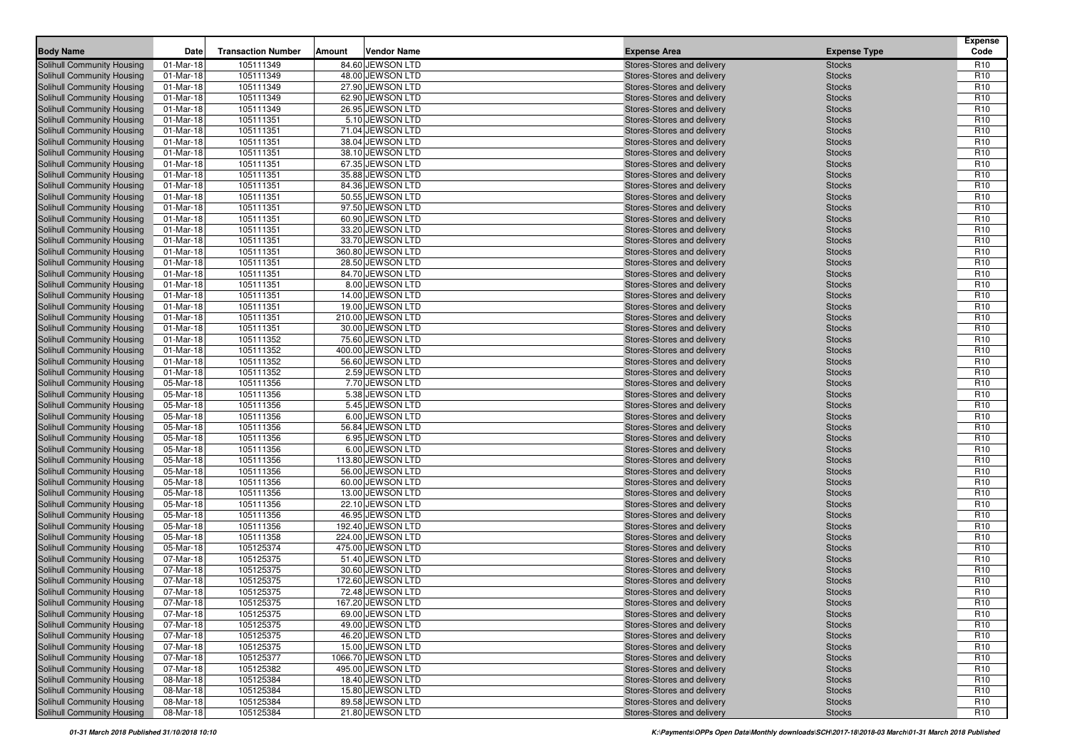| Body Name | Date | Transaction Number | Amount | Vendor Name | Expense Area | Expense Type | Expense Code |
|---|---|---|---|---|---|---|---|
| Solihull Community Housing | 01-Mar-18 | 105111349 | 84.60 | JEWSON LTD | Stores-Stores and delivery | Stocks | R10 |
| Solihull Community Housing | 01-Mar-18 | 105111349 | 48.00 | JEWSON LTD | Stores-Stores and delivery | Stocks | R10 |
| Solihull Community Housing | 01-Mar-18 | 105111349 | 27.90 | JEWSON LTD | Stores-Stores and delivery | Stocks | R10 |
| Solihull Community Housing | 01-Mar-18 | 105111349 | 62.90 | JEWSON LTD | Stores-Stores and delivery | Stocks | R10 |
| Solihull Community Housing | 01-Mar-18 | 105111349 | 26.95 | JEWSON LTD | Stores-Stores and delivery | Stocks | R10 |
| Solihull Community Housing | 01-Mar-18 | 105111351 | 5.10 | JEWSON LTD | Stores-Stores and delivery | Stocks | R10 |
| Solihull Community Housing | 01-Mar-18 | 105111351 | 71.04 | JEWSON LTD | Stores-Stores and delivery | Stocks | R10 |
| Solihull Community Housing | 01-Mar-18 | 105111351 | 38.04 | JEWSON LTD | Stores-Stores and delivery | Stocks | R10 |
| Solihull Community Housing | 01-Mar-18 | 105111351 | 38.10 | JEWSON LTD | Stores-Stores and delivery | Stocks | R10 |
| Solihull Community Housing | 01-Mar-18 | 105111351 | 67.35 | JEWSON LTD | Stores-Stores and delivery | Stocks | R10 |
| Solihull Community Housing | 01-Mar-18 | 105111351 | 35.88 | JEWSON LTD | Stores-Stores and delivery | Stocks | R10 |
| Solihull Community Housing | 01-Mar-18 | 105111351 | 84.36 | JEWSON LTD | Stores-Stores and delivery | Stocks | R10 |
| Solihull Community Housing | 01-Mar-18 | 105111351 | 50.55 | JEWSON LTD | Stores-Stores and delivery | Stocks | R10 |
| Solihull Community Housing | 01-Mar-18 | 105111351 | 97.50 | JEWSON LTD | Stores-Stores and delivery | Stocks | R10 |
| Solihull Community Housing | 01-Mar-18 | 105111351 | 60.90 | JEWSON LTD | Stores-Stores and delivery | Stocks | R10 |
| Solihull Community Housing | 01-Mar-18 | 105111351 | 33.20 | JEWSON LTD | Stores-Stores and delivery | Stocks | R10 |
| Solihull Community Housing | 01-Mar-18 | 105111351 | 33.70 | JEWSON LTD | Stores-Stores and delivery | Stocks | R10 |
| Solihull Community Housing | 01-Mar-18 | 105111351 | 360.80 | JEWSON LTD | Stores-Stores and delivery | Stocks | R10 |
| Solihull Community Housing | 01-Mar-18 | 105111351 | 28.50 | JEWSON LTD | Stores-Stores and delivery | Stocks | R10 |
| Solihull Community Housing | 01-Mar-18 | 105111351 | 84.70 | JEWSON LTD | Stores-Stores and delivery | Stocks | R10 |
| Solihull Community Housing | 01-Mar-18 | 105111351 | 8.00 | JEWSON LTD | Stores-Stores and delivery | Stocks | R10 |
| Solihull Community Housing | 01-Mar-18 | 105111351 | 14.00 | JEWSON LTD | Stores-Stores and delivery | Stocks | R10 |
| Solihull Community Housing | 01-Mar-18 | 105111351 | 19.00 | JEWSON LTD | Stores-Stores and delivery | Stocks | R10 |
| Solihull Community Housing | 01-Mar-18 | 105111351 | 210.00 | JEWSON LTD | Stores-Stores and delivery | Stocks | R10 |
| Solihull Community Housing | 01-Mar-18 | 105111351 | 30.00 | JEWSON LTD | Stores-Stores and delivery | Stocks | R10 |
| Solihull Community Housing | 01-Mar-18 | 105111352 | 75.60 | JEWSON LTD | Stores-Stores and delivery | Stocks | R10 |
| Solihull Community Housing | 01-Mar-18 | 105111352 | 400.00 | JEWSON LTD | Stores-Stores and delivery | Stocks | R10 |
| Solihull Community Housing | 01-Mar-18 | 105111352 | 56.60 | JEWSON LTD | Stores-Stores and delivery | Stocks | R10 |
| Solihull Community Housing | 01-Mar-18 | 105111352 | 2.59 | JEWSON LTD | Stores-Stores and delivery | Stocks | R10 |
| Solihull Community Housing | 05-Mar-18 | 105111356 | 7.70 | JEWSON LTD | Stores-Stores and delivery | Stocks | R10 |
| Solihull Community Housing | 05-Mar-18 | 105111356 | 5.38 | JEWSON LTD | Stores-Stores and delivery | Stocks | R10 |
| Solihull Community Housing | 05-Mar-18 | 105111356 | 5.45 | JEWSON LTD | Stores-Stores and delivery | Stocks | R10 |
| Solihull Community Housing | 05-Mar-18 | 105111356 | 6.00 | JEWSON LTD | Stores-Stores and delivery | Stocks | R10 |
| Solihull Community Housing | 05-Mar-18 | 105111356 | 56.84 | JEWSON LTD | Stores-Stores and delivery | Stocks | R10 |
| Solihull Community Housing | 05-Mar-18 | 105111356 | 6.95 | JEWSON LTD | Stores-Stores and delivery | Stocks | R10 |
| Solihull Community Housing | 05-Mar-18 | 105111356 | 6.00 | JEWSON LTD | Stores-Stores and delivery | Stocks | R10 |
| Solihull Community Housing | 05-Mar-18 | 105111356 | 113.80 | JEWSON LTD | Stores-Stores and delivery | Stocks | R10 |
| Solihull Community Housing | 05-Mar-18 | 105111356 | 56.00 | JEWSON LTD | Stores-Stores and delivery | Stocks | R10 |
| Solihull Community Housing | 05-Mar-18 | 105111356 | 60.00 | JEWSON LTD | Stores-Stores and delivery | Stocks | R10 |
| Solihull Community Housing | 05-Mar-18 | 105111356 | 13.00 | JEWSON LTD | Stores-Stores and delivery | Stocks | R10 |
| Solihull Community Housing | 05-Mar-18 | 105111356 | 22.10 | JEWSON LTD | Stores-Stores and delivery | Stocks | R10 |
| Solihull Community Housing | 05-Mar-18 | 105111356 | 46.95 | JEWSON LTD | Stores-Stores and delivery | Stocks | R10 |
| Solihull Community Housing | 05-Mar-18 | 105111356 | 192.40 | JEWSON LTD | Stores-Stores and delivery | Stocks | R10 |
| Solihull Community Housing | 05-Mar-18 | 105111358 | 224.00 | JEWSON LTD | Stores-Stores and delivery | Stocks | R10 |
| Solihull Community Housing | 05-Mar-18 | 105125374 | 475.00 | JEWSON LTD | Stores-Stores and delivery | Stocks | R10 |
| Solihull Community Housing | 07-Mar-18 | 105125375 | 51.40 | JEWSON LTD | Stores-Stores and delivery | Stocks | R10 |
| Solihull Community Housing | 07-Mar-18 | 105125375 | 30.60 | JEWSON LTD | Stores-Stores and delivery | Stocks | R10 |
| Solihull Community Housing | 07-Mar-18 | 105125375 | 172.60 | JEWSON LTD | Stores-Stores and delivery | Stocks | R10 |
| Solihull Community Housing | 07-Mar-18 | 105125375 | 72.48 | JEWSON LTD | Stores-Stores and delivery | Stocks | R10 |
| Solihull Community Housing | 07-Mar-18 | 105125375 | 167.20 | JEWSON LTD | Stores-Stores and delivery | Stocks | R10 |
| Solihull Community Housing | 07-Mar-18 | 105125375 | 69.00 | JEWSON LTD | Stores-Stores and delivery | Stocks | R10 |
| Solihull Community Housing | 07-Mar-18 | 105125375 | 49.00 | JEWSON LTD | Stores-Stores and delivery | Stocks | R10 |
| Solihull Community Housing | 07-Mar-18 | 105125375 | 46.20 | JEWSON LTD | Stores-Stores and delivery | Stocks | R10 |
| Solihull Community Housing | 07-Mar-18 | 105125375 | 15.00 | JEWSON LTD | Stores-Stores and delivery | Stocks | R10 |
| Solihull Community Housing | 07-Mar-18 | 105125377 | 1066.70 | JEWSON LTD | Stores-Stores and delivery | Stocks | R10 |
| Solihull Community Housing | 07-Mar-18 | 105125382 | 495.00 | JEWSON LTD | Stores-Stores and delivery | Stocks | R10 |
| Solihull Community Housing | 08-Mar-18 | 105125384 | 18.40 | JEWSON LTD | Stores-Stores and delivery | Stocks | R10 |
| Solihull Community Housing | 08-Mar-18 | 105125384 | 15.80 | JEWSON LTD | Stores-Stores and delivery | Stocks | R10 |
| Solihull Community Housing | 08-Mar-18 | 105125384 | 89.58 | JEWSON LTD | Stores-Stores and delivery | Stocks | R10 |
| Solihull Community Housing | 08-Mar-18 | 105125384 | 21.80 | JEWSON LTD | Stores-Stores and delivery | Stocks | R10 |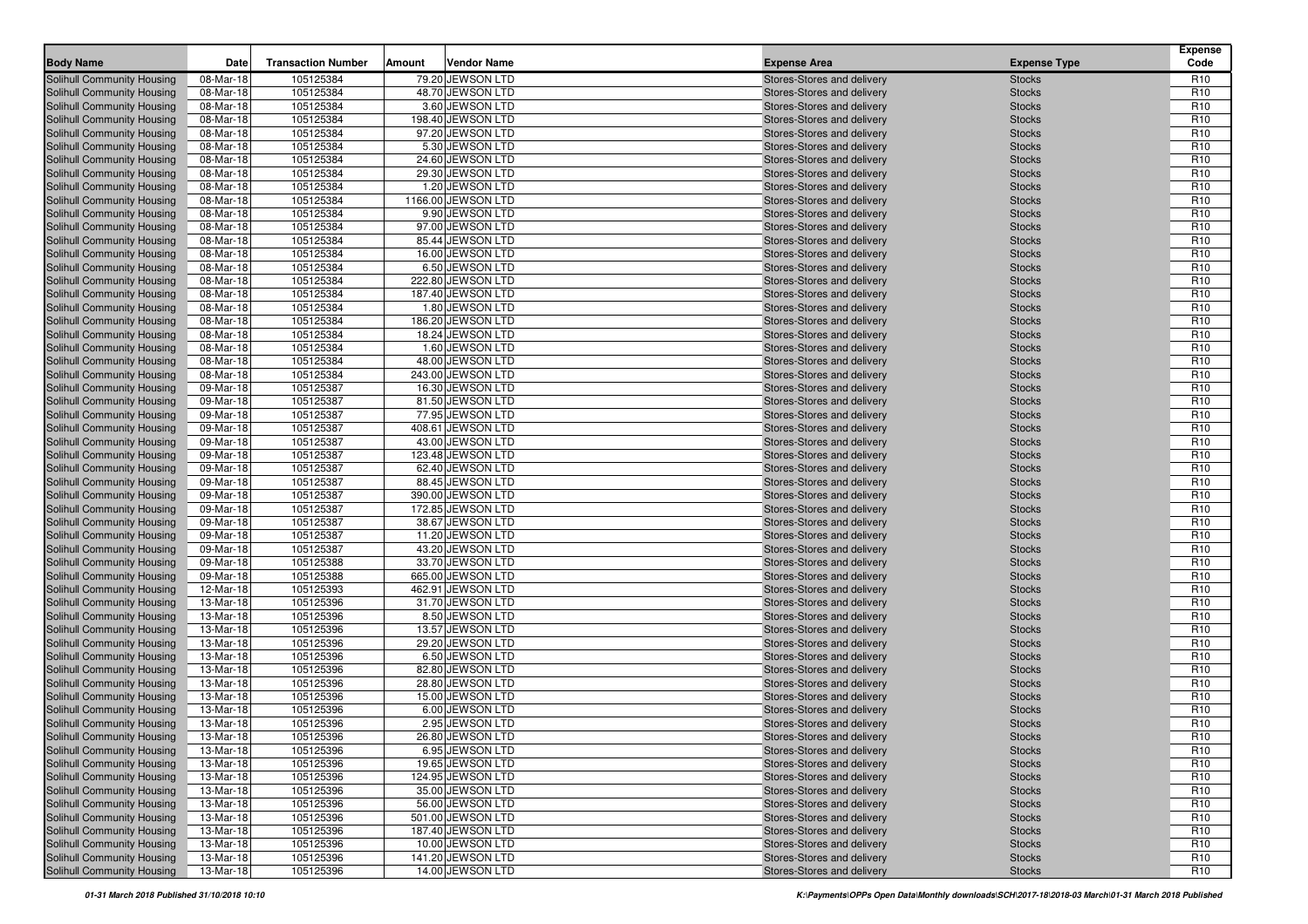| Body Name | Date | Transaction Number | Amount | Vendor Name | Expense Area | Expense Type | Expense Code |
|---|---|---|---|---|---|---|---|
| Solihull Community Housing | 08-Mar-18 | 105125384 | 79.20 | JEWSON LTD | Stores-Stores and delivery | Stocks | R10 |
| Solihull Community Housing | 08-Mar-18 | 105125384 | 48.70 | JEWSON LTD | Stores-Stores and delivery | Stocks | R10 |
| Solihull Community Housing | 08-Mar-18 | 105125384 | 3.60 | JEWSON LTD | Stores-Stores and delivery | Stocks | R10 |
| Solihull Community Housing | 08-Mar-18 | 105125384 | 198.40 | JEWSON LTD | Stores-Stores and delivery | Stocks | R10 |
| Solihull Community Housing | 08-Mar-18 | 105125384 | 97.20 | JEWSON LTD | Stores-Stores and delivery | Stocks | R10 |
| Solihull Community Housing | 08-Mar-18 | 105125384 | 5.30 | JEWSON LTD | Stores-Stores and delivery | Stocks | R10 |
| Solihull Community Housing | 08-Mar-18 | 105125384 | 24.60 | JEWSON LTD | Stores-Stores and delivery | Stocks | R10 |
| Solihull Community Housing | 08-Mar-18 | 105125384 | 29.30 | JEWSON LTD | Stores-Stores and delivery | Stocks | R10 |
| Solihull Community Housing | 08-Mar-18 | 105125384 | 1.20 | JEWSON LTD | Stores-Stores and delivery | Stocks | R10 |
| Solihull Community Housing | 08-Mar-18 | 105125384 | 1166.00 | JEWSON LTD | Stores-Stores and delivery | Stocks | R10 |
| Solihull Community Housing | 08-Mar-18 | 105125384 | 9.90 | JEWSON LTD | Stores-Stores and delivery | Stocks | R10 |
| Solihull Community Housing | 08-Mar-18 | 105125384 | 97.00 | JEWSON LTD | Stores-Stores and delivery | Stocks | R10 |
| Solihull Community Housing | 08-Mar-18 | 105125384 | 85.44 | JEWSON LTD | Stores-Stores and delivery | Stocks | R10 |
| Solihull Community Housing | 08-Mar-18 | 105125384 | 16.00 | JEWSON LTD | Stores-Stores and delivery | Stocks | R10 |
| Solihull Community Housing | 08-Mar-18 | 105125384 | 6.50 | JEWSON LTD | Stores-Stores and delivery | Stocks | R10 |
| Solihull Community Housing | 08-Mar-18 | 105125384 | 222.80 | JEWSON LTD | Stores-Stores and delivery | Stocks | R10 |
| Solihull Community Housing | 08-Mar-18 | 105125384 | 187.40 | JEWSON LTD | Stores-Stores and delivery | Stocks | R10 |
| Solihull Community Housing | 08-Mar-18 | 105125384 | 1.80 | JEWSON LTD | Stores-Stores and delivery | Stocks | R10 |
| Solihull Community Housing | 08-Mar-18 | 105125384 | 186.20 | JEWSON LTD | Stores-Stores and delivery | Stocks | R10 |
| Solihull Community Housing | 08-Mar-18 | 105125384 | 18.24 | JEWSON LTD | Stores-Stores and delivery | Stocks | R10 |
| Solihull Community Housing | 08-Mar-18 | 105125384 | 1.60 | JEWSON LTD | Stores-Stores and delivery | Stocks | R10 |
| Solihull Community Housing | 08-Mar-18 | 105125384 | 48.00 | JEWSON LTD | Stores-Stores and delivery | Stocks | R10 |
| Solihull Community Housing | 08-Mar-18 | 105125384 | 243.00 | JEWSON LTD | Stores-Stores and delivery | Stocks | R10 |
| Solihull Community Housing | 09-Mar-18 | 105125387 | 16.30 | JEWSON LTD | Stores-Stores and delivery | Stocks | R10 |
| Solihull Community Housing | 09-Mar-18 | 105125387 | 81.50 | JEWSON LTD | Stores-Stores and delivery | Stocks | R10 |
| Solihull Community Housing | 09-Mar-18 | 105125387 | 77.95 | JEWSON LTD | Stores-Stores and delivery | Stocks | R10 |
| Solihull Community Housing | 09-Mar-18 | 105125387 | 408.61 | JEWSON LTD | Stores-Stores and delivery | Stocks | R10 |
| Solihull Community Housing | 09-Mar-18 | 105125387 | 43.00 | JEWSON LTD | Stores-Stores and delivery | Stocks | R10 |
| Solihull Community Housing | 09-Mar-18 | 105125387 | 123.48 | JEWSON LTD | Stores-Stores and delivery | Stocks | R10 |
| Solihull Community Housing | 09-Mar-18 | 105125387 | 62.40 | JEWSON LTD | Stores-Stores and delivery | Stocks | R10 |
| Solihull Community Housing | 09-Mar-18 | 105125387 | 88.45 | JEWSON LTD | Stores-Stores and delivery | Stocks | R10 |
| Solihull Community Housing | 09-Mar-18 | 105125387 | 390.00 | JEWSON LTD | Stores-Stores and delivery | Stocks | R10 |
| Solihull Community Housing | 09-Mar-18 | 105125387 | 172.85 | JEWSON LTD | Stores-Stores and delivery | Stocks | R10 |
| Solihull Community Housing | 09-Mar-18 | 105125387 | 38.67 | JEWSON LTD | Stores-Stores and delivery | Stocks | R10 |
| Solihull Community Housing | 09-Mar-18 | 105125387 | 11.20 | JEWSON LTD | Stores-Stores and delivery | Stocks | R10 |
| Solihull Community Housing | 09-Mar-18 | 105125387 | 43.20 | JEWSON LTD | Stores-Stores and delivery | Stocks | R10 |
| Solihull Community Housing | 09-Mar-18 | 105125388 | 33.70 | JEWSON LTD | Stores-Stores and delivery | Stocks | R10 |
| Solihull Community Housing | 09-Mar-18 | 105125388 | 665.00 | JEWSON LTD | Stores-Stores and delivery | Stocks | R10 |
| Solihull Community Housing | 12-Mar-18 | 105125393 | 462.91 | JEWSON LTD | Stores-Stores and delivery | Stocks | R10 |
| Solihull Community Housing | 13-Mar-18 | 105125396 | 31.70 | JEWSON LTD | Stores-Stores and delivery | Stocks | R10 |
| Solihull Community Housing | 13-Mar-18 | 105125396 | 8.50 | JEWSON LTD | Stores-Stores and delivery | Stocks | R10 |
| Solihull Community Housing | 13-Mar-18 | 105125396 | 13.57 | JEWSON LTD | Stores-Stores and delivery | Stocks | R10 |
| Solihull Community Housing | 13-Mar-18 | 105125396 | 29.20 | JEWSON LTD | Stores-Stores and delivery | Stocks | R10 |
| Solihull Community Housing | 13-Mar-18 | 105125396 | 6.50 | JEWSON LTD | Stores-Stores and delivery | Stocks | R10 |
| Solihull Community Housing | 13-Mar-18 | 105125396 | 82.80 | JEWSON LTD | Stores-Stores and delivery | Stocks | R10 |
| Solihull Community Housing | 13-Mar-18 | 105125396 | 28.80 | JEWSON LTD | Stores-Stores and delivery | Stocks | R10 |
| Solihull Community Housing | 13-Mar-18 | 105125396 | 15.00 | JEWSON LTD | Stores-Stores and delivery | Stocks | R10 |
| Solihull Community Housing | 13-Mar-18 | 105125396 | 6.00 | JEWSON LTD | Stores-Stores and delivery | Stocks | R10 |
| Solihull Community Housing | 13-Mar-18 | 105125396 | 2.95 | JEWSON LTD | Stores-Stores and delivery | Stocks | R10 |
| Solihull Community Housing | 13-Mar-18 | 105125396 | 26.80 | JEWSON LTD | Stores-Stores and delivery | Stocks | R10 |
| Solihull Community Housing | 13-Mar-18 | 105125396 | 6.95 | JEWSON LTD | Stores-Stores and delivery | Stocks | R10 |
| Solihull Community Housing | 13-Mar-18 | 105125396 | 19.65 | JEWSON LTD | Stores-Stores and delivery | Stocks | R10 |
| Solihull Community Housing | 13-Mar-18 | 105125396 | 124.95 | JEWSON LTD | Stores-Stores and delivery | Stocks | R10 |
| Solihull Community Housing | 13-Mar-18 | 105125396 | 35.00 | JEWSON LTD | Stores-Stores and delivery | Stocks | R10 |
| Solihull Community Housing | 13-Mar-18 | 105125396 | 56.00 | JEWSON LTD | Stores-Stores and delivery | Stocks | R10 |
| Solihull Community Housing | 13-Mar-18 | 105125396 | 501.00 | JEWSON LTD | Stores-Stores and delivery | Stocks | R10 |
| Solihull Community Housing | 13-Mar-18 | 105125396 | 187.40 | JEWSON LTD | Stores-Stores and delivery | Stocks | R10 |
| Solihull Community Housing | 13-Mar-18 | 105125396 | 10.00 | JEWSON LTD | Stores-Stores and delivery | Stocks | R10 |
| Solihull Community Housing | 13-Mar-18 | 105125396 | 141.20 | JEWSON LTD | Stores-Stores and delivery | Stocks | R10 |
| Solihull Community Housing | 13-Mar-18 | 105125396 | 14.00 | JEWSON LTD | Stores-Stores and delivery | Stocks | R10 |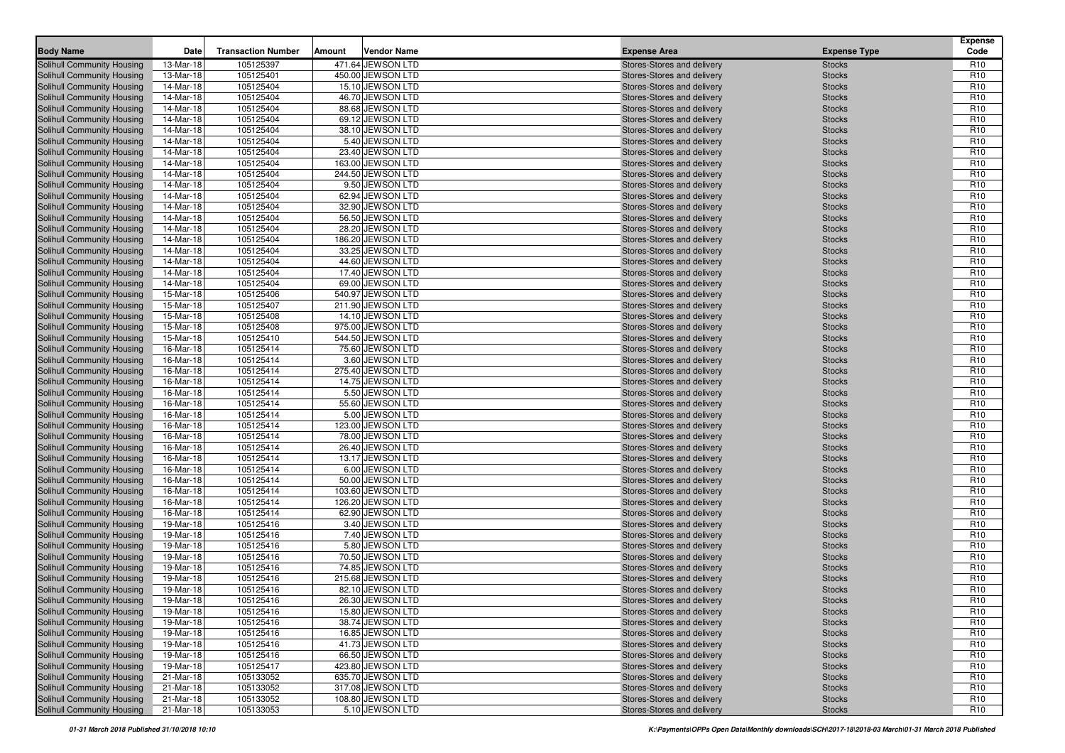| Body Name | Date | Transaction Number | Amount | Vendor Name | Expense Area | Expense Type | Expense Code |
|---|---|---|---|---|---|---|---|
| Solihull Community Housing | 13-Mar-18 | 105125397 | 471.64 | JEWSON LTD | Stores-Stores and delivery | Stocks | R10 |
| Solihull Community Housing | 13-Mar-18 | 105125401 | 450.00 | JEWSON LTD | Stores-Stores and delivery | Stocks | R10 |
| Solihull Community Housing | 14-Mar-18 | 105125404 | 15.10 | JEWSON LTD | Stores-Stores and delivery | Stocks | R10 |
| Solihull Community Housing | 14-Mar-18 | 105125404 | 46.70 | JEWSON LTD | Stores-Stores and delivery | Stocks | R10 |
| Solihull Community Housing | 14-Mar-18 | 105125404 | 88.68 | JEWSON LTD | Stores-Stores and delivery | Stocks | R10 |
| Solihull Community Housing | 14-Mar-18 | 105125404 | 69.12 | JEWSON LTD | Stores-Stores and delivery | Stocks | R10 |
| Solihull Community Housing | 14-Mar-18 | 105125404 | 38.10 | JEWSON LTD | Stores-Stores and delivery | Stocks | R10 |
| Solihull Community Housing | 14-Mar-18 | 105125404 | 5.40 | JEWSON LTD | Stores-Stores and delivery | Stocks | R10 |
| Solihull Community Housing | 14-Mar-18 | 105125404 | 23.40 | JEWSON LTD | Stores-Stores and delivery | Stocks | R10 |
| Solihull Community Housing | 14-Mar-18 | 105125404 | 163.00 | JEWSON LTD | Stores-Stores and delivery | Stocks | R10 |
| Solihull Community Housing | 14-Mar-18 | 105125404 | 244.50 | JEWSON LTD | Stores-Stores and delivery | Stocks | R10 |
| Solihull Community Housing | 14-Mar-18 | 105125404 | 9.50 | JEWSON LTD | Stores-Stores and delivery | Stocks | R10 |
| Solihull Community Housing | 14-Mar-18 | 105125404 | 62.94 | JEWSON LTD | Stores-Stores and delivery | Stocks | R10 |
| Solihull Community Housing | 14-Mar-18 | 105125404 | 32.90 | JEWSON LTD | Stores-Stores and delivery | Stocks | R10 |
| Solihull Community Housing | 14-Mar-18 | 105125404 | 56.50 | JEWSON LTD | Stores-Stores and delivery | Stocks | R10 |
| Solihull Community Housing | 14-Mar-18 | 105125404 | 28.20 | JEWSON LTD | Stores-Stores and delivery | Stocks | R10 |
| Solihull Community Housing | 14-Mar-18 | 105125404 | 186.20 | JEWSON LTD | Stores-Stores and delivery | Stocks | R10 |
| Solihull Community Housing | 14-Mar-18 | 105125404 | 33.25 | JEWSON LTD | Stores-Stores and delivery | Stocks | R10 |
| Solihull Community Housing | 14-Mar-18 | 105125404 | 44.60 | JEWSON LTD | Stores-Stores and delivery | Stocks | R10 |
| Solihull Community Housing | 14-Mar-18 | 105125404 | 17.40 | JEWSON LTD | Stores-Stores and delivery | Stocks | R10 |
| Solihull Community Housing | 14-Mar-18 | 105125404 | 69.00 | JEWSON LTD | Stores-Stores and delivery | Stocks | R10 |
| Solihull Community Housing | 15-Mar-18 | 105125406 | 540.97 | JEWSON LTD | Stores-Stores and delivery | Stocks | R10 |
| Solihull Community Housing | 15-Mar-18 | 105125407 | 211.90 | JEWSON LTD | Stores-Stores and delivery | Stocks | R10 |
| Solihull Community Housing | 15-Mar-18 | 105125408 | 14.10 | JEWSON LTD | Stores-Stores and delivery | Stocks | R10 |
| Solihull Community Housing | 15-Mar-18 | 105125408 | 975.00 | JEWSON LTD | Stores-Stores and delivery | Stocks | R10 |
| Solihull Community Housing | 15-Mar-18 | 105125410 | 544.50 | JEWSON LTD | Stores-Stores and delivery | Stocks | R10 |
| Solihull Community Housing | 16-Mar-18 | 105125414 | 75.60 | JEWSON LTD | Stores-Stores and delivery | Stocks | R10 |
| Solihull Community Housing | 16-Mar-18 | 105125414 | 3.60 | JEWSON LTD | Stores-Stores and delivery | Stocks | R10 |
| Solihull Community Housing | 16-Mar-18 | 105125414 | 275.40 | JEWSON LTD | Stores-Stores and delivery | Stocks | R10 |
| Solihull Community Housing | 16-Mar-18 | 105125414 | 14.75 | JEWSON LTD | Stores-Stores and delivery | Stocks | R10 |
| Solihull Community Housing | 16-Mar-18 | 105125414 | 5.50 | JEWSON LTD | Stores-Stores and delivery | Stocks | R10 |
| Solihull Community Housing | 16-Mar-18 | 105125414 | 55.60 | JEWSON LTD | Stores-Stores and delivery | Stocks | R10 |
| Solihull Community Housing | 16-Mar-18 | 105125414 | 5.00 | JEWSON LTD | Stores-Stores and delivery | Stocks | R10 |
| Solihull Community Housing | 16-Mar-18 | 105125414 | 123.00 | JEWSON LTD | Stores-Stores and delivery | Stocks | R10 |
| Solihull Community Housing | 16-Mar-18 | 105125414 | 78.00 | JEWSON LTD | Stores-Stores and delivery | Stocks | R10 |
| Solihull Community Housing | 16-Mar-18 | 105125414 | 26.40 | JEWSON LTD | Stores-Stores and delivery | Stocks | R10 |
| Solihull Community Housing | 16-Mar-18 | 105125414 | 13.17 | JEWSON LTD | Stores-Stores and delivery | Stocks | R10 |
| Solihull Community Housing | 16-Mar-18 | 105125414 | 6.00 | JEWSON LTD | Stores-Stores and delivery | Stocks | R10 |
| Solihull Community Housing | 16-Mar-18 | 105125414 | 50.00 | JEWSON LTD | Stores-Stores and delivery | Stocks | R10 |
| Solihull Community Housing | 16-Mar-18 | 105125414 | 103.60 | JEWSON LTD | Stores-Stores and delivery | Stocks | R10 |
| Solihull Community Housing | 16-Mar-18 | 105125414 | 126.20 | JEWSON LTD | Stores-Stores and delivery | Stocks | R10 |
| Solihull Community Housing | 16-Mar-18 | 105125414 | 62.90 | JEWSON LTD | Stores-Stores and delivery | Stocks | R10 |
| Solihull Community Housing | 19-Mar-18 | 105125416 | 3.40 | JEWSON LTD | Stores-Stores and delivery | Stocks | R10 |
| Solihull Community Housing | 19-Mar-18 | 105125416 | 7.40 | JEWSON LTD | Stores-Stores and delivery | Stocks | R10 |
| Solihull Community Housing | 19-Mar-18 | 105125416 | 5.80 | JEWSON LTD | Stores-Stores and delivery | Stocks | R10 |
| Solihull Community Housing | 19-Mar-18 | 105125416 | 70.50 | JEWSON LTD | Stores-Stores and delivery | Stocks | R10 |
| Solihull Community Housing | 19-Mar-18 | 105125416 | 74.85 | JEWSON LTD | Stores-Stores and delivery | Stocks | R10 |
| Solihull Community Housing | 19-Mar-18 | 105125416 | 215.68 | JEWSON LTD | Stores-Stores and delivery | Stocks | R10 |
| Solihull Community Housing | 19-Mar-18 | 105125416 | 82.10 | JEWSON LTD | Stores-Stores and delivery | Stocks | R10 |
| Solihull Community Housing | 19-Mar-18 | 105125416 | 26.30 | JEWSON LTD | Stores-Stores and delivery | Stocks | R10 |
| Solihull Community Housing | 19-Mar-18 | 105125416 | 15.80 | JEWSON LTD | Stores-Stores and delivery | Stocks | R10 |
| Solihull Community Housing | 19-Mar-18 | 105125416 | 38.74 | JEWSON LTD | Stores-Stores and delivery | Stocks | R10 |
| Solihull Community Housing | 19-Mar-18 | 105125416 | 16.85 | JEWSON LTD | Stores-Stores and delivery | Stocks | R10 |
| Solihull Community Housing | 19-Mar-18 | 105125416 | 41.73 | JEWSON LTD | Stores-Stores and delivery | Stocks | R10 |
| Solihull Community Housing | 19-Mar-18 | 105125416 | 66.50 | JEWSON LTD | Stores-Stores and delivery | Stocks | R10 |
| Solihull Community Housing | 19-Mar-18 | 105125417 | 423.80 | JEWSON LTD | Stores-Stores and delivery | Stocks | R10 |
| Solihull Community Housing | 21-Mar-18 | 105133052 | 635.70 | JEWSON LTD | Stores-Stores and delivery | Stocks | R10 |
| Solihull Community Housing | 21-Mar-18 | 105133052 | 317.08 | JEWSON LTD | Stores-Stores and delivery | Stocks | R10 |
| Solihull Community Housing | 21-Mar-18 | 105133052 | 108.80 | JEWSON LTD | Stores-Stores and delivery | Stocks | R10 |
| Solihull Community Housing | 21-Mar-18 | 105133053 | 5.10 | JEWSON LTD | Stores-Stores and delivery | Stocks | R10 |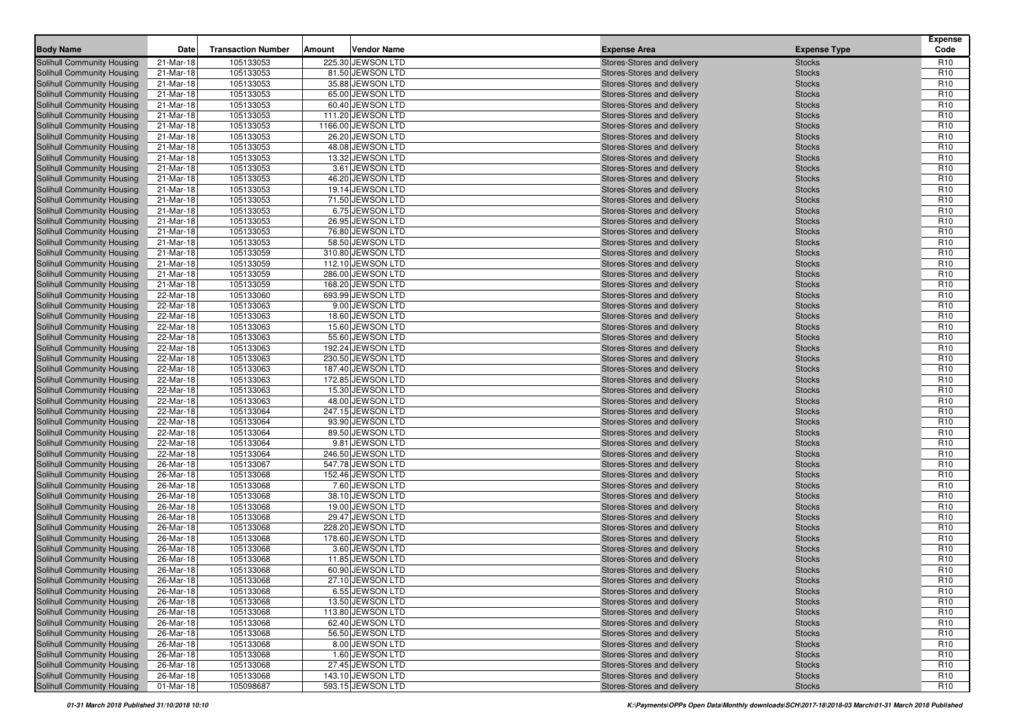| Body Name | Date | Transaction Number | Amount | Vendor Name | Expense Area | Expense Type | Expense Code |
|---|---|---|---|---|---|---|---|
| Solihull Community Housing | 21-Mar-18 | 105133053 | 225.30 | JEWSON LTD | Stores-Stores and delivery | Stocks | R10 |
| Solihull Community Housing | 21-Mar-18 | 105133053 | 81.50 | JEWSON LTD | Stores-Stores and delivery | Stocks | R10 |
| Solihull Community Housing | 21-Mar-18 | 105133053 | 35.88 | JEWSON LTD | Stores-Stores and delivery | Stocks | R10 |
| Solihull Community Housing | 21-Mar-18 | 105133053 | 65.00 | JEWSON LTD | Stores-Stores and delivery | Stocks | R10 |
| Solihull Community Housing | 21-Mar-18 | 105133053 | 60.40 | JEWSON LTD | Stores-Stores and delivery | Stocks | R10 |
| Solihull Community Housing | 21-Mar-18 | 105133053 | 111.20 | JEWSON LTD | Stores-Stores and delivery | Stocks | R10 |
| Solihull Community Housing | 21-Mar-18 | 105133053 | 1166.00 | JEWSON LTD | Stores-Stores and delivery | Stocks | R10 |
| Solihull Community Housing | 21-Mar-18 | 105133053 | 26.20 | JEWSON LTD | Stores-Stores and delivery | Stocks | R10 |
| Solihull Community Housing | 21-Mar-18 | 105133053 | 48.08 | JEWSON LTD | Stores-Stores and delivery | Stocks | R10 |
| Solihull Community Housing | 21-Mar-18 | 105133053 | 13.32 | JEWSON LTD | Stores-Stores and delivery | Stocks | R10 |
| Solihull Community Housing | 21-Mar-18 | 105133053 | 3.61 | JEWSON LTD | Stores-Stores and delivery | Stocks | R10 |
| Solihull Community Housing | 21-Mar-18 | 105133053 | 46.20 | JEWSON LTD | Stores-Stores and delivery | Stocks | R10 |
| Solihull Community Housing | 21-Mar-18 | 105133053 | 19.14 | JEWSON LTD | Stores-Stores and delivery | Stocks | R10 |
| Solihull Community Housing | 21-Mar-18 | 105133053 | 71.50 | JEWSON LTD | Stores-Stores and delivery | Stocks | R10 |
| Solihull Community Housing | 21-Mar-18 | 105133053 | 6.75 | JEWSON LTD | Stores-Stores and delivery | Stocks | R10 |
| Solihull Community Housing | 21-Mar-18 | 105133053 | 26.95 | JEWSON LTD | Stores-Stores and delivery | Stocks | R10 |
| Solihull Community Housing | 21-Mar-18 | 105133053 | 76.80 | JEWSON LTD | Stores-Stores and delivery | Stocks | R10 |
| Solihull Community Housing | 21-Mar-18 | 105133053 | 58.50 | JEWSON LTD | Stores-Stores and delivery | Stocks | R10 |
| Solihull Community Housing | 21-Mar-18 | 105133059 | 310.80 | JEWSON LTD | Stores-Stores and delivery | Stocks | R10 |
| Solihull Community Housing | 21-Mar-18 | 105133059 | 112.10 | JEWSON LTD | Stores-Stores and delivery | Stocks | R10 |
| Solihull Community Housing | 21-Mar-18 | 105133059 | 286.00 | JEWSON LTD | Stores-Stores and delivery | Stocks | R10 |
| Solihull Community Housing | 21-Mar-18 | 105133059 | 168.20 | JEWSON LTD | Stores-Stores and delivery | Stocks | R10 |
| Solihull Community Housing | 22-Mar-18 | 105133060 | 693.99 | JEWSON LTD | Stores-Stores and delivery | Stocks | R10 |
| Solihull Community Housing | 22-Mar-18 | 105133063 | 9.00 | JEWSON LTD | Stores-Stores and delivery | Stocks | R10 |
| Solihull Community Housing | 22-Mar-18 | 105133063 | 18.60 | JEWSON LTD | Stores-Stores and delivery | Stocks | R10 |
| Solihull Community Housing | 22-Mar-18 | 105133063 | 15.60 | JEWSON LTD | Stores-Stores and delivery | Stocks | R10 |
| Solihull Community Housing | 22-Mar-18 | 105133063 | 55.60 | JEWSON LTD | Stores-Stores and delivery | Stocks | R10 |
| Solihull Community Housing | 22-Mar-18 | 105133063 | 192.24 | JEWSON LTD | Stores-Stores and delivery | Stocks | R10 |
| Solihull Community Housing | 22-Mar-18 | 105133063 | 230.50 | JEWSON LTD | Stores-Stores and delivery | Stocks | R10 |
| Solihull Community Housing | 22-Mar-18 | 105133063 | 187.40 | JEWSON LTD | Stores-Stores and delivery | Stocks | R10 |
| Solihull Community Housing | 22-Mar-18 | 105133063 | 172.85 | JEWSON LTD | Stores-Stores and delivery | Stocks | R10 |
| Solihull Community Housing | 22-Mar-18 | 105133063 | 15.30 | JEWSON LTD | Stores-Stores and delivery | Stocks | R10 |
| Solihull Community Housing | 22-Mar-18 | 105133063 | 48.00 | JEWSON LTD | Stores-Stores and delivery | Stocks | R10 |
| Solihull Community Housing | 22-Mar-18 | 105133064 | 247.15 | JEWSON LTD | Stores-Stores and delivery | Stocks | R10 |
| Solihull Community Housing | 22-Mar-18 | 105133064 | 93.90 | JEWSON LTD | Stores-Stores and delivery | Stocks | R10 |
| Solihull Community Housing | 22-Mar-18 | 105133064 | 89.50 | JEWSON LTD | Stores-Stores and delivery | Stocks | R10 |
| Solihull Community Housing | 22-Mar-18 | 105133064 | 9.81 | JEWSON LTD | Stores-Stores and delivery | Stocks | R10 |
| Solihull Community Housing | 22-Mar-18 | 105133064 | 246.50 | JEWSON LTD | Stores-Stores and delivery | Stocks | R10 |
| Solihull Community Housing | 26-Mar-18 | 105133067 | 547.78 | JEWSON LTD | Stores-Stores and delivery | Stocks | R10 |
| Solihull Community Housing | 26-Mar-18 | 105133068 | 152.46 | JEWSON LTD | Stores-Stores and delivery | Stocks | R10 |
| Solihull Community Housing | 26-Mar-18 | 105133068 | 7.60 | JEWSON LTD | Stores-Stores and delivery | Stocks | R10 |
| Solihull Community Housing | 26-Mar-18 | 105133068 | 38.10 | JEWSON LTD | Stores-Stores and delivery | Stocks | R10 |
| Solihull Community Housing | 26-Mar-18 | 105133068 | 19.00 | JEWSON LTD | Stores-Stores and delivery | Stocks | R10 |
| Solihull Community Housing | 26-Mar-18 | 105133068 | 29.47 | JEWSON LTD | Stores-Stores and delivery | Stocks | R10 |
| Solihull Community Housing | 26-Mar-18 | 105133068 | 228.20 | JEWSON LTD | Stores-Stores and delivery | Stocks | R10 |
| Solihull Community Housing | 26-Mar-18 | 105133068 | 178.60 | JEWSON LTD | Stores-Stores and delivery | Stocks | R10 |
| Solihull Community Housing | 26-Mar-18 | 105133068 | 3.60 | JEWSON LTD | Stores-Stores and delivery | Stocks | R10 |
| Solihull Community Housing | 26-Mar-18 | 105133068 | 11.85 | JEWSON LTD | Stores-Stores and delivery | Stocks | R10 |
| Solihull Community Housing | 26-Mar-18 | 105133068 | 60.90 | JEWSON LTD | Stores-Stores and delivery | Stocks | R10 |
| Solihull Community Housing | 26-Mar-18 | 105133068 | 27.10 | JEWSON LTD | Stores-Stores and delivery | Stocks | R10 |
| Solihull Community Housing | 26-Mar-18 | 105133068 | 6.55 | JEWSON LTD | Stores-Stores and delivery | Stocks | R10 |
| Solihull Community Housing | 26-Mar-18 | 105133068 | 13.50 | JEWSON LTD | Stores-Stores and delivery | Stocks | R10 |
| Solihull Community Housing | 26-Mar-18 | 105133068 | 113.80 | JEWSON LTD | Stores-Stores and delivery | Stocks | R10 |
| Solihull Community Housing | 26-Mar-18 | 105133068 | 62.40 | JEWSON LTD | Stores-Stores and delivery | Stocks | R10 |
| Solihull Community Housing | 26-Mar-18 | 105133068 | 56.50 | JEWSON LTD | Stores-Stores and delivery | Stocks | R10 |
| Solihull Community Housing | 26-Mar-18 | 105133068 | 8.00 | JEWSON LTD | Stores-Stores and delivery | Stocks | R10 |
| Solihull Community Housing | 26-Mar-18 | 105133068 | 1.60 | JEWSON LTD | Stores-Stores and delivery | Stocks | R10 |
| Solihull Community Housing | 26-Mar-18 | 105133068 | 27.45 | JEWSON LTD | Stores-Stores and delivery | Stocks | R10 |
| Solihull Community Housing | 26-Mar-18 | 105133068 | 143.10 | JEWSON LTD | Stores-Stores and delivery | Stocks | R10 |
| Solihull Community Housing | 01-Mar-18 | 105098687 | 593.15 | JEWSON LTD | Stores-Stores and delivery | Stocks | R10 |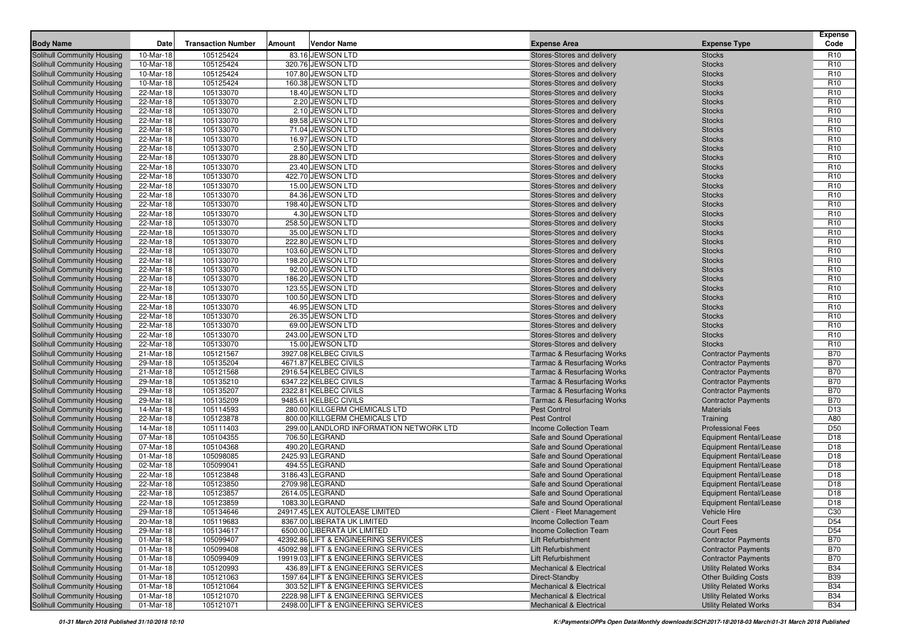| Body Name | Date | Transaction Number | Amount | Vendor Name | Expense Area | Expense Type | Expense Code |
|---|---|---|---|---|---|---|---|
| Solihull Community Housing | 10-Mar-18 | 105125424 | 83.16 | JEWSON LTD | Stores-Stores and delivery | Stocks | R10 |
| Solihull Community Housing | 10-Mar-18 | 105125424 | 320.76 | JEWSON LTD | Stores-Stores and delivery | Stocks | R10 |
| Solihull Community Housing | 10-Mar-18 | 105125424 | 107.80 | JEWSON LTD | Stores-Stores and delivery | Stocks | R10 |
| Solihull Community Housing | 10-Mar-18 | 105125424 | 160.38 | JEWSON LTD | Stores-Stores and delivery | Stocks | R10 |
| Solihull Community Housing | 22-Mar-18 | 105133070 | 18.40 | JEWSON LTD | Stores-Stores and delivery | Stocks | R10 |
| Solihull Community Housing | 22-Mar-18 | 105133070 | 2.20 | JEWSON LTD | Stores-Stores and delivery | Stocks | R10 |
| Solihull Community Housing | 22-Mar-18 | 105133070 | 2.10 | JEWSON LTD | Stores-Stores and delivery | Stocks | R10 |
| Solihull Community Housing | 22-Mar-18 | 105133070 | 89.58 | JEWSON LTD | Stores-Stores and delivery | Stocks | R10 |
| Solihull Community Housing | 22-Mar-18 | 105133070 | 71.04 | JEWSON LTD | Stores-Stores and delivery | Stocks | R10 |
| Solihull Community Housing | 22-Mar-18 | 105133070 | 16.97 | JEWSON LTD | Stores-Stores and delivery | Stocks | R10 |
| Solihull Community Housing | 22-Mar-18 | 105133070 | 2.50 | JEWSON LTD | Stores-Stores and delivery | Stocks | R10 |
| Solihull Community Housing | 22-Mar-18 | 105133070 | 28.80 | JEWSON LTD | Stores-Stores and delivery | Stocks | R10 |
| Solihull Community Housing | 22-Mar-18 | 105133070 | 23.40 | JEWSON LTD | Stores-Stores and delivery | Stocks | R10 |
| Solihull Community Housing | 22-Mar-18 | 105133070 | 422.70 | JEWSON LTD | Stores-Stores and delivery | Stocks | R10 |
| Solihull Community Housing | 22-Mar-18 | 105133070 | 15.00 | JEWSON LTD | Stores-Stores and delivery | Stocks | R10 |
| Solihull Community Housing | 22-Mar-18 | 105133070 | 84.36 | JEWSON LTD | Stores-Stores and delivery | Stocks | R10 |
| Solihull Community Housing | 22-Mar-18 | 105133070 | 198.40 | JEWSON LTD | Stores-Stores and delivery | Stocks | R10 |
| Solihull Community Housing | 22-Mar-18 | 105133070 | 4.30 | JEWSON LTD | Stores-Stores and delivery | Stocks | R10 |
| Solihull Community Housing | 22-Mar-18 | 105133070 | 258.50 | JEWSON LTD | Stores-Stores and delivery | Stocks | R10 |
| Solihull Community Housing | 22-Mar-18 | 105133070 | 35.00 | JEWSON LTD | Stores-Stores and delivery | Stocks | R10 |
| Solihull Community Housing | 22-Mar-18 | 105133070 | 222.80 | JEWSON LTD | Stores-Stores and delivery | Stocks | R10 |
| Solihull Community Housing | 22-Mar-18 | 105133070 | 103.60 | JEWSON LTD | Stores-Stores and delivery | Stocks | R10 |
| Solihull Community Housing | 22-Mar-18 | 105133070 | 198.20 | JEWSON LTD | Stores-Stores and delivery | Stocks | R10 |
| Solihull Community Housing | 22-Mar-18 | 105133070 | 92.00 | JEWSON LTD | Stores-Stores and delivery | Stocks | R10 |
| Solihull Community Housing | 22-Mar-18 | 105133070 | 186.20 | JEWSON LTD | Stores-Stores and delivery | Stocks | R10 |
| Solihull Community Housing | 22-Mar-18 | 105133070 | 123.55 | JEWSON LTD | Stores-Stores and delivery | Stocks | R10 |
| Solihull Community Housing | 22-Mar-18 | 105133070 | 100.50 | JEWSON LTD | Stores-Stores and delivery | Stocks | R10 |
| Solihull Community Housing | 22-Mar-18 | 105133070 | 46.95 | JEWSON LTD | Stores-Stores and delivery | Stocks | R10 |
| Solihull Community Housing | 22-Mar-18 | 105133070 | 26.35 | JEWSON LTD | Stores-Stores and delivery | Stocks | R10 |
| Solihull Community Housing | 22-Mar-18 | 105133070 | 69.00 | JEWSON LTD | Stores-Stores and delivery | Stocks | R10 |
| Solihull Community Housing | 22-Mar-18 | 105133070 | 243.00 | JEWSON LTD | Stores-Stores and delivery | Stocks | R10 |
| Solihull Community Housing | 22-Mar-18 | 105133070 | 15.00 | JEWSON LTD | Stores-Stores and delivery | Stocks | R10 |
| Solihull Community Housing | 21-Mar-18 | 105121567 | 3927.08 | KELBEC CIVILS | Tarmac & Resurfacing Works | Contractor Payments | B70 |
| Solihull Community Housing | 29-Mar-18 | 105135204 | 4671.87 | KELBEC CIVILS | Tarmac & Resurfacing Works | Contractor Payments | B70 |
| Solihull Community Housing | 21-Mar-18 | 105121568 | 2916.54 | KELBEC CIVILS | Tarmac & Resurfacing Works | Contractor Payments | B70 |
| Solihull Community Housing | 29-Mar-18 | 105135210 | 6347.22 | KELBEC CIVILS | Tarmac & Resurfacing Works | Contractor Payments | B70 |
| Solihull Community Housing | 29-Mar-18 | 105135207 | 2322.81 | KELBEC CIVILS | Tarmac & Resurfacing Works | Contractor Payments | B70 |
| Solihull Community Housing | 29-Mar-18 | 105135209 | 9485.61 | KELBEC CIVILS | Tarmac & Resurfacing Works | Contractor Payments | B70 |
| Solihull Community Housing | 14-Mar-18 | 105114593 | 280.00 | KILLGERM CHEMICALS LTD | Pest Control | Materials | D13 |
| Solihull Community Housing | 22-Mar-18 | 105123878 | 800.00 | KILLGERM CHEMICALS LTD | Pest Control | Training | A80 |
| Solihull Community Housing | 14-Mar-18 | 105111403 | 299.00 | LANDLORD INFORMATION NETWORK LTD | Income Collection Team | Professional Fees | D50 |
| Solihull Community Housing | 07-Mar-18 | 105104355 | 706.50 | LEGRAND | Safe and Sound Operational | Equipment Rental/Lease | D18 |
| Solihull Community Housing | 07-Mar-18 | 105104368 | 490.20 | LEGRAND | Safe and Sound Operational | Equipment Rental/Lease | D18 |
| Solihull Community Housing | 01-Mar-18 | 105098085 | 2425.93 | LEGRAND | Safe and Sound Operational | Equipment Rental/Lease | D18 |
| Solihull Community Housing | 02-Mar-18 | 105099041 | 494.55 | LEGRAND | Safe and Sound Operational | Equipment Rental/Lease | D18 |
| Solihull Community Housing | 22-Mar-18 | 105123848 | 3186.43 | LEGRAND | Safe and Sound Operational | Equipment Rental/Lease | D18 |
| Solihull Community Housing | 22-Mar-18 | 105123850 | 2709.98 | LEGRAND | Safe and Sound Operational | Equipment Rental/Lease | D18 |
| Solihull Community Housing | 22-Mar-18 | 105123857 | 2614.05 | LEGRAND | Safe and Sound Operational | Equipment Rental/Lease | D18 |
| Solihull Community Housing | 22-Mar-18 | 105123859 | 1083.30 | LEGRAND | Safe and Sound Operational | Equipment Rental/Lease | D18 |
| Solihull Community Housing | 29-Mar-18 | 105134646 | 24917.45 | LEX AUTOLEASE LIMITED | Client - Fleet Management | Vehicle Hire | C30 |
| Solihull Community Housing | 20-Mar-18 | 105119683 | 8367.00 | LIBERATA UK LIMITED | Income Collection Team | Court Fees | D54 |
| Solihull Community Housing | 29-Mar-18 | 105134617 | 6500.00 | LIBERATA UK LIMITED | Income Collection Team | Court Fees | D54 |
| Solihull Community Housing | 01-Mar-18 | 105099407 | 42392.86 | LIFT & ENGINEERING SERVICES | Lift Refurbishment | Contractor Payments | B70 |
| Solihull Community Housing | 01-Mar-18 | 105099408 | 45092.98 | LIFT & ENGINEERING SERVICES | Lift Refurbishment | Contractor Payments | B70 |
| Solihull Community Housing | 01-Mar-18 | 105099409 | 19919.03 | LIFT & ENGINEERING SERVICES | Lift Refurbishment | Contractor Payments | B70 |
| Solihull Community Housing | 01-Mar-18 | 105120993 | 436.89 | LIFT & ENGINEERING SERVICES | Mechanical & Electrical | Utility Related Works | B34 |
| Solihull Community Housing | 01-Mar-18 | 105121063 | 1597.64 | LIFT & ENGINEERING SERVICES | Direct-Standby | Other Building Costs | B39 |
| Solihull Community Housing | 01-Mar-18 | 105121064 | 303.52 | LIFT & ENGINEERING SERVICES | Mechanical & Electrical | Utility Related Works | B34 |
| Solihull Community Housing | 01-Mar-18 | 105121070 | 2228.98 | LIFT & ENGINEERING SERVICES | Mechanical & Electrical | Utility Related Works | B34 |
| Solihull Community Housing | 01-Mar-18 | 105121071 | 2498.00 | LIFT & ENGINEERING SERVICES | Mechanical & Electrical | Utility Related Works | B34 |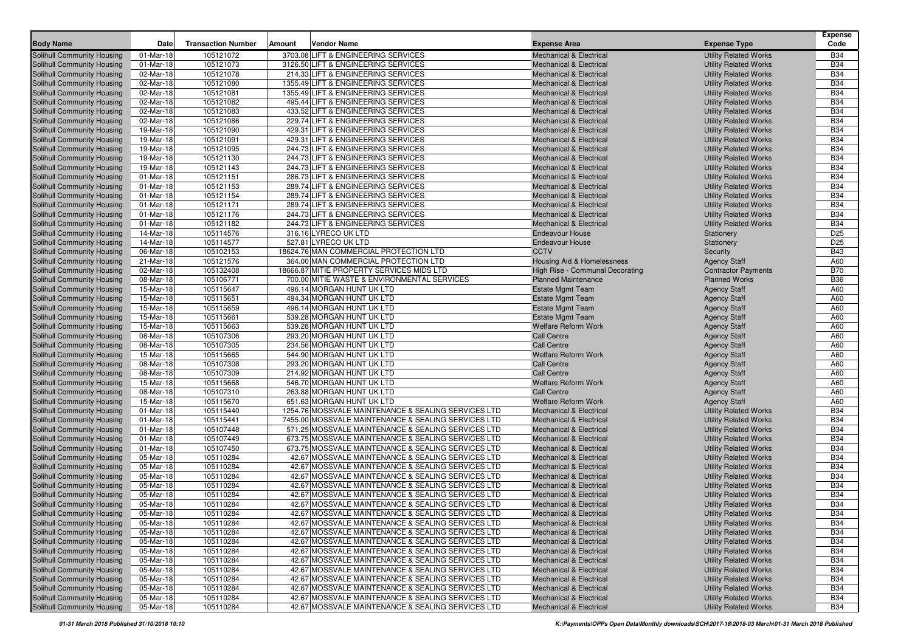| Body Name | Date | Transaction Number | Amount | Vendor Name | Expense Area | Expense Type | Expense Code |
|---|---|---|---|---|---|---|---|
| Solihull Community Housing | 01-Mar-18 | 105121072 | 3703.08 | LIFT & ENGINEERING SERVICES | Mechanical & Electrical | Utility Related Works | B34 |
| Solihull Community Housing | 01-Mar-18 | 105121073 | 3126.50 | LIFT & ENGINEERING SERVICES | Mechanical & Electrical | Utility Related Works | B34 |
| Solihull Community Housing | 02-Mar-18 | 105121078 | 214.33 | LIFT & ENGINEERING SERVICES | Mechanical & Electrical | Utility Related Works | B34 |
| Solihull Community Housing | 02-Mar-18 | 105121080 | 1355.49 | LIFT & ENGINEERING SERVICES | Mechanical & Electrical | Utility Related Works | B34 |
| Solihull Community Housing | 02-Mar-18 | 105121081 | 1355.49 | LIFT & ENGINEERING SERVICES | Mechanical & Electrical | Utility Related Works | B34 |
| Solihull Community Housing | 02-Mar-18 | 105121082 | 495.44 | LIFT & ENGINEERING SERVICES | Mechanical & Electrical | Utility Related Works | B34 |
| Solihull Community Housing | 02-Mar-18 | 105121083 | 433.52 | LIFT & ENGINEERING SERVICES | Mechanical & Electrical | Utility Related Works | B34 |
| Solihull Community Housing | 02-Mar-18 | 105121086 | 229.74 | LIFT & ENGINEERING SERVICES | Mechanical & Electrical | Utility Related Works | B34 |
| Solihull Community Housing | 19-Mar-18 | 105121090 | 429.31 | LIFT & ENGINEERING SERVICES | Mechanical & Electrical | Utility Related Works | B34 |
| Solihull Community Housing | 19-Mar-18 | 105121091 | 429.31 | LIFT & ENGINEERING SERVICES | Mechanical & Electrical | Utility Related Works | B34 |
| Solihull Community Housing | 19-Mar-18 | 105121095 | 244.73 | LIFT & ENGINEERING SERVICES | Mechanical & Electrical | Utility Related Works | B34 |
| Solihull Community Housing | 19-Mar-18 | 105121130 | 244.73 | LIFT & ENGINEERING SERVICES | Mechanical & Electrical | Utility Related Works | B34 |
| Solihull Community Housing | 19-Mar-18 | 105121143 | 244.73 | LIFT & ENGINEERING SERVICES | Mechanical & Electrical | Utility Related Works | B34 |
| Solihull Community Housing | 01-Mar-18 | 105121151 | 286.73 | LIFT & ENGINEERING SERVICES | Mechanical & Electrical | Utility Related Works | B34 |
| Solihull Community Housing | 01-Mar-18 | 105121153 | 289.74 | LIFT & ENGINEERING SERVICES | Mechanical & Electrical | Utility Related Works | B34 |
| Solihull Community Housing | 01-Mar-18 | 105121154 | 289.74 | LIFT & ENGINEERING SERVICES | Mechanical & Electrical | Utility Related Works | B34 |
| Solihull Community Housing | 01-Mar-18 | 105121171 | 289.74 | LIFT & ENGINEERING SERVICES | Mechanical & Electrical | Utility Related Works | B34 |
| Solihull Community Housing | 01-Mar-18 | 105121176 | 244.73 | LIFT & ENGINEERING SERVICES | Mechanical & Electrical | Utility Related Works | B34 |
| Solihull Community Housing | 01-Mar-18 | 105121182 | 244.73 | LIFT & ENGINEERING SERVICES | Mechanical & Electrical | Utility Related Works | B34 |
| Solihull Community Housing | 14-Mar-18 | 105114576 | 316.16 | LYRECO UK LTD | Endeavour House | Stationery | D25 |
| Solihull Community Housing | 14-Mar-18 | 105114577 | 527.81 | LYRECO UK LTD | Endeavour House | Stationery | D25 |
| Solihull Community Housing | 06-Mar-18 | 105102153 | 18624.76 | MAN COMMERCIAL PROTECTION LTD | CCTV | Security | B43 |
| Solihull Community Housing | 21-Mar-18 | 105121576 | 364.00 | MAN COMMERCIAL PROTECTION LTD | Housing Aid & Homelessness | Agency Staff | A60 |
| Solihull Community Housing | 02-Mar-18 | 105132408 | 18666.87 | MITIE PROPERTY SERVICES MIDS LTD | High Rise - Communal Decorating | Contractor Payments | B70 |
| Solihull Community Housing | 08-Mar-18 | 105106771 | 700.00 | MITIE WASTE & ENVIRONMENTAL SERVICES | Planned Maintenance | Planned Works | B36 |
| Solihull Community Housing | 15-Mar-18 | 105115647 | 496.14 | MORGAN HUNT UK LTD | Estate Mgmt Team | Agency Staff | A60 |
| Solihull Community Housing | 15-Mar-18 | 105115651 | 494.34 | MORGAN HUNT UK LTD | Estate Mgmt Team | Agency Staff | A60 |
| Solihull Community Housing | 15-Mar-18 | 105115659 | 496.14 | MORGAN HUNT UK LTD | Estate Mgmt Team | Agency Staff | A60 |
| Solihull Community Housing | 15-Mar-18 | 105115661 | 539.28 | MORGAN HUNT UK LTD | Estate Mgmt Team | Agency Staff | A60 |
| Solihull Community Housing | 15-Mar-18 | 105115663 | 539.28 | MORGAN HUNT UK LTD | Welfare Reform Work | Agency Staff | A60 |
| Solihull Community Housing | 08-Mar-18 | 105107306 | 293.20 | MORGAN HUNT UK LTD | Call Centre | Agency Staff | A60 |
| Solihull Community Housing | 08-Mar-18 | 105107305 | 234.56 | MORGAN HUNT UK LTD | Call Centre | Agency Staff | A60 |
| Solihull Community Housing | 15-Mar-18 | 105115665 | 544.90 | MORGAN HUNT UK LTD | Welfare Reform Work | Agency Staff | A60 |
| Solihull Community Housing | 08-Mar-18 | 105107308 | 293.20 | MORGAN HUNT UK LTD | Call Centre | Agency Staff | A60 |
| Solihull Community Housing | 08-Mar-18 | 105107309 | 214.92 | MORGAN HUNT UK LTD | Call Centre | Agency Staff | A60 |
| Solihull Community Housing | 15-Mar-18 | 105115668 | 546.70 | MORGAN HUNT UK LTD | Welfare Reform Work | Agency Staff | A60 |
| Solihull Community Housing | 08-Mar-18 | 105107310 | 263.88 | MORGAN HUNT UK LTD | Call Centre | Agency Staff | A60 |
| Solihull Community Housing | 15-Mar-18 | 105115670 | 651.63 | MORGAN HUNT UK LTD | Welfare Reform Work | Agency Staff | A60 |
| Solihull Community Housing | 01-Mar-18 | 105115440 | 1254.76 | MOSSVALE MAINTENANCE & SEALING SERVICES LTD | Mechanical & Electrical | Utility Related Works | B34 |
| Solihull Community Housing | 01-Mar-18 | 105115441 | 7455.00 | MOSSVALE MAINTENANCE & SEALING SERVICES LTD | Mechanical & Electrical | Utility Related Works | B34 |
| Solihull Community Housing | 01-Mar-18 | 105107448 | 571.25 | MOSSVALE MAINTENANCE & SEALING SERVICES LTD | Mechanical & Electrical | Utility Related Works | B34 |
| Solihull Community Housing | 01-Mar-18 | 105107449 | 673.75 | MOSSVALE MAINTENANCE & SEALING SERVICES LTD | Mechanical & Electrical | Utility Related Works | B34 |
| Solihull Community Housing | 01-Mar-18 | 105107450 | 673.75 | MOSSVALE MAINTENANCE & SEALING SERVICES LTD | Mechanical & Electrical | Utility Related Works | B34 |
| Solihull Community Housing | 05-Mar-18 | 105110284 | 42.67 | MOSSVALE MAINTENANCE & SEALING SERVICES LTD | Mechanical & Electrical | Utility Related Works | B34 |
| Solihull Community Housing | 05-Mar-18 | 105110284 | 42.67 | MOSSVALE MAINTENANCE & SEALING SERVICES LTD | Mechanical & Electrical | Utility Related Works | B34 |
| Solihull Community Housing | 05-Mar-18 | 105110284 | 42.67 | MOSSVALE MAINTENANCE & SEALING SERVICES LTD | Mechanical & Electrical | Utility Related Works | B34 |
| Solihull Community Housing | 05-Mar-18 | 105110284 | 42.67 | MOSSVALE MAINTENANCE & SEALING SERVICES LTD | Mechanical & Electrical | Utility Related Works | B34 |
| Solihull Community Housing | 05-Mar-18 | 105110284 | 42.67 | MOSSVALE MAINTENANCE & SEALING SERVICES LTD | Mechanical & Electrical | Utility Related Works | B34 |
| Solihull Community Housing | 05-Mar-18 | 105110284 | 42.67 | MOSSVALE MAINTENANCE & SEALING SERVICES LTD | Mechanical & Electrical | Utility Related Works | B34 |
| Solihull Community Housing | 05-Mar-18 | 105110284 | 42.67 | MOSSVALE MAINTENANCE & SEALING SERVICES LTD | Mechanical & Electrical | Utility Related Works | B34 |
| Solihull Community Housing | 05-Mar-18 | 105110284 | 42.67 | MOSSVALE MAINTENANCE & SEALING SERVICES LTD | Mechanical & Electrical | Utility Related Works | B34 |
| Solihull Community Housing | 05-Mar-18 | 105110284 | 42.67 | MOSSVALE MAINTENANCE & SEALING SERVICES LTD | Mechanical & Electrical | Utility Related Works | B34 |
| Solihull Community Housing | 05-Mar-18 | 105110284 | 42.67 | MOSSVALE MAINTENANCE & SEALING SERVICES LTD | Mechanical & Electrical | Utility Related Works | B34 |
| Solihull Community Housing | 05-Mar-18 | 105110284 | 42.67 | MOSSVALE MAINTENANCE & SEALING SERVICES LTD | Mechanical & Electrical | Utility Related Works | B34 |
| Solihull Community Housing | 05-Mar-18 | 105110284 | 42.67 | MOSSVALE MAINTENANCE & SEALING SERVICES LTD | Mechanical & Electrical | Utility Related Works | B34 |
| Solihull Community Housing | 05-Mar-18 | 105110284 | 42.67 | MOSSVALE MAINTENANCE & SEALING SERVICES LTD | Mechanical & Electrical | Utility Related Works | B34 |
| Solihull Community Housing | 05-Mar-18 | 105110284 | 42.67 | MOSSVALE MAINTENANCE & SEALING SERVICES LTD | Mechanical & Electrical | Utility Related Works | B34 |
| Solihull Community Housing | 05-Mar-18 | 105110284 | 42.67 | MOSSVALE MAINTENANCE & SEALING SERVICES LTD | Mechanical & Electrical | Utility Related Works | B34 |
| Solihull Community Housing | 05-Mar-18 | 105110284 | 42.67 | MOSSVALE MAINTENANCE & SEALING SERVICES LTD | Mechanical & Electrical | Utility Related Works | B34 |
| Solihull Community Housing | 05-Mar-18 | 105110284 | 42.67 | MOSSVALE MAINTENANCE & SEALING SERVICES LTD | Mechanical & Electrical | Utility Related Works | B34 |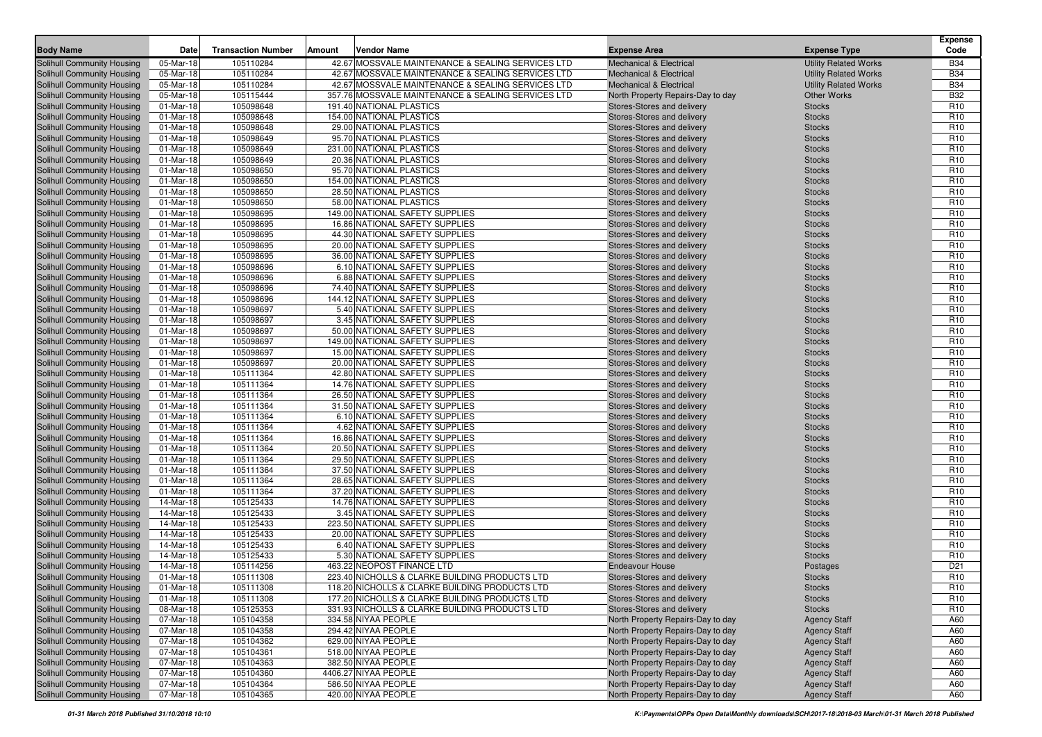| Body Name | Date | Transaction Number | Amount | Vendor Name | Expense Area | Expense Type | Expense Code |
|---|---|---|---|---|---|---|---|
| Solihull Community Housing | 05-Mar-18 | 105110284 | 42.67 | MOSSVALE MAINTENANCE & SEALING SERVICES LTD | Mechanical & Electrical | Utility Related Works | B34 |
| Solihull Community Housing | 05-Mar-18 | 105110284 | 42.67 | MOSSVALE MAINTENANCE & SEALING SERVICES LTD | Mechanical & Electrical | Utility Related Works | B34 |
| Solihull Community Housing | 05-Mar-18 | 105110284 | 42.67 | MOSSVALE MAINTENANCE & SEALING SERVICES LTD | Mechanical & Electrical | Utility Related Works | B34 |
| Solihull Community Housing | 05-Mar-18 | 105115444 | 357.76 | MOSSVALE MAINTENANCE & SEALING SERVICES LTD | North Property Repairs-Day to day | Other Works | B32 |
| Solihull Community Housing | 01-Mar-18 | 105098648 | 191.40 | NATIONAL PLASTICS | Stores-Stores and delivery | Stocks | R10 |
| Solihull Community Housing | 01-Mar-18 | 105098648 | 154.00 | NATIONAL PLASTICS | Stores-Stores and delivery | Stocks | R10 |
| Solihull Community Housing | 01-Mar-18 | 105098648 | 29.00 | NATIONAL PLASTICS | Stores-Stores and delivery | Stocks | R10 |
| Solihull Community Housing | 01-Mar-18 | 105098649 | 95.70 | NATIONAL PLASTICS | Stores-Stores and delivery | Stocks | R10 |
| Solihull Community Housing | 01-Mar-18 | 105098649 | 231.00 | NATIONAL PLASTICS | Stores-Stores and delivery | Stocks | R10 |
| Solihull Community Housing | 01-Mar-18 | 105098649 | 20.36 | NATIONAL PLASTICS | Stores-Stores and delivery | Stocks | R10 |
| Solihull Community Housing | 01-Mar-18 | 105098650 | 95.70 | NATIONAL PLASTICS | Stores-Stores and delivery | Stocks | R10 |
| Solihull Community Housing | 01-Mar-18 | 105098650 | 154.00 | NATIONAL PLASTICS | Stores-Stores and delivery | Stocks | R10 |
| Solihull Community Housing | 01-Mar-18 | 105098650 | 28.50 | NATIONAL PLASTICS | Stores-Stores and delivery | Stocks | R10 |
| Solihull Community Housing | 01-Mar-18 | 105098650 | 58.00 | NATIONAL PLASTICS | Stores-Stores and delivery | Stocks | R10 |
| Solihull Community Housing | 01-Mar-18 | 105098695 | 149.00 | NATIONAL SAFETY SUPPLIES | Stores-Stores and delivery | Stocks | R10 |
| Solihull Community Housing | 01-Mar-18 | 105098695 | 16.86 | NATIONAL SAFETY SUPPLIES | Stores-Stores and delivery | Stocks | R10 |
| Solihull Community Housing | 01-Mar-18 | 105098695 | 44.30 | NATIONAL SAFETY SUPPLIES | Stores-Stores and delivery | Stocks | R10 |
| Solihull Community Housing | 01-Mar-18 | 105098695 | 20.00 | NATIONAL SAFETY SUPPLIES | Stores-Stores and delivery | Stocks | R10 |
| Solihull Community Housing | 01-Mar-18 | 105098695 | 36.00 | NATIONAL SAFETY SUPPLIES | Stores-Stores and delivery | Stocks | R10 |
| Solihull Community Housing | 01-Mar-18 | 105098696 | 6.10 | NATIONAL SAFETY SUPPLIES | Stores-Stores and delivery | Stocks | R10 |
| Solihull Community Housing | 01-Mar-18 | 105098696 | 6.88 | NATIONAL SAFETY SUPPLIES | Stores-Stores and delivery | Stocks | R10 |
| Solihull Community Housing | 01-Mar-18 | 105098696 | 74.40 | NATIONAL SAFETY SUPPLIES | Stores-Stores and delivery | Stocks | R10 |
| Solihull Community Housing | 01-Mar-18 | 105098696 | 144.12 | NATIONAL SAFETY SUPPLIES | Stores-Stores and delivery | Stocks | R10 |
| Solihull Community Housing | 01-Mar-18 | 105098697 | 5.40 | NATIONAL SAFETY SUPPLIES | Stores-Stores and delivery | Stocks | R10 |
| Solihull Community Housing | 01-Mar-18 | 105098697 | 3.45 | NATIONAL SAFETY SUPPLIES | Stores-Stores and delivery | Stocks | R10 |
| Solihull Community Housing | 01-Mar-18 | 105098697 | 50.00 | NATIONAL SAFETY SUPPLIES | Stores-Stores and delivery | Stocks | R10 |
| Solihull Community Housing | 01-Mar-18 | 105098697 | 149.00 | NATIONAL SAFETY SUPPLIES | Stores-Stores and delivery | Stocks | R10 |
| Solihull Community Housing | 01-Mar-18 | 105098697 | 15.00 | NATIONAL SAFETY SUPPLIES | Stores-Stores and delivery | Stocks | R10 |
| Solihull Community Housing | 01-Mar-18 | 105098697 | 20.00 | NATIONAL SAFETY SUPPLIES | Stores-Stores and delivery | Stocks | R10 |
| Solihull Community Housing | 01-Mar-18 | 105111364 | 42.80 | NATIONAL SAFETY SUPPLIES | Stores-Stores and delivery | Stocks | R10 |
| Solihull Community Housing | 01-Mar-18 | 105111364 | 14.76 | NATIONAL SAFETY SUPPLIES | Stores-Stores and delivery | Stocks | R10 |
| Solihull Community Housing | 01-Mar-18 | 105111364 | 26.50 | NATIONAL SAFETY SUPPLIES | Stores-Stores and delivery | Stocks | R10 |
| Solihull Community Housing | 01-Mar-18 | 105111364 | 31.50 | NATIONAL SAFETY SUPPLIES | Stores-Stores and delivery | Stocks | R10 |
| Solihull Community Housing | 01-Mar-18 | 105111364 | 6.10 | NATIONAL SAFETY SUPPLIES | Stores-Stores and delivery | Stocks | R10 |
| Solihull Community Housing | 01-Mar-18 | 105111364 | 4.62 | NATIONAL SAFETY SUPPLIES | Stores-Stores and delivery | Stocks | R10 |
| Solihull Community Housing | 01-Mar-18 | 105111364 | 16.86 | NATIONAL SAFETY SUPPLIES | Stores-Stores and delivery | Stocks | R10 |
| Solihull Community Housing | 01-Mar-18 | 105111364 | 20.50 | NATIONAL SAFETY SUPPLIES | Stores-Stores and delivery | Stocks | R10 |
| Solihull Community Housing | 01-Mar-18 | 105111364 | 29.50 | NATIONAL SAFETY SUPPLIES | Stores-Stores and delivery | Stocks | R10 |
| Solihull Community Housing | 01-Mar-18 | 105111364 | 37.50 | NATIONAL SAFETY SUPPLIES | Stores-Stores and delivery | Stocks | R10 |
| Solihull Community Housing | 01-Mar-18 | 105111364 | 28.65 | NATIONAL SAFETY SUPPLIES | Stores-Stores and delivery | Stocks | R10 |
| Solihull Community Housing | 01-Mar-18 | 105111364 | 37.20 | NATIONAL SAFETY SUPPLIES | Stores-Stores and delivery | Stocks | R10 |
| Solihull Community Housing | 14-Mar-18 | 105125433 | 14.76 | NATIONAL SAFETY SUPPLIES | Stores-Stores and delivery | Stocks | R10 |
| Solihull Community Housing | 14-Mar-18 | 105125433 | 3.45 | NATIONAL SAFETY SUPPLIES | Stores-Stores and delivery | Stocks | R10 |
| Solihull Community Housing | 14-Mar-18 | 105125433 | 223.50 | NATIONAL SAFETY SUPPLIES | Stores-Stores and delivery | Stocks | R10 |
| Solihull Community Housing | 14-Mar-18 | 105125433 | 20.00 | NATIONAL SAFETY SUPPLIES | Stores-Stores and delivery | Stocks | R10 |
| Solihull Community Housing | 14-Mar-18 | 105125433 | 6.40 | NATIONAL SAFETY SUPPLIES | Stores-Stores and delivery | Stocks | R10 |
| Solihull Community Housing | 14-Mar-18 | 105125433 | 5.30 | NATIONAL SAFETY SUPPLIES | Stores-Stores and delivery | Stocks | R10 |
| Solihull Community Housing | 14-Mar-18 | 105114256 | 463.22 | NEOPOST FINANCE LTD | Endeavour House | Postages | D21 |
| Solihull Community Housing | 01-Mar-18 | 105111308 | 223.40 | NICHOLLS & CLARKE BUILDING PRODUCTS LTD | Stores-Stores and delivery | Stocks | R10 |
| Solihull Community Housing | 01-Mar-18 | 105111308 | 118.20 | NICHOLLS & CLARKE BUILDING PRODUCTS LTD | Stores-Stores and delivery | Stocks | R10 |
| Solihull Community Housing | 01-Mar-18 | 105111308 | 177.20 | NICHOLLS & CLARKE BUILDING PRODUCTS LTD | Stores-Stores and delivery | Stocks | R10 |
| Solihull Community Housing | 08-Mar-18 | 105125353 | 331.93 | NICHOLLS & CLARKE BUILDING PRODUCTS LTD | Stores-Stores and delivery | Stocks | R10 |
| Solihull Community Housing | 07-Mar-18 | 105104358 | 334.58 | NIYAA PEOPLE | North Property Repairs-Day to day | Agency Staff | A60 |
| Solihull Community Housing | 07-Mar-18 | 105104358 | 294.42 | NIYAA PEOPLE | North Property Repairs-Day to day | Agency Staff | A60 |
| Solihull Community Housing | 07-Mar-18 | 105104362 | 629.00 | NIYAA PEOPLE | North Property Repairs-Day to day | Agency Staff | A60 |
| Solihull Community Housing | 07-Mar-18 | 105104361 | 518.00 | NIYAA PEOPLE | North Property Repairs-Day to day | Agency Staff | A60 |
| Solihull Community Housing | 07-Mar-18 | 105104363 | 382.50 | NIYAA PEOPLE | North Property Repairs-Day to day | Agency Staff | A60 |
| Solihull Community Housing | 07-Mar-18 | 105104360 | 4406.27 | NIYAA PEOPLE | North Property Repairs-Day to day | Agency Staff | A60 |
| Solihull Community Housing | 07-Mar-18 | 105104364 | 586.50 | NIYAA PEOPLE | North Property Repairs-Day to day | Agency Staff | A60 |
| Solihull Community Housing | 07-Mar-18 | 105104365 | 420.00 | NIYAA PEOPLE | North Property Repairs-Day to day | Agency Staff | A60 |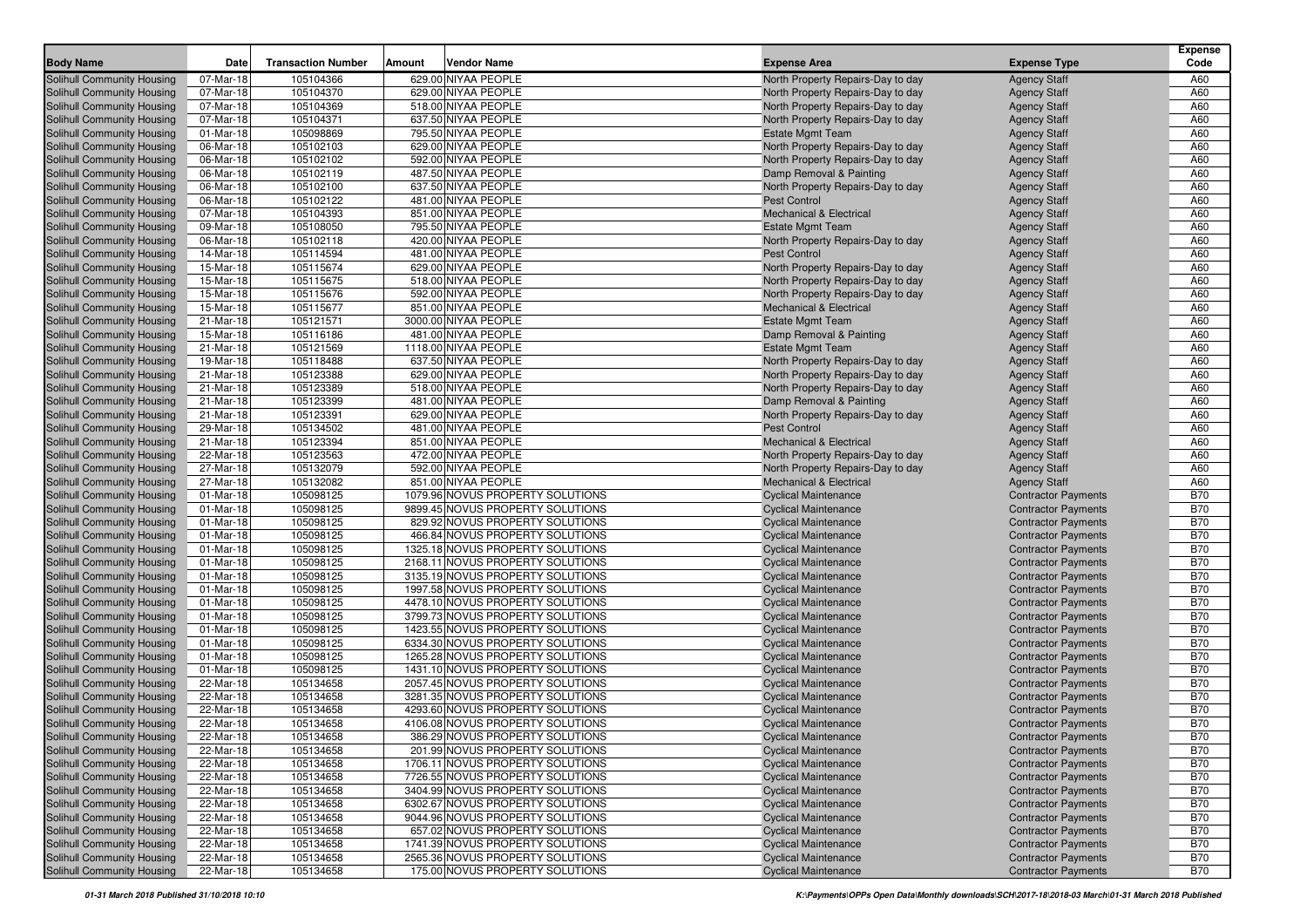| Body Name | Date | Transaction Number | Amount | Vendor Name | Expense Area | Expense Type | Expense Code |
|---|---|---|---|---|---|---|---|
| Solihull Community Housing | 07-Mar-18 | 105104366 | 629.00 | NIYAA PEOPLE | North Property Repairs-Day to day | Agency Staff | A60 |
| Solihull Community Housing | 07-Mar-18 | 105104370 | 629.00 | NIYAA PEOPLE | North Property Repairs-Day to day | Agency Staff | A60 |
| Solihull Community Housing | 07-Mar-18 | 105104369 | 518.00 | NIYAA PEOPLE | North Property Repairs-Day to day | Agency Staff | A60 |
| Solihull Community Housing | 07-Mar-18 | 105104371 | 637.50 | NIYAA PEOPLE | North Property Repairs-Day to day | Agency Staff | A60 |
| Solihull Community Housing | 01-Mar-18 | 105098869 | 795.50 | NIYAA PEOPLE | Estate Mgmt Team | Agency Staff | A60 |
| Solihull Community Housing | 06-Mar-18 | 105102103 | 629.00 | NIYAA PEOPLE | North Property Repairs-Day to day | Agency Staff | A60 |
| Solihull Community Housing | 06-Mar-18 | 105102102 | 592.00 | NIYAA PEOPLE | North Property Repairs-Day to day | Agency Staff | A60 |
| Solihull Community Housing | 06-Mar-18 | 105102119 | 487.50 | NIYAA PEOPLE | Damp Removal & Painting | Agency Staff | A60 |
| Solihull Community Housing | 06-Mar-18 | 105102100 | 637.50 | NIYAA PEOPLE | North Property Repairs-Day to day | Agency Staff | A60 |
| Solihull Community Housing | 06-Mar-18 | 105102122 | 481.00 | NIYAA PEOPLE | Pest Control | Agency Staff | A60 |
| Solihull Community Housing | 07-Mar-18 | 105104393 | 851.00 | NIYAA PEOPLE | Mechanical & Electrical | Agency Staff | A60 |
| Solihull Community Housing | 09-Mar-18 | 105108050 | 795.50 | NIYAA PEOPLE | Estate Mgmt Team | Agency Staff | A60 |
| Solihull Community Housing | 06-Mar-18 | 105102118 | 420.00 | NIYAA PEOPLE | North Property Repairs-Day to day | Agency Staff | A60 |
| Solihull Community Housing | 14-Mar-18 | 105114594 | 481.00 | NIYAA PEOPLE | Pest Control | Agency Staff | A60 |
| Solihull Community Housing | 15-Mar-18 | 105115674 | 629.00 | NIYAA PEOPLE | North Property Repairs-Day to day | Agency Staff | A60 |
| Solihull Community Housing | 15-Mar-18 | 105115675 | 518.00 | NIYAA PEOPLE | North Property Repairs-Day to day | Agency Staff | A60 |
| Solihull Community Housing | 15-Mar-18 | 105115676 | 592.00 | NIYAA PEOPLE | North Property Repairs-Day to day | Agency Staff | A60 |
| Solihull Community Housing | 15-Mar-18 | 105115677 | 851.00 | NIYAA PEOPLE | Mechanical & Electrical | Agency Staff | A60 |
| Solihull Community Housing | 21-Mar-18 | 105121571 | 3000.00 | NIYAA PEOPLE | Estate Mgmt Team | Agency Staff | A60 |
| Solihull Community Housing | 15-Mar-18 | 105116186 | 481.00 | NIYAA PEOPLE | Damp Removal & Painting | Agency Staff | A60 |
| Solihull Community Housing | 21-Mar-18 | 105121569 | 1118.00 | NIYAA PEOPLE | Estate Mgmt Team | Agency Staff | A60 |
| Solihull Community Housing | 19-Mar-18 | 105118488 | 637.50 | NIYAA PEOPLE | North Property Repairs-Day to day | Agency Staff | A60 |
| Solihull Community Housing | 21-Mar-18 | 105123388 | 629.00 | NIYAA PEOPLE | North Property Repairs-Day to day | Agency Staff | A60 |
| Solihull Community Housing | 21-Mar-18 | 105123389 | 518.00 | NIYAA PEOPLE | North Property Repairs-Day to day | Agency Staff | A60 |
| Solihull Community Housing | 21-Mar-18 | 105123399 | 481.00 | NIYAA PEOPLE | Damp Removal & Painting | Agency Staff | A60 |
| Solihull Community Housing | 21-Mar-18 | 105123391 | 629.00 | NIYAA PEOPLE | North Property Repairs-Day to day | Agency Staff | A60 |
| Solihull Community Housing | 29-Mar-18 | 105134502 | 481.00 | NIYAA PEOPLE | Pest Control | Agency Staff | A60 |
| Solihull Community Housing | 21-Mar-18 | 105123394 | 851.00 | NIYAA PEOPLE | Mechanical & Electrical | Agency Staff | A60 |
| Solihull Community Housing | 22-Mar-18 | 105123563 | 472.00 | NIYAA PEOPLE | North Property Repairs-Day to day | Agency Staff | A60 |
| Solihull Community Housing | 27-Mar-18 | 105132079 | 592.00 | NIYAA PEOPLE | North Property Repairs-Day to day | Agency Staff | A60 |
| Solihull Community Housing | 27-Mar-18 | 105132082 | 851.00 | NIYAA PEOPLE | Mechanical & Electrical | Agency Staff | A60 |
| Solihull Community Housing | 01-Mar-18 | 105098125 | 1079.96 | NOVUS PROPERTY SOLUTIONS | Cyclical Maintenance | Contractor Payments | B70 |
| Solihull Community Housing | 01-Mar-18 | 105098125 | 9899.45 | NOVUS PROPERTY SOLUTIONS | Cyclical Maintenance | Contractor Payments | B70 |
| Solihull Community Housing | 01-Mar-18 | 105098125 | 829.92 | NOVUS PROPERTY SOLUTIONS | Cyclical Maintenance | Contractor Payments | B70 |
| Solihull Community Housing | 01-Mar-18 | 105098125 | 466.84 | NOVUS PROPERTY SOLUTIONS | Cyclical Maintenance | Contractor Payments | B70 |
| Solihull Community Housing | 01-Mar-18 | 105098125 | 1325.18 | NOVUS PROPERTY SOLUTIONS | Cyclical Maintenance | Contractor Payments | B70 |
| Solihull Community Housing | 01-Mar-18 | 105098125 | 2168.11 | NOVUS PROPERTY SOLUTIONS | Cyclical Maintenance | Contractor Payments | B70 |
| Solihull Community Housing | 01-Mar-18 | 105098125 | 3135.19 | NOVUS PROPERTY SOLUTIONS | Cyclical Maintenance | Contractor Payments | B70 |
| Solihull Community Housing | 01-Mar-18 | 105098125 | 1997.58 | NOVUS PROPERTY SOLUTIONS | Cyclical Maintenance | Contractor Payments | B70 |
| Solihull Community Housing | 01-Mar-18 | 105098125 | 4478.10 | NOVUS PROPERTY SOLUTIONS | Cyclical Maintenance | Contractor Payments | B70 |
| Solihull Community Housing | 01-Mar-18 | 105098125 | 3799.73 | NOVUS PROPERTY SOLUTIONS | Cyclical Maintenance | Contractor Payments | B70 |
| Solihull Community Housing | 01-Mar-18 | 105098125 | 1423.55 | NOVUS PROPERTY SOLUTIONS | Cyclical Maintenance | Contractor Payments | B70 |
| Solihull Community Housing | 01-Mar-18 | 105098125 | 6334.30 | NOVUS PROPERTY SOLUTIONS | Cyclical Maintenance | Contractor Payments | B70 |
| Solihull Community Housing | 01-Mar-18 | 105098125 | 1265.28 | NOVUS PROPERTY SOLUTIONS | Cyclical Maintenance | Contractor Payments | B70 |
| Solihull Community Housing | 01-Mar-18 | 105098125 | 1431.10 | NOVUS PROPERTY SOLUTIONS | Cyclical Maintenance | Contractor Payments | B70 |
| Solihull Community Housing | 22-Mar-18 | 105134658 | 2057.45 | NOVUS PROPERTY SOLUTIONS | Cyclical Maintenance | Contractor Payments | B70 |
| Solihull Community Housing | 22-Mar-18 | 105134658 | 3281.35 | NOVUS PROPERTY SOLUTIONS | Cyclical Maintenance | Contractor Payments | B70 |
| Solihull Community Housing | 22-Mar-18 | 105134658 | 4293.60 | NOVUS PROPERTY SOLUTIONS | Cyclical Maintenance | Contractor Payments | B70 |
| Solihull Community Housing | 22-Mar-18 | 105134658 | 4106.08 | NOVUS PROPERTY SOLUTIONS | Cyclical Maintenance | Contractor Payments | B70 |
| Solihull Community Housing | 22-Mar-18 | 105134658 | 386.29 | NOVUS PROPERTY SOLUTIONS | Cyclical Maintenance | Contractor Payments | B70 |
| Solihull Community Housing | 22-Mar-18 | 105134658 | 201.99 | NOVUS PROPERTY SOLUTIONS | Cyclical Maintenance | Contractor Payments | B70 |
| Solihull Community Housing | 22-Mar-18 | 105134658 | 1706.11 | NOVUS PROPERTY SOLUTIONS | Cyclical Maintenance | Contractor Payments | B70 |
| Solihull Community Housing | 22-Mar-18 | 105134658 | 7726.55 | NOVUS PROPERTY SOLUTIONS | Cyclical Maintenance | Contractor Payments | B70 |
| Solihull Community Housing | 22-Mar-18 | 105134658 | 3404.99 | NOVUS PROPERTY SOLUTIONS | Cyclical Maintenance | Contractor Payments | B70 |
| Solihull Community Housing | 22-Mar-18 | 105134658 | 6302.67 | NOVUS PROPERTY SOLUTIONS | Cyclical Maintenance | Contractor Payments | B70 |
| Solihull Community Housing | 22-Mar-18 | 105134658 | 9044.96 | NOVUS PROPERTY SOLUTIONS | Cyclical Maintenance | Contractor Payments | B70 |
| Solihull Community Housing | 22-Mar-18 | 105134658 | 657.02 | NOVUS PROPERTY SOLUTIONS | Cyclical Maintenance | Contractor Payments | B70 |
| Solihull Community Housing | 22-Mar-18 | 105134658 | 1741.39 | NOVUS PROPERTY SOLUTIONS | Cyclical Maintenance | Contractor Payments | B70 |
| Solihull Community Housing | 22-Mar-18 | 105134658 | 2565.36 | NOVUS PROPERTY SOLUTIONS | Cyclical Maintenance | Contractor Payments | B70 |
| Solihull Community Housing | 22-Mar-18 | 105134658 | 175.00 | NOVUS PROPERTY SOLUTIONS | Cyclical Maintenance | Contractor Payments | B70 |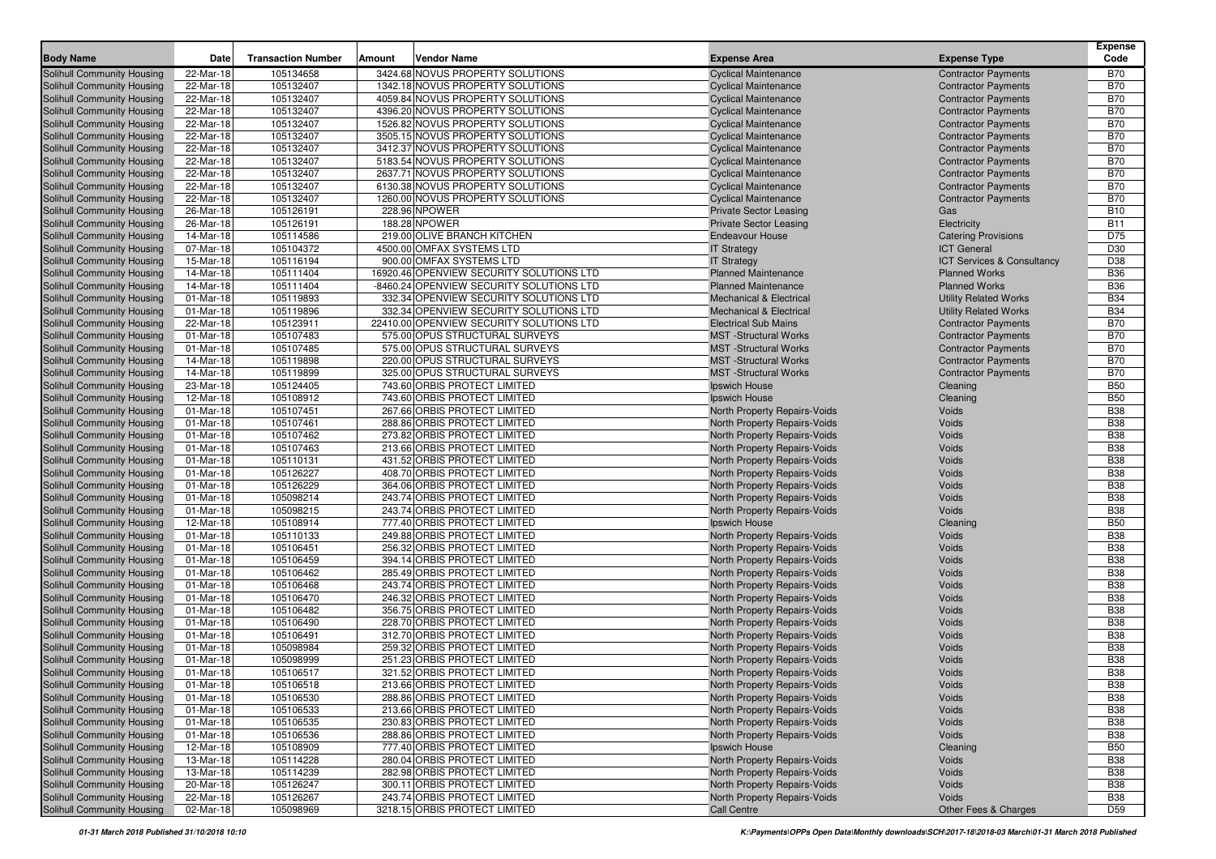| Body Name | Date | Transaction Number | Amount | Vendor Name | Expense Area | Expense Type | Expense Code |
|---|---|---|---|---|---|---|---|
| Solihull Community Housing | 22-Mar-18 | 105134658 | 3424.68 | NOVUS PROPERTY SOLUTIONS | Cyclical Maintenance | Contractor Payments | B70 |
| Solihull Community Housing | 22-Mar-18 | 105132407 | 1342.18 | NOVUS PROPERTY SOLUTIONS | Cyclical Maintenance | Contractor Payments | B70 |
| Solihull Community Housing | 22-Mar-18 | 105132407 | 4059.84 | NOVUS PROPERTY SOLUTIONS | Cyclical Maintenance | Contractor Payments | B70 |
| Solihull Community Housing | 22-Mar-18 | 105132407 | 4396.20 | NOVUS PROPERTY SOLUTIONS | Cyclical Maintenance | Contractor Payments | B70 |
| Solihull Community Housing | 22-Mar-18 | 105132407 | 1526.82 | NOVUS PROPERTY SOLUTIONS | Cyclical Maintenance | Contractor Payments | B70 |
| Solihull Community Housing | 22-Mar-18 | 105132407 | 3505.15 | NOVUS PROPERTY SOLUTIONS | Cyclical Maintenance | Contractor Payments | B70 |
| Solihull Community Housing | 22-Mar-18 | 105132407 | 3412.37 | NOVUS PROPERTY SOLUTIONS | Cyclical Maintenance | Contractor Payments | B70 |
| Solihull Community Housing | 22-Mar-18 | 105132407 | 5183.54 | NOVUS PROPERTY SOLUTIONS | Cyclical Maintenance | Contractor Payments | B70 |
| Solihull Community Housing | 22-Mar-18 | 105132407 | 2637.71 | NOVUS PROPERTY SOLUTIONS | Cyclical Maintenance | Contractor Payments | B70 |
| Solihull Community Housing | 22-Mar-18 | 105132407 | 6130.38 | NOVUS PROPERTY SOLUTIONS | Cyclical Maintenance | Contractor Payments | B70 |
| Solihull Community Housing | 22-Mar-18 | 105132407 | 1260.00 | NOVUS PROPERTY SOLUTIONS | Cyclical Maintenance | Contractor Payments | B70 |
| Solihull Community Housing | 26-Mar-18 | 105126191 | 228.96 | NPOWER | Private Sector Leasing | Gas | B10 |
| Solihull Community Housing | 26-Mar-18 | 105126191 | 188.28 | NPOWER | Private Sector Leasing | Electricity | B11 |
| Solihull Community Housing | 14-Mar-18 | 105114586 | 219.00 | OLIVE BRANCH KITCHEN | Endeavour House | Catering Provisions | D75 |
| Solihull Community Housing | 07-Mar-18 | 105104372 | 4500.00 | OMFAX SYSTEMS LTD | IT Strategy | ICT General | D30 |
| Solihull Community Housing | 15-Mar-18 | 105116194 | 900.00 | OMFAX SYSTEMS LTD | IT Strategy | ICT Services & Consultancy | D38 |
| Solihull Community Housing | 14-Mar-18 | 105111404 | 16920.46 | OPENVIEW SECURITY SOLUTIONS LTD | Planned Maintenance | Planned Works | B36 |
| Solihull Community Housing | 14-Mar-18 | 105111404 | -8460.24 | OPENVIEW SECURITY SOLUTIONS LTD | Planned Maintenance | Planned Works | B36 |
| Solihull Community Housing | 01-Mar-18 | 105119893 | 332.34 | OPENVIEW SECURITY SOLUTIONS LTD | Mechanical & Electrical | Utility Related Works | B34 |
| Solihull Community Housing | 01-Mar-18 | 105119896 | 332.34 | OPENVIEW SECURITY SOLUTIONS LTD | Mechanical & Electrical | Utility Related Works | B34 |
| Solihull Community Housing | 22-Mar-18 | 105123911 | 22410.00 | OPENVIEW SECURITY SOLUTIONS LTD | Electrical Sub Mains | Contractor Payments | B70 |
| Solihull Community Housing | 01-Mar-18 | 105107483 | 575.00 | OPUS STRUCTURAL SURVEYS | MST -Structural Works | Contractor Payments | B70 |
| Solihull Community Housing | 01-Mar-18 | 105107485 | 575.00 | OPUS STRUCTURAL SURVEYS | MST -Structural Works | Contractor Payments | B70 |
| Solihull Community Housing | 14-Mar-18 | 105119898 | 220.00 | OPUS STRUCTURAL SURVEYS | MST -Structural Works | Contractor Payments | B70 |
| Solihull Community Housing | 14-Mar-18 | 105119899 | 325.00 | OPUS STRUCTURAL SURVEYS | MST -Structural Works | Contractor Payments | B70 |
| Solihull Community Housing | 23-Mar-18 | 105124405 | 743.60 | ORBIS PROTECT LIMITED | Ipswich House | Cleaning | B50 |
| Solihull Community Housing | 12-Mar-18 | 105108912 | 743.60 | ORBIS PROTECT LIMITED | Ipswich House | Cleaning | B50 |
| Solihull Community Housing | 01-Mar-18 | 105107451 | 267.66 | ORBIS PROTECT LIMITED | North Property Repairs-Voids | Voids | B38 |
| Solihull Community Housing | 01-Mar-18 | 105107461 | 288.86 | ORBIS PROTECT LIMITED | North Property Repairs-Voids | Voids | B38 |
| Solihull Community Housing | 01-Mar-18 | 105107462 | 273.82 | ORBIS PROTECT LIMITED | North Property Repairs-Voids | Voids | B38 |
| Solihull Community Housing | 01-Mar-18 | 105107463 | 213.66 | ORBIS PROTECT LIMITED | North Property Repairs-Voids | Voids | B38 |
| Solihull Community Housing | 01-Mar-18 | 105110131 | 431.52 | ORBIS PROTECT LIMITED | North Property Repairs-Voids | Voids | B38 |
| Solihull Community Housing | 01-Mar-18 | 105126227 | 408.70 | ORBIS PROTECT LIMITED | North Property Repairs-Voids | Voids | B38 |
| Solihull Community Housing | 01-Mar-18 | 105126229 | 364.06 | ORBIS PROTECT LIMITED | North Property Repairs-Voids | Voids | B38 |
| Solihull Community Housing | 01-Mar-18 | 105098214 | 243.74 | ORBIS PROTECT LIMITED | North Property Repairs-Voids | Voids | B38 |
| Solihull Community Housing | 01-Mar-18 | 105098215 | 243.74 | ORBIS PROTECT LIMITED | North Property Repairs-Voids | Voids | B38 |
| Solihull Community Housing | 12-Mar-18 | 105108914 | 777.40 | ORBIS PROTECT LIMITED | Ipswich House | Cleaning | B50 |
| Solihull Community Housing | 01-Mar-18 | 105110133 | 249.88 | ORBIS PROTECT LIMITED | North Property Repairs-Voids | Voids | B38 |
| Solihull Community Housing | 01-Mar-18 | 105106451 | 256.32 | ORBIS PROTECT LIMITED | North Property Repairs-Voids | Voids | B38 |
| Solihull Community Housing | 01-Mar-18 | 105106459 | 394.14 | ORBIS PROTECT LIMITED | North Property Repairs-Voids | Voids | B38 |
| Solihull Community Housing | 01-Mar-18 | 105106462 | 285.49 | ORBIS PROTECT LIMITED | North Property Repairs-Voids | Voids | B38 |
| Solihull Community Housing | 01-Mar-18 | 105106468 | 243.74 | ORBIS PROTECT LIMITED | North Property Repairs-Voids | Voids | B38 |
| Solihull Community Housing | 01-Mar-18 | 105106470 | 246.32 | ORBIS PROTECT LIMITED | North Property Repairs-Voids | Voids | B38 |
| Solihull Community Housing | 01-Mar-18 | 105106482 | 356.75 | ORBIS PROTECT LIMITED | North Property Repairs-Voids | Voids | B38 |
| Solihull Community Housing | 01-Mar-18 | 105106490 | 228.70 | ORBIS PROTECT LIMITED | North Property Repairs-Voids | Voids | B38 |
| Solihull Community Housing | 01-Mar-18 | 105106491 | 312.70 | ORBIS PROTECT LIMITED | North Property Repairs-Voids | Voids | B38 |
| Solihull Community Housing | 01-Mar-18 | 105098984 | 259.32 | ORBIS PROTECT LIMITED | North Property Repairs-Voids | Voids | B38 |
| Solihull Community Housing | 01-Mar-18 | 105098999 | 251.23 | ORBIS PROTECT LIMITED | North Property Repairs-Voids | Voids | B38 |
| Solihull Community Housing | 01-Mar-18 | 105106517 | 321.52 | ORBIS PROTECT LIMITED | North Property Repairs-Voids | Voids | B38 |
| Solihull Community Housing | 01-Mar-18 | 105106518 | 213.66 | ORBIS PROTECT LIMITED | North Property Repairs-Voids | Voids | B38 |
| Solihull Community Housing | 01-Mar-18 | 105106530 | 288.86 | ORBIS PROTECT LIMITED | North Property Repairs-Voids | Voids | B38 |
| Solihull Community Housing | 01-Mar-18 | 105106533 | 213.66 | ORBIS PROTECT LIMITED | North Property Repairs-Voids | Voids | B38 |
| Solihull Community Housing | 01-Mar-18 | 105106535 | 230.83 | ORBIS PROTECT LIMITED | North Property Repairs-Voids | Voids | B38 |
| Solihull Community Housing | 01-Mar-18 | 105106536 | 288.86 | ORBIS PROTECT LIMITED | North Property Repairs-Voids | Voids | B38 |
| Solihull Community Housing | 12-Mar-18 | 105108909 | 777.40 | ORBIS PROTECT LIMITED | Ipswich House | Cleaning | B50 |
| Solihull Community Housing | 13-Mar-18 | 105114228 | 280.04 | ORBIS PROTECT LIMITED | North Property Repairs-Voids | Voids | B38 |
| Solihull Community Housing | 13-Mar-18 | 105114239 | 282.98 | ORBIS PROTECT LIMITED | North Property Repairs-Voids | Voids | B38 |
| Solihull Community Housing | 20-Mar-18 | 105126247 | 300.11 | ORBIS PROTECT LIMITED | North Property Repairs-Voids | Voids | B38 |
| Solihull Community Housing | 22-Mar-18 | 105126267 | 243.74 | ORBIS PROTECT LIMITED | North Property Repairs-Voids | Voids | B38 |
| Solihull Community Housing | 02-Mar-18 | 105098969 | 3218.15 | ORBIS PROTECT LIMITED | Call Centre | Other Fees & Charges | D59 |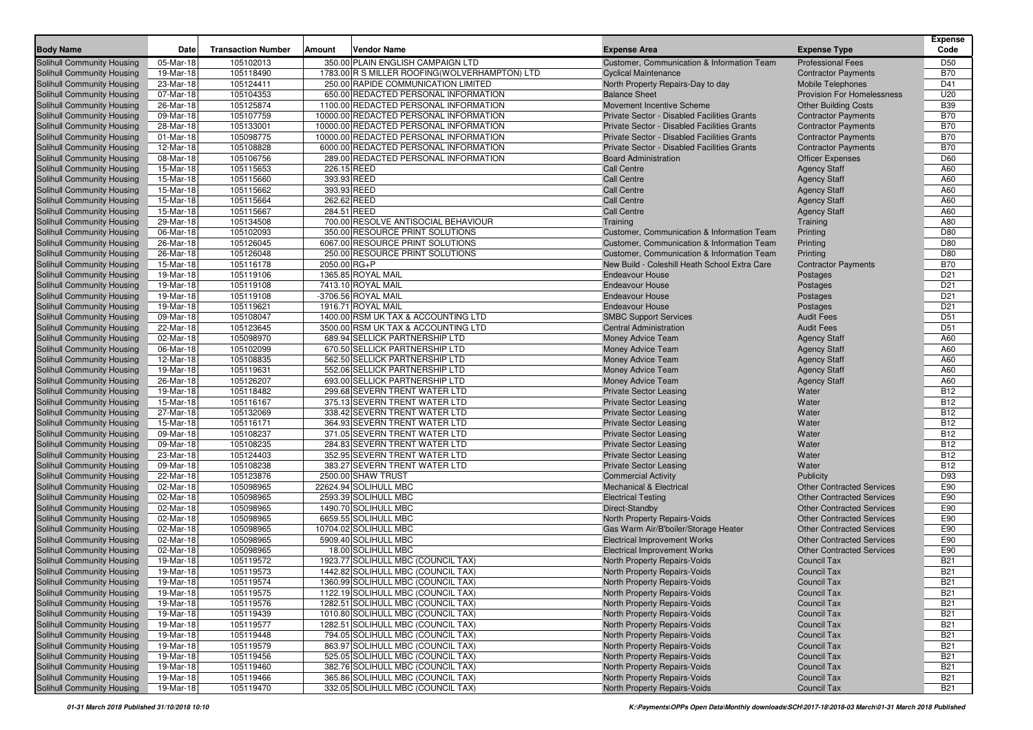| Body Name | Date | Transaction Number | Amount | Vendor Name | Expense Area | Expense Type | Expense Code |
|---|---|---|---|---|---|---|---|
| Solihull Community Housing | 05-Mar-18 | 105102013 | 350.00 | PLAIN ENGLISH CAMPAIGN LTD | Customer, Communication & Information Team | Professional Fees | D50 |
| Solihull Community Housing | 19-Mar-18 | 105118490 | 1783.00 | R S MILLER ROOFING(WOLVERHAMPTON) LTD | Cyclical Maintenance | Contractor Payments | B70 |
| Solihull Community Housing | 23-Mar-18 | 105124411 | 250.00 | RAPIDE COMMUNICATION LIMITED | North Property Repairs-Day to day | Mobile Telephones | D41 |
| Solihull Community Housing | 07-Mar-18 | 105104353 | 650.00 | REDACTED PERSONAL INFORMATION | Balance Sheet | Provision For Homelessness | U20 |
| Solihull Community Housing | 26-Mar-18 | 105125874 | 1100.00 | REDACTED PERSONAL INFORMATION | Movement Incentive Scheme | Other Building Costs | B39 |
| Solihull Community Housing | 09-Mar-18 | 105107759 | 10000.00 | REDACTED PERSONAL INFORMATION | Private Sector - Disabled Facilities Grants | Contractor Payments | B70 |
| Solihull Community Housing | 28-Mar-18 | 105133001 | 10000.00 | REDACTED PERSONAL INFORMATION | Private Sector - Disabled Facilities Grants | Contractor Payments | B70 |
| Solihull Community Housing | 01-Mar-18 | 105098775 | 10000.00 | REDACTED PERSONAL INFORMATION | Private Sector - Disabled Facilities Grants | Contractor Payments | B70 |
| Solihull Community Housing | 12-Mar-18 | 105108828 | 6000.00 | REDACTED PERSONAL INFORMATION | Private Sector - Disabled Facilities Grants | Contractor Payments | B70 |
| Solihull Community Housing | 08-Mar-18 | 105106756 | 289.00 | REDACTED PERSONAL INFORMATION | Board Administration | Officer Expenses | D60 |
| Solihull Community Housing | 15-Mar-18 | 105115653 | 226.15 | REED | Call Centre | Agency Staff | A60 |
| Solihull Community Housing | 15-Mar-18 | 105115660 | 393.93 | REED | Call Centre | Agency Staff | A60 |
| Solihull Community Housing | 15-Mar-18 | 105115662 | 393.93 | REED | Call Centre | Agency Staff | A60 |
| Solihull Community Housing | 15-Mar-18 | 105115664 | 262.62 | REED | Call Centre | Agency Staff | A60 |
| Solihull Community Housing | 15-Mar-18 | 105115667 | 284.51 | REED | Call Centre | Agency Staff | A60 |
| Solihull Community Housing | 29-Mar-18 | 105134508 | 700.00 | RESOLVE ANTISOCIAL BEHAVIOUR | Training | Training | A80 |
| Solihull Community Housing | 06-Mar-18 | 105102093 | 350.00 | RESOURCE PRINT SOLUTIONS | Customer, Communication & Information Team | Printing | D80 |
| Solihull Community Housing | 26-Mar-18 | 105126045 | 6067.00 | RESOURCE PRINT SOLUTIONS | Customer, Communication & Information Team | Printing | D80 |
| Solihull Community Housing | 26-Mar-18 | 105126048 | 250.00 | RESOURCE PRINT SOLUTIONS | Customer, Communication & Information Team | Printing | D80 |
| Solihull Community Housing | 15-Mar-18 | 105116178 | 2050.00 | RG+P | New Build - Coleshill Heath School Extra Care | Contractor Payments | B70 |
| Solihull Community Housing | 19-Mar-18 | 105119106 | 1365.85 | ROYAL MAIL | Endeavour House | Postages | D21 |
| Solihull Community Housing | 19-Mar-18 | 105119108 | 7413.10 | ROYAL MAIL | Endeavour House | Postages | D21 |
| Solihull Community Housing | 19-Mar-18 | 105119108 | -3706.56 | ROYAL MAIL | Endeavour House | Postages | D21 |
| Solihull Community Housing | 19-Mar-18 | 105119621 | 1916.71 | ROYAL MAIL | Endeavour House | Postages | D21 |
| Solihull Community Housing | 09-Mar-18 | 105108047 | 1400.00 | RSM UK TAX & ACCOUNTING LTD | SMBC Support Services | Audit Fees | D51 |
| Solihull Community Housing | 22-Mar-18 | 105123645 | 3500.00 | RSM UK TAX & ACCOUNTING LTD | Central Administration | Audit Fees | D51 |
| Solihull Community Housing | 02-Mar-18 | 105098970 | 689.94 | SELLICK PARTNERSHIP LTD | Money Advice Team | Agency Staff | A60 |
| Solihull Community Housing | 06-Mar-18 | 105102099 | 670.50 | SELLICK PARTNERSHIP LTD | Money Advice Team | Agency Staff | A60 |
| Solihull Community Housing | 12-Mar-18 | 105108835 | 562.50 | SELLICK PARTNERSHIP LTD | Money Advice Team | Agency Staff | A60 |
| Solihull Community Housing | 19-Mar-18 | 105119631 | 552.06 | SELLICK PARTNERSHIP LTD | Money Advice Team | Agency Staff | A60 |
| Solihull Community Housing | 26-Mar-18 | 105126207 | 693.00 | SELLICK PARTNERSHIP LTD | Money Advice Team | Agency Staff | A60 |
| Solihull Community Housing | 19-Mar-18 | 105118482 | 299.68 | SEVERN TRENT WATER LTD | Private Sector Leasing | Water | B12 |
| Solihull Community Housing | 15-Mar-18 | 105116167 | 375.13 | SEVERN TRENT WATER LTD | Private Sector Leasing | Water | B12 |
| Solihull Community Housing | 27-Mar-18 | 105132069 | 338.42 | SEVERN TRENT WATER LTD | Private Sector Leasing | Water | B12 |
| Solihull Community Housing | 15-Mar-18 | 105116171 | 364.93 | SEVERN TRENT WATER LTD | Private Sector Leasing | Water | B12 |
| Solihull Community Housing | 09-Mar-18 | 105108237 | 371.05 | SEVERN TRENT WATER LTD | Private Sector Leasing | Water | B12 |
| Solihull Community Housing | 09-Mar-18 | 105108235 | 284.83 | SEVERN TRENT WATER LTD | Private Sector Leasing | Water | B12 |
| Solihull Community Housing | 23-Mar-18 | 105124403 | 352.95 | SEVERN TRENT WATER LTD | Private Sector Leasing | Water | B12 |
| Solihull Community Housing | 09-Mar-18 | 105108238 | 383.27 | SEVERN TRENT WATER LTD | Private Sector Leasing | Water | B12 |
| Solihull Community Housing | 22-Mar-18 | 105123876 | 2500.00 | SHAW TRUST | Commercial Activity | Publicity | D93 |
| Solihull Community Housing | 02-Mar-18 | 105098965 | 22624.94 | SOLIHULL MBC | Mechanical & Electrical | Other Contracted Services | E90 |
| Solihull Community Housing | 02-Mar-18 | 105098965 | 2593.39 | SOLIHULL MBC | Electrical Testing | Other Contracted Services | E90 |
| Solihull Community Housing | 02-Mar-18 | 105098965 | 1490.70 | SOLIHULL MBC | Direct-Standby | Other Contracted Services | E90 |
| Solihull Community Housing | 02-Mar-18 | 105098965 | 6659.55 | SOLIHULL MBC | North Property Repairs-Voids | Other Contracted Services | E90 |
| Solihull Community Housing | 02-Mar-18 | 105098965 | 10704.02 | SOLIHULL MBC | Gas Warm Air/B'boiler/Storage Heater | Other Contracted Services | E90 |
| Solihull Community Housing | 02-Mar-18 | 105098965 | 5909.40 | SOLIHULL MBC | Electrical Improvement Works | Other Contracted Services | E90 |
| Solihull Community Housing | 02-Mar-18 | 105098965 | 18.00 | SOLIHULL MBC | Electrical Improvement Works | Other Contracted Services | E90 |
| Solihull Community Housing | 19-Mar-18 | 105119572 | 1923.77 | SOLIHULL MBC (COUNCIL TAX) | North Property Repairs-Voids | Council Tax | B21 |
| Solihull Community Housing | 19-Mar-18 | 105119573 | 1442.82 | SOLIHULL MBC (COUNCIL TAX) | North Property Repairs-Voids | Council Tax | B21 |
| Solihull Community Housing | 19-Mar-18 | 105119574 | 1360.99 | SOLIHULL MBC (COUNCIL TAX) | North Property Repairs-Voids | Council Tax | B21 |
| Solihull Community Housing | 19-Mar-18 | 105119575 | 1122.19 | SOLIHULL MBC (COUNCIL TAX) | North Property Repairs-Voids | Council Tax | B21 |
| Solihull Community Housing | 19-Mar-18 | 105119576 | 1282.51 | SOLIHULL MBC (COUNCIL TAX) | North Property Repairs-Voids | Council Tax | B21 |
| Solihull Community Housing | 19-Mar-18 | 105119439 | 1010.80 | SOLIHULL MBC (COUNCIL TAX) | North Property Repairs-Voids | Council Tax | B21 |
| Solihull Community Housing | 19-Mar-18 | 105119577 | 1282.51 | SOLIHULL MBC (COUNCIL TAX) | North Property Repairs-Voids | Council Tax | B21 |
| Solihull Community Housing | 19-Mar-18 | 105119448 | 794.05 | SOLIHULL MBC (COUNCIL TAX) | North Property Repairs-Voids | Council Tax | B21 |
| Solihull Community Housing | 19-Mar-18 | 105119579 | 863.97 | SOLIHULL MBC (COUNCIL TAX) | North Property Repairs-Voids | Council Tax | B21 |
| Solihull Community Housing | 19-Mar-18 | 105119456 | 525.05 | SOLIHULL MBC (COUNCIL TAX) | North Property Repairs-Voids | Council Tax | B21 |
| Solihull Community Housing | 19-Mar-18 | 105119460 | 382.76 | SOLIHULL MBC (COUNCIL TAX) | North Property Repairs-Voids | Council Tax | B21 |
| Solihull Community Housing | 19-Mar-18 | 105119466 | 365.86 | SOLIHULL MBC (COUNCIL TAX) | North Property Repairs-Voids | Council Tax | B21 |
| Solihull Community Housing | 19-Mar-18 | 105119470 | 332.05 | SOLIHULL MBC (COUNCIL TAX) | North Property Repairs-Voids | Council Tax | B21 |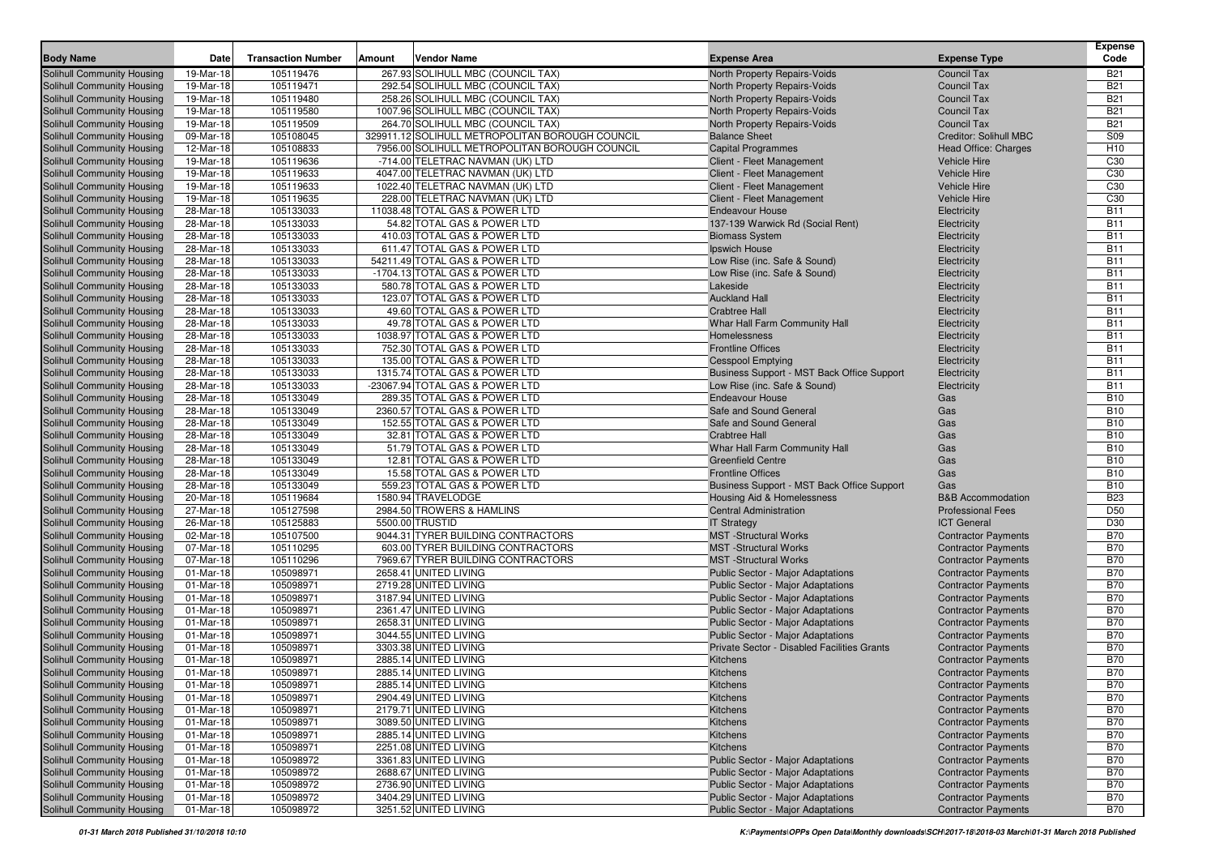| Body Name | Date | Transaction Number | Amount | Vendor Name | Expense Area | Expense Type | Expense Code |
|---|---|---|---|---|---|---|---|
| Solihull Community Housing | 19-Mar-18 | 105119476 | 267.93 | SOLIHULL MBC (COUNCIL TAX) | North Property Repairs-Voids | Council Tax | B21 |
| Solihull Community Housing | 19-Mar-18 | 105119471 | 292.54 | SOLIHULL MBC (COUNCIL TAX) | North Property Repairs-Voids | Council Tax | B21 |
| Solihull Community Housing | 19-Mar-18 | 105119480 | 258.26 | SOLIHULL MBC (COUNCIL TAX) | North Property Repairs-Voids | Council Tax | B21 |
| Solihull Community Housing | 19-Mar-18 | 105119580 | 1007.96 | SOLIHULL MBC (COUNCIL TAX) | North Property Repairs-Voids | Council Tax | B21 |
| Solihull Community Housing | 19-Mar-18 | 105119509 | 264.70 | SOLIHULL MBC (COUNCIL TAX) | North Property Repairs-Voids | Council Tax | B21 |
| Solihull Community Housing | 09-Mar-18 | 105108045 | 329911.12 | SOLIHULL METROPOLITAN BOROUGH COUNCIL | Balance Sheet | Creditor: Solihull MBC | S09 |
| Solihull Community Housing | 12-Mar-18 | 105108833 | 7956.00 | SOLIHULL METROPOLITAN BOROUGH COUNCIL | Capital Programmes | Head Office: Charges | H10 |
| Solihull Community Housing | 19-Mar-18 | 105119636 | -714.00 | TELETRAC NAVMAN (UK) LTD | Client - Fleet Management | Vehicle Hire | C30 |
| Solihull Community Housing | 19-Mar-18 | 105119633 | 4047.00 | TELETRAC NAVMAN (UK) LTD | Client - Fleet Management | Vehicle Hire | C30 |
| Solihull Community Housing | 19-Mar-18 | 105119633 | 1022.40 | TELETRAC NAVMAN (UK) LTD | Client - Fleet Management | Vehicle Hire | C30 |
| Solihull Community Housing | 19-Mar-18 | 105119635 | 228.00 | TELETRAC NAVMAN (UK) LTD | Client - Fleet Management | Vehicle Hire | C30 |
| Solihull Community Housing | 28-Mar-18 | 105133033 | 11038.48 | TOTAL GAS & POWER LTD | Endeavour House | Electricity | B11 |
| Solihull Community Housing | 28-Mar-18 | 105133033 | 54.82 | TOTAL GAS & POWER LTD | 137-139 Warwick Rd (Social Rent) | Electricity | B11 |
| Solihull Community Housing | 28-Mar-18 | 105133033 | 410.03 | TOTAL GAS & POWER LTD | Biomass System | Electricity | B11 |
| Solihull Community Housing | 28-Mar-18 | 105133033 | 611.47 | TOTAL GAS & POWER LTD | Ipswich House | Electricity | B11 |
| Solihull Community Housing | 28-Mar-18 | 105133033 | 54211.49 | TOTAL GAS & POWER LTD | Low Rise (inc. Safe & Sound) | Electricity | B11 |
| Solihull Community Housing | 28-Mar-18 | 105133033 | -1704.13 | TOTAL GAS & POWER LTD | Low Rise (inc. Safe & Sound) | Electricity | B11 |
| Solihull Community Housing | 28-Mar-18 | 105133033 | 580.78 | TOTAL GAS & POWER LTD | Lakeside | Electricity | B11 |
| Solihull Community Housing | 28-Mar-18 | 105133033 | 123.07 | TOTAL GAS & POWER LTD | Auckland Hall | Electricity | B11 |
| Solihull Community Housing | 28-Mar-18 | 105133033 | 49.60 | TOTAL GAS & POWER LTD | Crabtree Hall | Electricity | B11 |
| Solihull Community Housing | 28-Mar-18 | 105133033 | 49.78 | TOTAL GAS & POWER LTD | Whar Hall Farm Community Hall | Electricity | B11 |
| Solihull Community Housing | 28-Mar-18 | 105133033 | 1038.97 | TOTAL GAS & POWER LTD | Homelessness | Electricity | B11 |
| Solihull Community Housing | 28-Mar-18 | 105133033 | 752.30 | TOTAL GAS & POWER LTD | Frontline Offices | Electricity | B11 |
| Solihull Community Housing | 28-Mar-18 | 105133033 | 135.00 | TOTAL GAS & POWER LTD | Cesspool Emptying | Electricity | B11 |
| Solihull Community Housing | 28-Mar-18 | 105133033 | 1315.74 | TOTAL GAS & POWER LTD | Business Support - MST Back Office Support | Electricity | B11 |
| Solihull Community Housing | 28-Mar-18 | 105133033 | -23067.94 | TOTAL GAS & POWER LTD | Low Rise (inc. Safe & Sound) | Electricity | B11 |
| Solihull Community Housing | 28-Mar-18 | 105133049 | 289.35 | TOTAL GAS & POWER LTD | Endeavour House | Gas | B10 |
| Solihull Community Housing | 28-Mar-18 | 105133049 | 2360.57 | TOTAL GAS & POWER LTD | Safe and Sound General | Gas | B10 |
| Solihull Community Housing | 28-Mar-18 | 105133049 | 152.55 | TOTAL GAS & POWER LTD | Safe and Sound General | Gas | B10 |
| Solihull Community Housing | 28-Mar-18 | 105133049 | 32.81 | TOTAL GAS & POWER LTD | Crabtree Hall | Gas | B10 |
| Solihull Community Housing | 28-Mar-18 | 105133049 | 51.79 | TOTAL GAS & POWER LTD | Whar Hall Farm Community Hall | Gas | B10 |
| Solihull Community Housing | 28-Mar-18 | 105133049 | 12.81 | TOTAL GAS & POWER LTD | Greenfield Centre | Gas | B10 |
| Solihull Community Housing | 28-Mar-18 | 105133049 | 15.58 | TOTAL GAS & POWER LTD | Frontline Offices | Gas | B10 |
| Solihull Community Housing | 28-Mar-18 | 105133049 | 559.23 | TOTAL GAS & POWER LTD | Business Support - MST Back Office Support | Gas | B10 |
| Solihull Community Housing | 20-Mar-18 | 105119684 | 1580.94 | TRAVELODGE | Housing Aid & Homelessness | B&B Accommodation | B23 |
| Solihull Community Housing | 27-Mar-18 | 105127598 | 2984.50 | TROWERS & HAMLINS | Central Administration | Professional Fees | D50 |
| Solihull Community Housing | 26-Mar-18 | 105125883 | 5500.00 | TRUSTID | IT Strategy | ICT General | D30 |
| Solihull Community Housing | 02-Mar-18 | 105107500 | 9044.31 | TYRER BUILDING CONTRACTORS | MST -Structural Works | Contractor Payments | B70 |
| Solihull Community Housing | 07-Mar-18 | 105110295 | 603.00 | TYRER BUILDING CONTRACTORS | MST -Structural Works | Contractor Payments | B70 |
| Solihull Community Housing | 07-Mar-18 | 105110296 | 7969.67 | TYRER BUILDING CONTRACTORS | MST -Structural Works | Contractor Payments | B70 |
| Solihull Community Housing | 01-Mar-18 | 105098971 | 2658.41 | UNITED LIVING | Public Sector - Major Adaptations | Contractor Payments | B70 |
| Solihull Community Housing | 01-Mar-18 | 105098971 | 2719.28 | UNITED LIVING | Public Sector - Major Adaptations | Contractor Payments | B70 |
| Solihull Community Housing | 01-Mar-18 | 105098971 | 3187.94 | UNITED LIVING | Public Sector - Major Adaptations | Contractor Payments | B70 |
| Solihull Community Housing | 01-Mar-18 | 105098971 | 2361.47 | UNITED LIVING | Public Sector - Major Adaptations | Contractor Payments | B70 |
| Solihull Community Housing | 01-Mar-18 | 105098971 | 2658.31 | UNITED LIVING | Public Sector - Major Adaptations | Contractor Payments | B70 |
| Solihull Community Housing | 01-Mar-18 | 105098971 | 3044.55 | UNITED LIVING | Public Sector - Major Adaptations | Contractor Payments | B70 |
| Solihull Community Housing | 01-Mar-18 | 105098971 | 3303.38 | UNITED LIVING | Private Sector - Disabled Facilities Grants | Contractor Payments | B70 |
| Solihull Community Housing | 01-Mar-18 | 105098971 | 2885.14 | UNITED LIVING | Kitchens | Contractor Payments | B70 |
| Solihull Community Housing | 01-Mar-18 | 105098971 | 2885.14 | UNITED LIVING | Kitchens | Contractor Payments | B70 |
| Solihull Community Housing | 01-Mar-18 | 105098971 | 2885.14 | UNITED LIVING | Kitchens | Contractor Payments | B70 |
| Solihull Community Housing | 01-Mar-18 | 105098971 | 2904.49 | UNITED LIVING | Kitchens | Contractor Payments | B70 |
| Solihull Community Housing | 01-Mar-18 | 105098971 | 2179.71 | UNITED LIVING | Kitchens | Contractor Payments | B70 |
| Solihull Community Housing | 01-Mar-18 | 105098971 | 3089.50 | UNITED LIVING | Kitchens | Contractor Payments | B70 |
| Solihull Community Housing | 01-Mar-18 | 105098971 | 2885.14 | UNITED LIVING | Kitchens | Contractor Payments | B70 |
| Solihull Community Housing | 01-Mar-18 | 105098971 | 2251.08 | UNITED LIVING | Kitchens | Contractor Payments | B70 |
| Solihull Community Housing | 01-Mar-18 | 105098972 | 3361.83 | UNITED LIVING | Public Sector - Major Adaptations | Contractor Payments | B70 |
| Solihull Community Housing | 01-Mar-18 | 105098972 | 2688.67 | UNITED LIVING | Public Sector - Major Adaptations | Contractor Payments | B70 |
| Solihull Community Housing | 01-Mar-18 | 105098972 | 2736.90 | UNITED LIVING | Public Sector - Major Adaptations | Contractor Payments | B70 |
| Solihull Community Housing | 01-Mar-18 | 105098972 | 3404.29 | UNITED LIVING | Public Sector - Major Adaptations | Contractor Payments | B70 |
| Solihull Community Housing | 01-Mar-18 | 105098972 | 3251.52 | UNITED LIVING | Public Sector - Major Adaptations | Contractor Payments | B70 |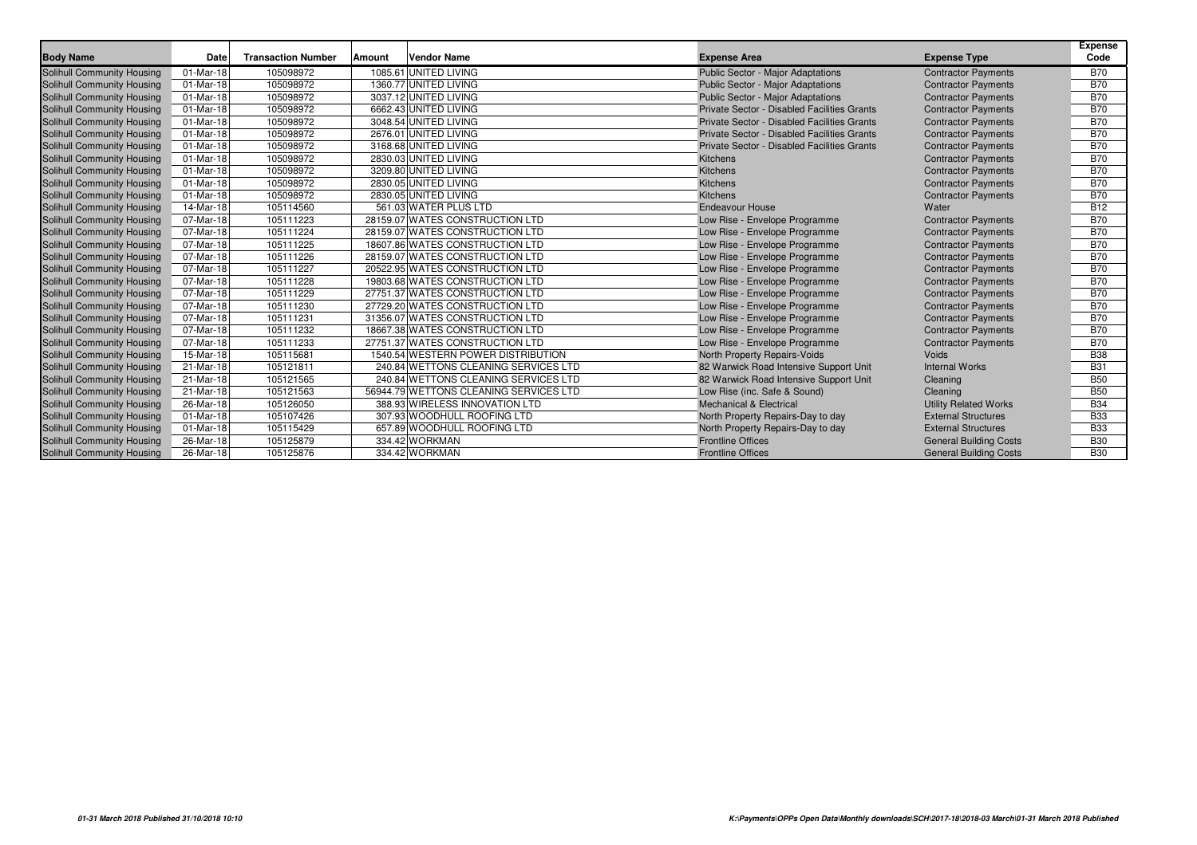| Body Name | Date | Transaction Number | Amount | Vendor Name | Expense Area | Expense Type | Expense Code |
|---|---|---|---|---|---|---|---|
| Solihull Community Housing | 01-Mar-18 | 105098972 | 1085.61 | UNITED LIVING | Public Sector - Major Adaptations | Contractor Payments | B70 |
| Solihull Community Housing | 01-Mar-18 | 105098972 | 1360.77 | UNITED LIVING | Public Sector - Major Adaptations | Contractor Payments | B70 |
| Solihull Community Housing | 01-Mar-18 | 105098972 | 3037.12 | UNITED LIVING | Public Sector - Major Adaptations | Contractor Payments | B70 |
| Solihull Community Housing | 01-Mar-18 | 105098972 | 6662.43 | UNITED LIVING | Private Sector - Disabled Facilities Grants | Contractor Payments | B70 |
| Solihull Community Housing | 01-Mar-18 | 105098972 | 3048.54 | UNITED LIVING | Private Sector - Disabled Facilities Grants | Contractor Payments | B70 |
| Solihull Community Housing | 01-Mar-18 | 105098972 | 2676.01 | UNITED LIVING | Private Sector - Disabled Facilities Grants | Contractor Payments | B70 |
| Solihull Community Housing | 01-Mar-18 | 105098972 | 3168.68 | UNITED LIVING | Private Sector - Disabled Facilities Grants | Contractor Payments | B70 |
| Solihull Community Housing | 01-Mar-18 | 105098972 | 2830.03 | UNITED LIVING | Kitchens | Contractor Payments | B70 |
| Solihull Community Housing | 01-Mar-18 | 105098972 | 3209.80 | UNITED LIVING | Kitchens | Contractor Payments | B70 |
| Solihull Community Housing | 01-Mar-18 | 105098972 | 2830.05 | UNITED LIVING | Kitchens | Contractor Payments | B70 |
| Solihull Community Housing | 01-Mar-18 | 105098972 | 2830.05 | UNITED LIVING | Kitchens | Contractor Payments | B70 |
| Solihull Community Housing | 14-Mar-18 | 105114560 | 561.03 | WATER PLUS LTD | Endeavour House | Water | B12 |
| Solihull Community Housing | 07-Mar-18 | 105111223 | 28159.07 | WATES CONSTRUCTION LTD | Low Rise - Envelope Programme | Contractor Payments | B70 |
| Solihull Community Housing | 07-Mar-18 | 105111224 | 28159.07 | WATES CONSTRUCTION LTD | Low Rise - Envelope Programme | Contractor Payments | B70 |
| Solihull Community Housing | 07-Mar-18 | 105111225 | 18607.86 | WATES CONSTRUCTION LTD | Low Rise - Envelope Programme | Contractor Payments | B70 |
| Solihull Community Housing | 07-Mar-18 | 105111226 | 28159.07 | WATES CONSTRUCTION LTD | Low Rise - Envelope Programme | Contractor Payments | B70 |
| Solihull Community Housing | 07-Mar-18 | 105111227 | 20522.95 | WATES CONSTRUCTION LTD | Low Rise - Envelope Programme | Contractor Payments | B70 |
| Solihull Community Housing | 07-Mar-18 | 105111228 | 19803.68 | WATES CONSTRUCTION LTD | Low Rise - Envelope Programme | Contractor Payments | B70 |
| Solihull Community Housing | 07-Mar-18 | 105111229 | 27751.37 | WATES CONSTRUCTION LTD | Low Rise - Envelope Programme | Contractor Payments | B70 |
| Solihull Community Housing | 07-Mar-18 | 105111230 | 27729.20 | WATES CONSTRUCTION LTD | Low Rise - Envelope Programme | Contractor Payments | B70 |
| Solihull Community Housing | 07-Mar-18 | 105111231 | 31356.07 | WATES CONSTRUCTION LTD | Low Rise - Envelope Programme | Contractor Payments | B70 |
| Solihull Community Housing | 07-Mar-18 | 105111232 | 18667.38 | WATES CONSTRUCTION LTD | Low Rise - Envelope Programme | Contractor Payments | B70 |
| Solihull Community Housing | 07-Mar-18 | 105111233 | 27751.37 | WATES CONSTRUCTION LTD | Low Rise - Envelope Programme | Contractor Payments | B70 |
| Solihull Community Housing | 15-Mar-18 | 105115681 | 1540.54 | WESTERN POWER DISTRIBUTION | North Property Repairs-Voids | Voids | B38 |
| Solihull Community Housing | 21-Mar-18 | 105121811 | 240.84 | WETTONS CLEANING SERVICES LTD | 82 Warwick Road Intensive Support Unit | Internal Works | B31 |
| Solihull Community Housing | 21-Mar-18 | 105121565 | 240.84 | WETTONS CLEANING SERVICES LTD | 82 Warwick Road Intensive Support Unit | Cleaning | B50 |
| Solihull Community Housing | 21-Mar-18 | 105121563 | 56944.79 | WETTONS CLEANING SERVICES LTD | Low Rise (inc. Safe & Sound) | Cleaning | B50 |
| Solihull Community Housing | 26-Mar-18 | 105126050 | 388.93 | WIRELESS INNOVATION LTD | Mechanical & Electrical | Utility Related Works | B34 |
| Solihull Community Housing | 01-Mar-18 | 105107426 | 307.93 | WOODHULL ROOFING LTD | North Property Repairs-Day to day | External Structures | B33 |
| Solihull Community Housing | 01-Mar-18 | 105115429 | 657.89 | WOODHULL ROOFING LTD | North Property Repairs-Day to day | External Structures | B33 |
| Solihull Community Housing | 26-Mar-18 | 105125879 | 334.42 | WORKMAN | Frontline Offices | General Building Costs | B30 |
| Solihull Community Housing | 26-Mar-18 | 105125876 | 334.42 | WORKMAN | Frontline Offices | General Building Costs | B30 |